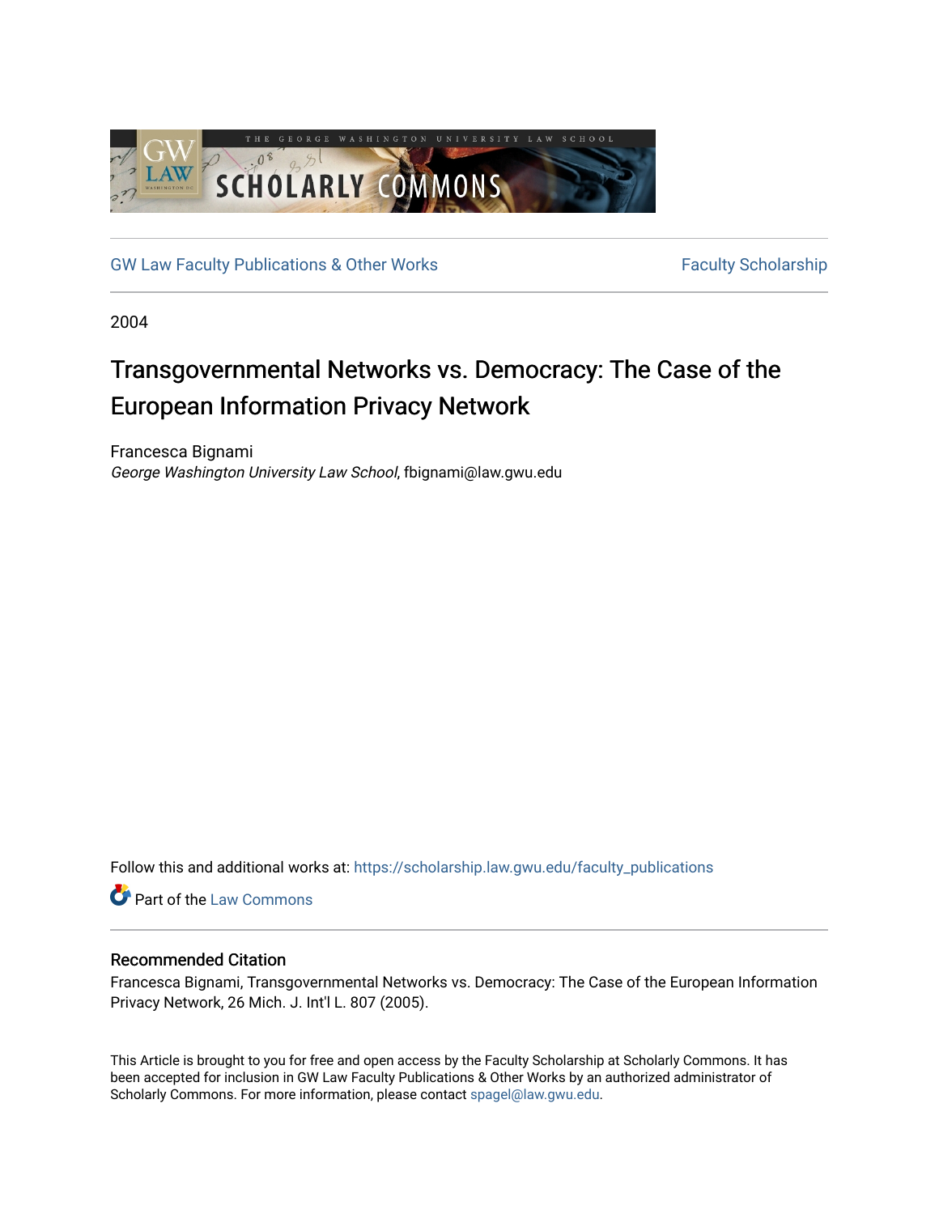GW Law Faculty Publications & Other Works

Faculty Scholarship

2004

# Transgovernmental Networks vs. Democracy: The Case of the European Information Privacy Network

Francesca Bignami
*George Washington University Law School*, fbignami@law.gwu.edu

Follow this and additional works at: https://scholarship.law.gwu.edu/faculty_publications

Part of the Law Commons

## Recommended Citation

Francesca Bignami, Transgovernmental Networks vs. Democracy: The Case of the European Information Privacy Network, 26 Mich. J. Int'l L. 807 (2005).

This Article is brought to you for free and open access by the Faculty Scholarship at Scholarly Commons. It has been accepted for inclusion in GW Law Faculty Publications & Other Works by an authorized administrator of Scholarly Commons. For more information, please contact spagel@law.gwu.edu.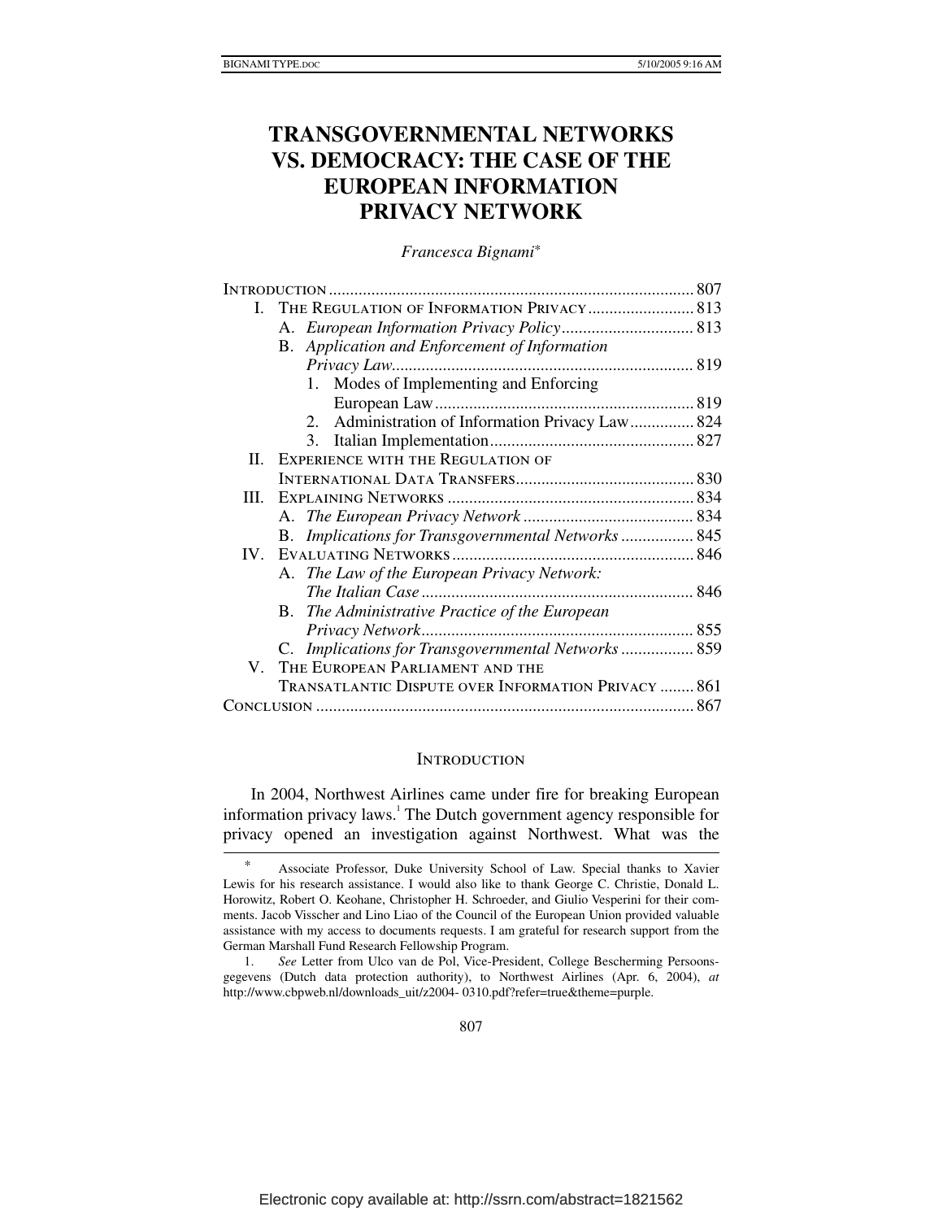# TRANSGOVERNMENTAL NETWORKS VS. DEMOCRACY: THE CASE OF THE EUROPEAN INFORMATION PRIVACY NETWORK

*Francesca Bignami*[*]

| | |
|---|---|
| INTRODUCTION | 807 |
| I. THE REGULATION OF INFORMATION PRIVACY | 813 |
| A. *European Information Privacy Policy* | 813 |
| B. *Application and Enforcement of Information Privacy Law* | 819 |
| 1. Modes of Implementing and Enforcing European Law | 819 |
| 2. Administration of Information Privacy Law | 824 |
| 3. Italian Implementation | 827 |
| II. EXPERIENCE WITH THE REGULATION OF INTERNATIONAL DATA TRANSFERS | 830 |
| III. EXPLAINING NETWORKS | 834 |
| A. *The European Privacy Network* | 834 |
| B. *Implications for Transgovernmental Networks* | 845 |
| IV. EVALUATING NETWORKS | 846 |
| A. *The Law of the European Privacy Network: The Italian Case* | 846 |
| B. *The Administrative Practice of the European Privacy Network* | 855 |
| C. *Implications for Transgovernmental Networks* | 859 |
| V. THE EUROPEAN PARLIAMENT AND THE TRANSATLANTIC DISPUTE OVER INFORMATION PRIVACY | 861 |
| CONCLUSION | 867 |

## INTRODUCTION

In 2004, Northwest Airlines came under fire for breaking European information privacy laws.[1] The Dutch government agency responsible for privacy opened an investigation against Northwest. What was the

---

[*] Associate Professor, Duke University School of Law. Special thanks to Xavier Lewis for his research assistance. I would also like to thank George C. Christie, Donald L. Horowitz, Robert O. Keohane, Christopher H. Schroeder, and Giulio Vesperini for their comments. Jacob Visscher and Lino Liao of the Council of the European Union provided valuable assistance with my access to documents requests. I am grateful for research support from the German Marshall Fund Research Fellowship Program.

1. *See* Letter from Ulco van de Pol, Vice-President, College Bescherming Persoonsgegevens (Dutch data protection authority), to Northwest Airlines (Apr. 6, 2004), *at* http://www.cbpweb.nl/downloads_uit/z2004- 0310.pdf?refer=true&theme=purple.

Electronic copy available at: http://ssrn.com/abstract=1821562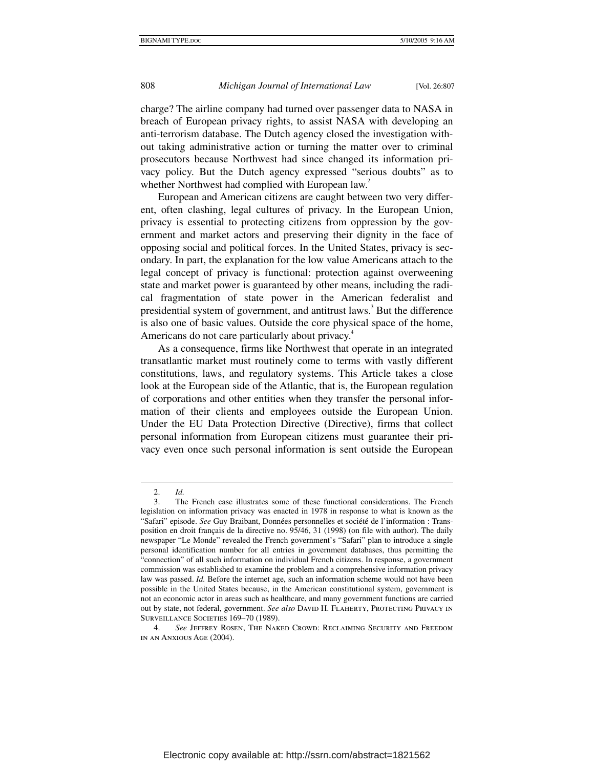charge? The airline company had turned over passenger data to NASA in breach of European privacy rights, to assist NASA with developing an anti-terrorism database. The Dutch agency closed the investigation without taking administrative action or turning the matter over to criminal prosecutors because Northwest had since changed its information privacy policy. But the Dutch agency expressed "serious doubts" as to whether Northwest had complied with European law.[2]

European and American citizens are caught between two very different, often clashing, legal cultures of privacy. In the European Union, privacy is essential to protecting citizens from oppression by the government and market actors and preserving their dignity in the face of opposing social and political forces. In the United States, privacy is secondary. In part, the explanation for the low value Americans attach to the legal concept of privacy is functional: protection against overweening state and market power is guaranteed by other means, including the radical fragmentation of state power in the American federalist and presidential system of government, and antitrust laws.[3] But the difference is also one of basic values. Outside the core physical space of the home, Americans do not care particularly about privacy.[4]

As a consequence, firms like Northwest that operate in an integrated transatlantic market must routinely come to terms with vastly different constitutions, laws, and regulatory systems. This Article takes a close look at the European side of the Atlantic, that is, the European regulation of corporations and other entities when they transfer the personal information of their clients and employees outside the European Union. Under the EU Data Protection Directive (Directive), firms that collect personal information from European citizens must guarantee their privacy even once such personal information is sent outside the European

---

2. *Id.*

3. The French case illustrates some of these functional considerations. The French legislation on information privacy was enacted in 1978 in response to what is known as the "Safari" episode. *See* Guy Braibant, Données personnelles et société de l'information : Transposition en droit français de la directive no. 95/46, 31 (1998) (on file with author). The daily newspaper "Le Monde" revealed the French government's "Safari" plan to introduce a single personal identification number for all entries in government databases, thus permitting the "connection" of all such information on individual French citizens. In response, a government commission was established to examine the problem and a comprehensive information privacy law was passed. *Id.* Before the internet age, such an information scheme would not have been possible in the United States because, in the American constitutional system, government is not an economic actor in areas such as healthcare, and many government functions are carried out by state, not federal, government. *See also* David H. Flaherty, Protecting Privacy in Surveillance Societies 169–70 (1989).

4. *See* Jeffrey Rosen, The Naked Crowd: Reclaiming Security and Freedom in an Anxious Age (2004).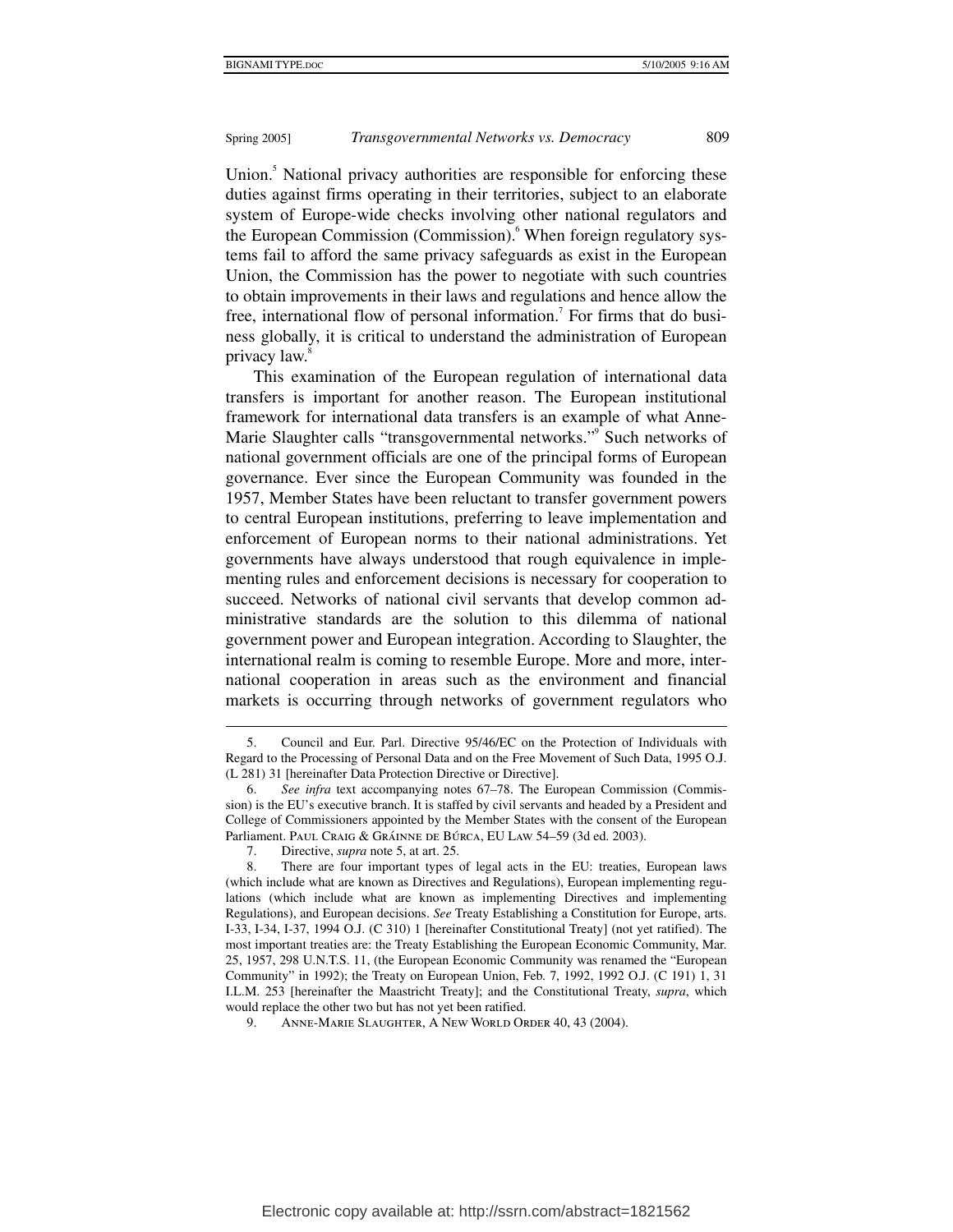Union.[5] National privacy authorities are responsible for enforcing these duties against firms operating in their territories, subject to an elaborate system of Europe-wide checks involving other national regulators and the European Commission (Commission).[6] When foreign regulatory systems fail to afford the same privacy safeguards as exist in the European Union, the Commission has the power to negotiate with such countries to obtain improvements in their laws and regulations and hence allow the free, international flow of personal information.[7] For firms that do business globally, it is critical to understand the administration of European privacy law.[8]

This examination of the European regulation of international data transfers is important for another reason. The European institutional framework for international data transfers is an example of what Anne-Marie Slaughter calls "transgovernmental networks."[9] Such networks of national government officials are one of the principal forms of European governance. Ever since the European Community was founded in the 1957, Member States have been reluctant to transfer government powers to central European institutions, preferring to leave implementation and enforcement of European norms to their national administrations. Yet governments have always understood that rough equivalence in implementing rules and enforcement decisions is necessary for cooperation to succeed. Networks of national civil servants that develop common administrative standards are the solution to this dilemma of national government power and European integration. According to Slaughter, the international realm is coming to resemble Europe. More and more, international cooperation in areas such as the environment and financial markets is occurring through networks of government regulators who

---

5. Council and Eur. Parl. Directive 95/46/EC on the Protection of Individuals with Regard to the Processing of Personal Data and on the Free Movement of Such Data, 1995 O.J. (L 281) 31 [hereinafter Data Protection Directive or Directive].

6. *See infra* text accompanying notes 67–78. The European Commission (Commission) is the EU's executive branch. It is staffed by civil servants and headed by a President and College of Commissioners appointed by the Member States with the consent of the European Parliament. Paul Craig & Gráinne de Búrca, EU Law 54–59 (3d ed. 2003).

7. Directive, *supra* note 5, at art. 25.

8. There are four important types of legal acts in the EU: treaties, European laws (which include what are known as Directives and Regulations), European implementing regulations (which include what are known as implementing Directives and implementing Regulations), and European decisions. *See* Treaty Establishing a Constitution for Europe, arts. I-33, I-34, I-37, 1994 O.J. (C 310) 1 [hereinafter Constitutional Treaty] (not yet ratified). The most important treaties are: the Treaty Establishing the European Economic Community, Mar. 25, 1957, 298 U.N.T.S. 11, (the European Economic Community was renamed the "European Community" in 1992); the Treaty on European Union, Feb. 7, 1992, 1992 O.J. (C 191) 1, 31 I.L.M. 253 [hereinafter the Maastricht Treaty]; and the Constitutional Treaty, *supra*, which would replace the other two but has not yet been ratified.

9. Anne-Marie Slaughter, A New World Order 40, 43 (2004).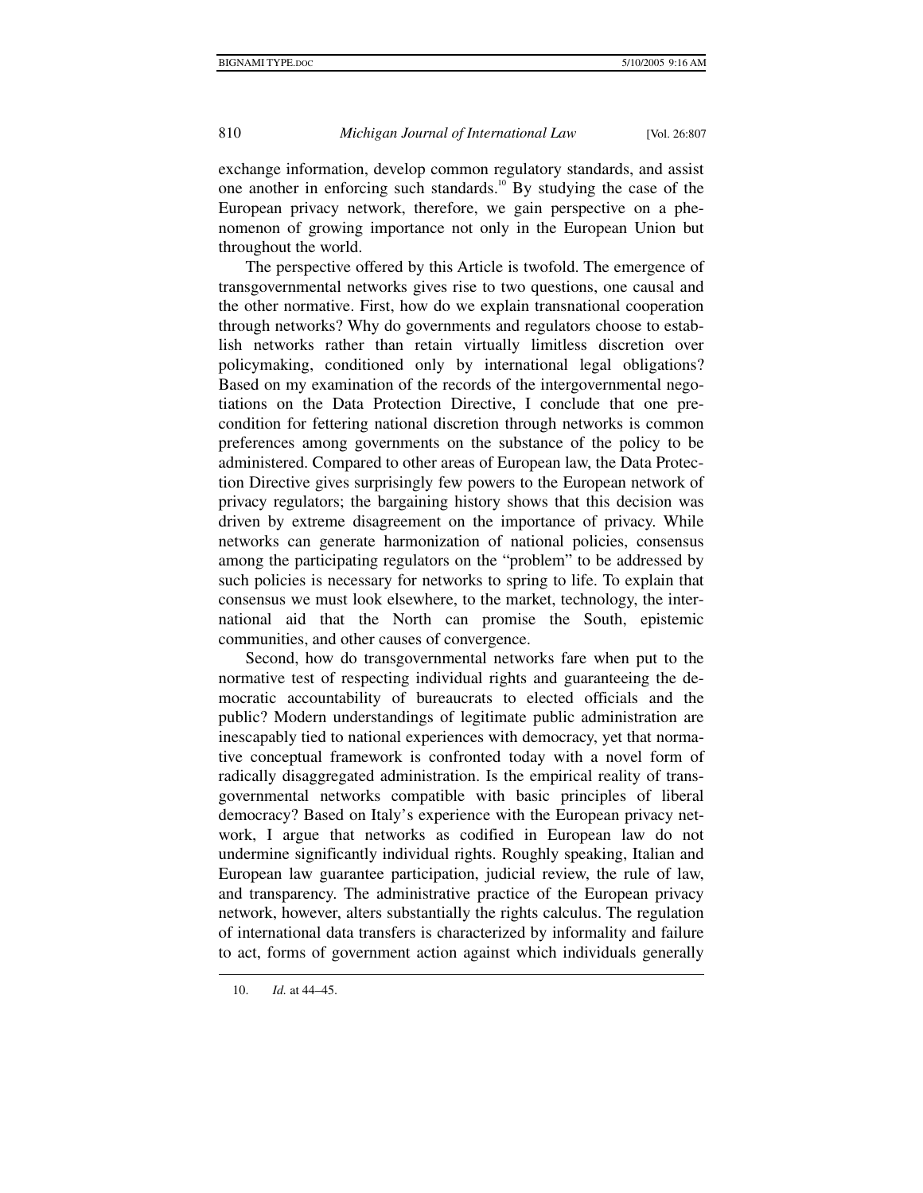exchange information, develop common regulatory standards, and assist one another in enforcing such standards.[10] By studying the case of the European privacy network, therefore, we gain perspective on a phenomenon of growing importance not only in the European Union but throughout the world.

The perspective offered by this Article is twofold. The emergence of transgovernmental networks gives rise to two questions, one causal and the other normative. First, how do we explain transnational cooperation through networks? Why do governments and regulators choose to establish networks rather than retain virtually limitless discretion over policymaking, conditioned only by international legal obligations? Based on my examination of the records of the intergovernmental negotiations on the Data Protection Directive, I conclude that one precondition for fettering national discretion through networks is common preferences among governments on the substance of the policy to be administered. Compared to other areas of European law, the Data Protection Directive gives surprisingly few powers to the European network of privacy regulators; the bargaining history shows that this decision was driven by extreme disagreement on the importance of privacy. While networks can generate harmonization of national policies, consensus among the participating regulators on the "problem" to be addressed by such policies is necessary for networks to spring to life. To explain that consensus we must look elsewhere, to the market, technology, the international aid that the North can promise the South, epistemic communities, and other causes of convergence.

Second, how do transgovernmental networks fare when put to the normative test of respecting individual rights and guaranteeing the democratic accountability of bureaucrats to elected officials and the public? Modern understandings of legitimate public administration are inescapably tied to national experiences with democracy, yet that normative conceptual framework is confronted today with a novel form of radically disaggregated administration. Is the empirical reality of transgovernmental networks compatible with basic principles of liberal democracy? Based on Italy's experience with the European privacy network, I argue that networks as codified in European law do not undermine significantly individual rights. Roughly speaking, Italian and European law guarantee participation, judicial review, the rule of law, and transparency. The administrative practice of the European privacy network, however, alters substantially the rights calculus. The regulation of international data transfers is characterized by informality and failure to act, forms of government action against which individuals generally

---

10. *Id.* at 44–45.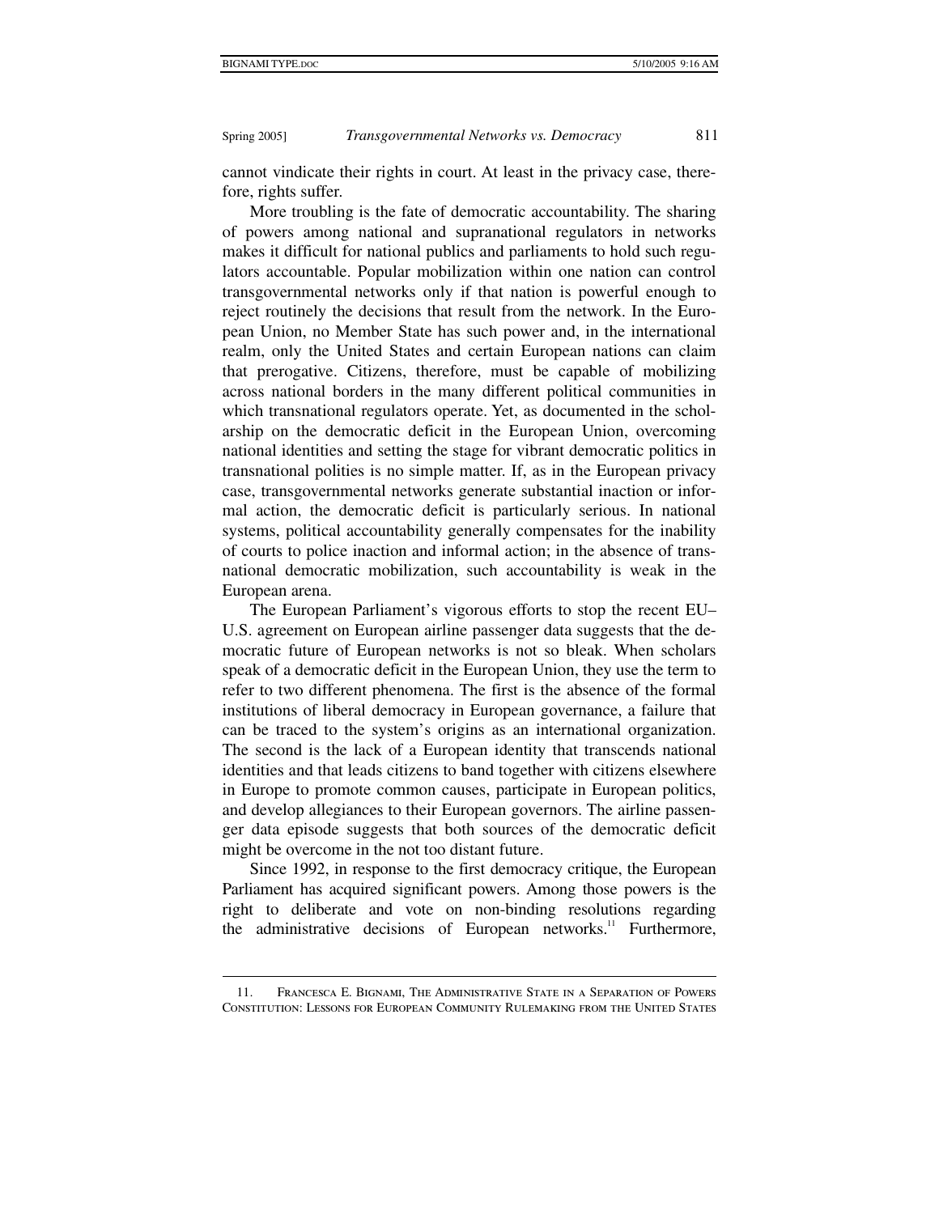cannot vindicate their rights in court. At least in the privacy case, therefore, rights suffer.

More troubling is the fate of democratic accountability. The sharing of powers among national and supranational regulators in networks makes it difficult for national publics and parliaments to hold such regulators accountable. Popular mobilization within one nation can control transgovernmental networks only if that nation is powerful enough to reject routinely the decisions that result from the network. In the European Union, no Member State has such power and, in the international realm, only the United States and certain European nations can claim that prerogative. Citizens, therefore, must be capable of mobilizing across national borders in the many different political communities in which transnational regulators operate. Yet, as documented in the scholarship on the democratic deficit in the European Union, overcoming national identities and setting the stage for vibrant democratic politics in transnational polities is no simple matter. If, as in the European privacy case, transgovernmental networks generate substantial inaction or informal action, the democratic deficit is particularly serious. In national systems, political accountability generally compensates for the inability of courts to police inaction and informal action; in the absence of transnational democratic mobilization, such accountability is weak in the European arena.

The European Parliament's vigorous efforts to stop the recent EU–U.S. agreement on European airline passenger data suggests that the democratic future of European networks is not so bleak. When scholars speak of a democratic deficit in the European Union, they use the term to refer to two different phenomena. The first is the absence of the formal institutions of liberal democracy in European governance, a failure that can be traced to the system's origins as an international organization. The second is the lack of a European identity that transcends national identities and that leads citizens to band together with citizens elsewhere in Europe to promote common causes, participate in European politics, and develop allegiances to their European governors. The airline passenger data episode suggests that both sources of the democratic deficit might be overcome in the not too distant future.

Since 1992, in response to the first democracy critique, the European Parliament has acquired significant powers. Among those powers is the right to deliberate and vote on non-binding resolutions regarding the administrative decisions of European networks.[11] Furthermore,

---

11. Francesca E. Bignami, The Administrative State in a Separation of Powers Constitution: Lessons for European Community Rulemaking from the United States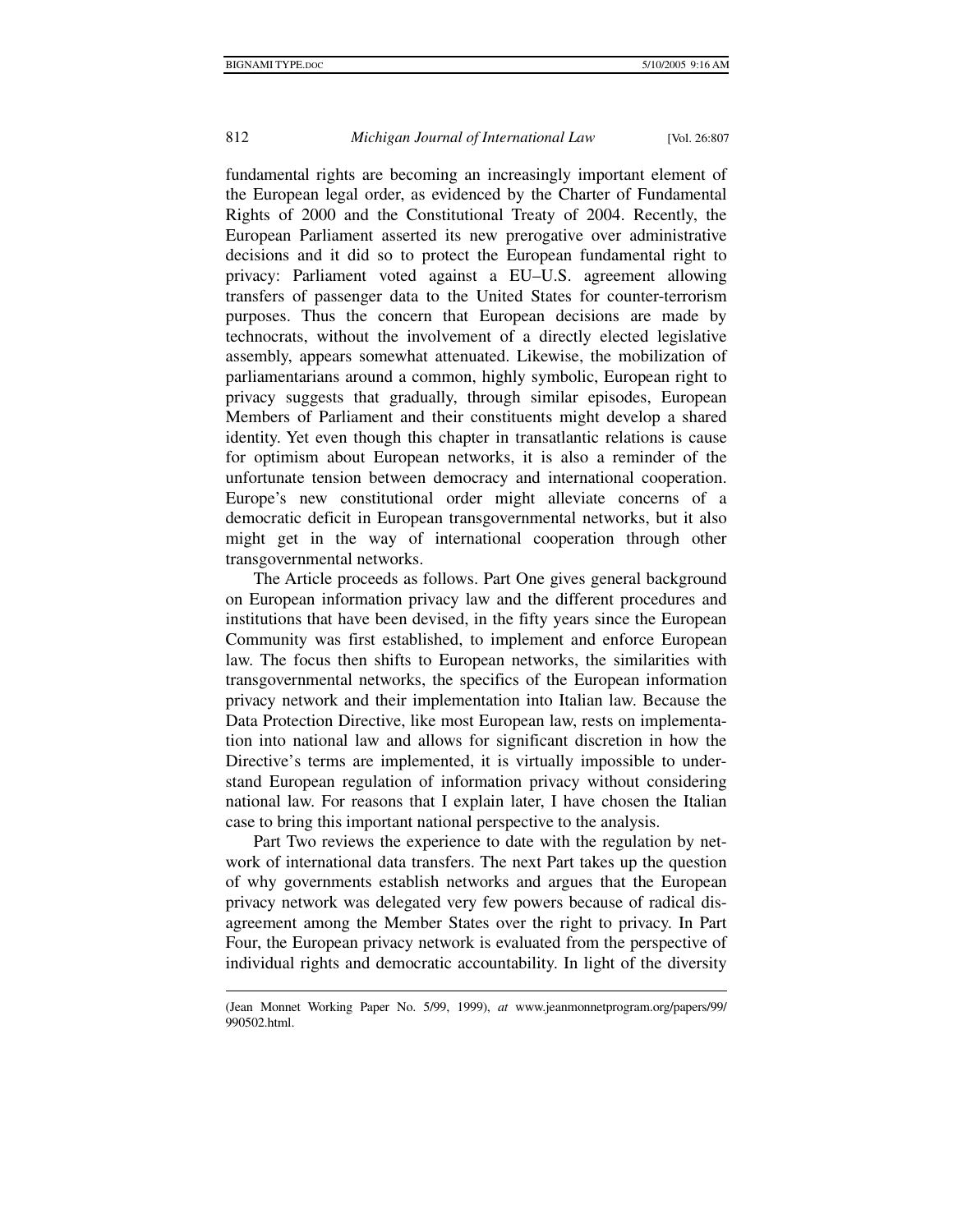fundamental rights are becoming an increasingly important element of the European legal order, as evidenced by the Charter of Fundamental Rights of 2000 and the Constitutional Treaty of 2004. Recently, the European Parliament asserted its new prerogative over administrative decisions and it did so to protect the European fundamental right to privacy: Parliament voted against a EU–U.S. agreement allowing transfers of passenger data to the United States for counter-terrorism purposes. Thus the concern that European decisions are made by technocrats, without the involvement of a directly elected legislative assembly, appears somewhat attenuated. Likewise, the mobilization of parliamentarians around a common, highly symbolic, European right to privacy suggests that gradually, through similar episodes, European Members of Parliament and their constituents might develop a shared identity. Yet even though this chapter in transatlantic relations is cause for optimism about European networks, it is also a reminder of the unfortunate tension between democracy and international cooperation. Europe's new constitutional order might alleviate concerns of a democratic deficit in European transgovernmental networks, but it also might get in the way of international cooperation through other transgovernmental networks.

The Article proceeds as follows. Part One gives general background on European information privacy law and the different procedures and institutions that have been devised, in the fifty years since the European Community was first established, to implement and enforce European law. The focus then shifts to European networks, the similarities with transgovernmental networks, the specifics of the European information privacy network and their implementation into Italian law. Because the Data Protection Directive, like most European law, rests on implementation into national law and allows for significant discretion in how the Directive's terms are implemented, it is virtually impossible to understand European regulation of information privacy without considering national law. For reasons that I explain later, I have chosen the Italian case to bring this important national perspective to the analysis.

Part Two reviews the experience to date with the regulation by network of international data transfers. The next Part takes up the question of why governments establish networks and argues that the European privacy network was delegated very few powers because of radical disagreement among the Member States over the right to privacy. In Part Four, the European privacy network is evaluated from the perspective of individual rights and democratic accountability. In light of the diversity

---

(Jean Monnet Working Paper No. 5/99, 1999), *at* www.jeanmonnetprogram.org/papers/99/990502.html.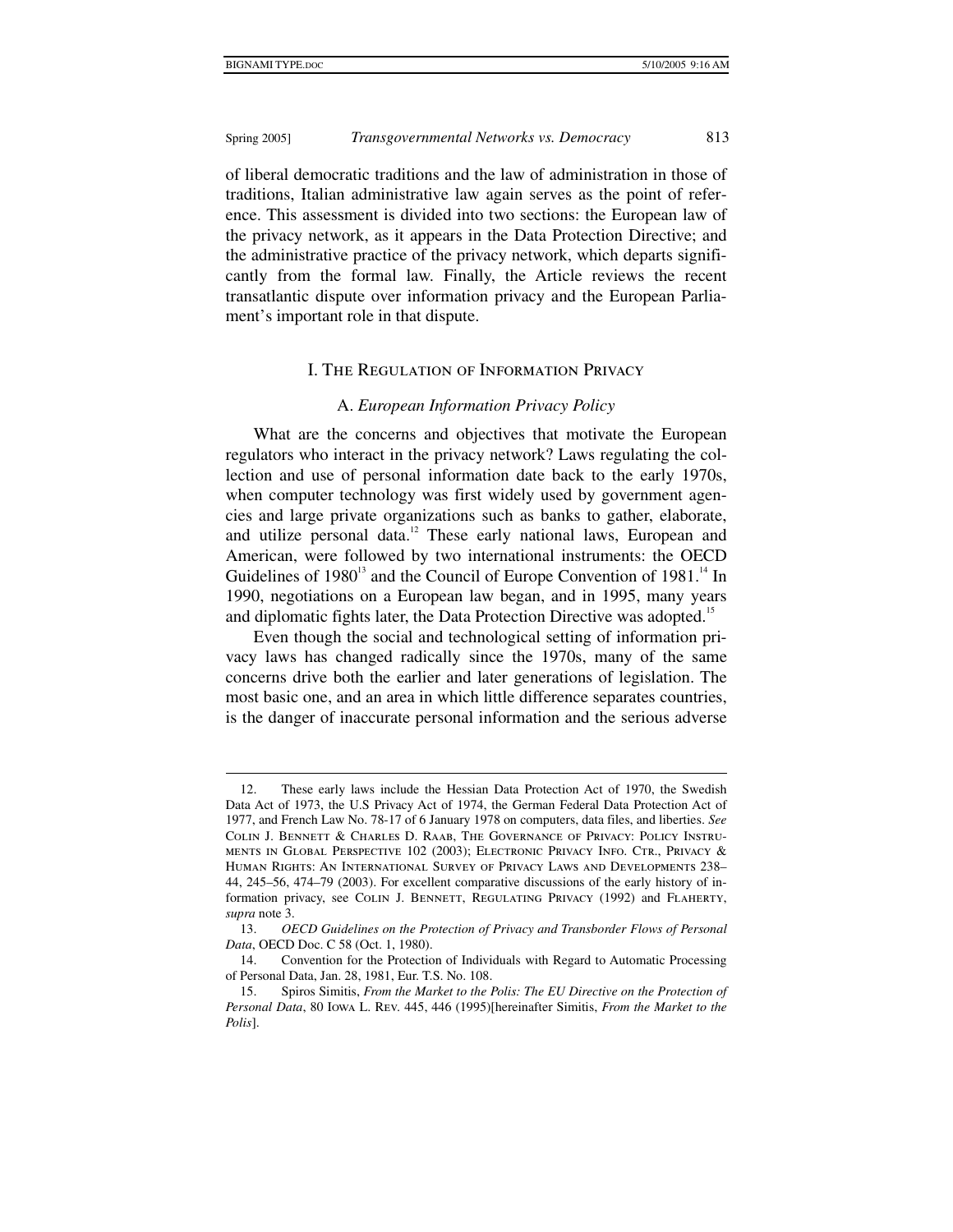of liberal democratic traditions and the law of administration in those of traditions, Italian administrative law again serves as the point of reference. This assessment is divided into two sections: the European law of the privacy network, as it appears in the Data Protection Directive; and the administrative practice of the privacy network, which departs significantly from the formal law. Finally, the Article reviews the recent transatlantic dispute over information privacy and the European Parliament's important role in that dispute.

## I. The Regulation of Information Privacy

### A. *European Information Privacy Policy*

What are the concerns and objectives that motivate the European regulators who interact in the privacy network? Laws regulating the collection and use of personal information date back to the early 1970s, when computer technology was first widely used by government agencies and large private organizations such as banks to gather, elaborate, and utilize personal data.[12] These early national laws, European and American, were followed by two international instruments: the OECD Guidelines of 1980[13] and the Council of Europe Convention of 1981.[14] In 1990, negotiations on a European law began, and in 1995, many years and diplomatic fights later, the Data Protection Directive was adopted.[15]

Even though the social and technological setting of information privacy laws has changed radically since the 1970s, many of the same concerns drive both the earlier and later generations of legislation. The most basic one, and an area in which little difference separates countries, is the danger of inaccurate personal information and the serious adverse

---

12. These early laws include the Hessian Data Protection Act of 1970, the Swedish Data Act of 1973, the U.S Privacy Act of 1974, the German Federal Data Protection Act of 1977, and French Law No. 78-17 of 6 January 1978 on computers, data files, and liberties. *See* Colin J. Bennett & Charles D. Raab, The Governance of Privacy: Policy Instruments in Global Perspective 102 (2003); Electronic Privacy Info. Ctr., Privacy & Human Rights: An International Survey of Privacy Laws and Developments 238–44, 245–56, 474–79 (2003). For excellent comparative discussions of the early history of information privacy, see Colin J. Bennett, Regulating Privacy (1992) and Flaherty, *supra* note 3.

13. *OECD Guidelines on the Protection of Privacy and Transborder Flows of Personal Data*, OECD Doc. C 58 (Oct. 1, 1980).

14. Convention for the Protection of Individuals with Regard to Automatic Processing of Personal Data, Jan. 28, 1981, Eur. T.S. No. 108.

15. Spiros Simitis, *From the Market to the Polis: The EU Directive on the Protection of Personal Data*, 80 Iowa L. Rev. 445, 446 (1995)[hereinafter Simitis, *From the Market to the Polis*].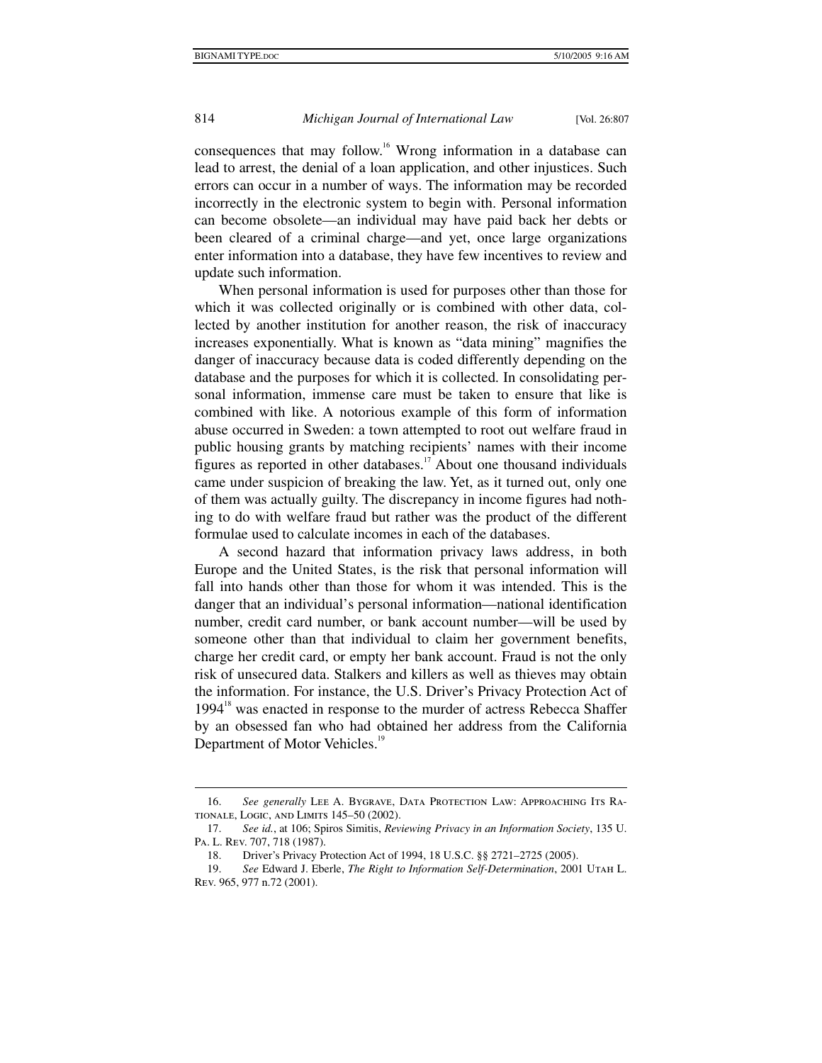consequences that may follow.[16] Wrong information in a database can lead to arrest, the denial of a loan application, and other injustices. Such errors can occur in a number of ways. The information may be recorded incorrectly in the electronic system to begin with. Personal information can become obsolete—an individual may have paid back her debts or been cleared of a criminal charge—and yet, once large organizations enter information into a database, they have few incentives to review and update such information.

When personal information is used for purposes other than those for which it was collected originally or is combined with other data, collected by another institution for another reason, the risk of inaccuracy increases exponentially. What is known as "data mining" magnifies the danger of inaccuracy because data is coded differently depending on the database and the purposes for which it is collected. In consolidating personal information, immense care must be taken to ensure that like is combined with like. A notorious example of this form of information abuse occurred in Sweden: a town attempted to root out welfare fraud in public housing grants by matching recipients' names with their income figures as reported in other databases.[17] About one thousand individuals came under suspicion of breaking the law. Yet, as it turned out, only one of them was actually guilty. The discrepancy in income figures had nothing to do with welfare fraud but rather was the product of the different formulae used to calculate incomes in each of the databases.

A second hazard that information privacy laws address, in both Europe and the United States, is the risk that personal information will fall into hands other than those for whom it was intended. This is the danger that an individual's personal information—national identification number, credit card number, or bank account number—will be used by someone other than that individual to claim her government benefits, charge her credit card, or empty her bank account. Fraud is not the only risk of unsecured data. Stalkers and killers as well as thieves may obtain the information. For instance, the U.S. Driver's Privacy Protection Act of 1994[18] was enacted in response to the murder of actress Rebecca Shaffer by an obsessed fan who had obtained her address from the California Department of Motor Vehicles.[19]

---

16. *See generally* Lee A. Bygrave, Data Protection Law: Approaching Its Rationale, Logic, and Limits 145–50 (2002).

17. *See id.*, at 106; Spiros Simitis, *Reviewing Privacy in an Information Society*, 135 U. Pa. L. Rev. 707, 718 (1987).

18. Driver's Privacy Protection Act of 1994, 18 U.S.C. §§ 2721–2725 (2005).

19. *See* Edward J. Eberle, *The Right to Information Self-Determination*, 2001 Utah L. Rev. 965, 977 n.72 (2001).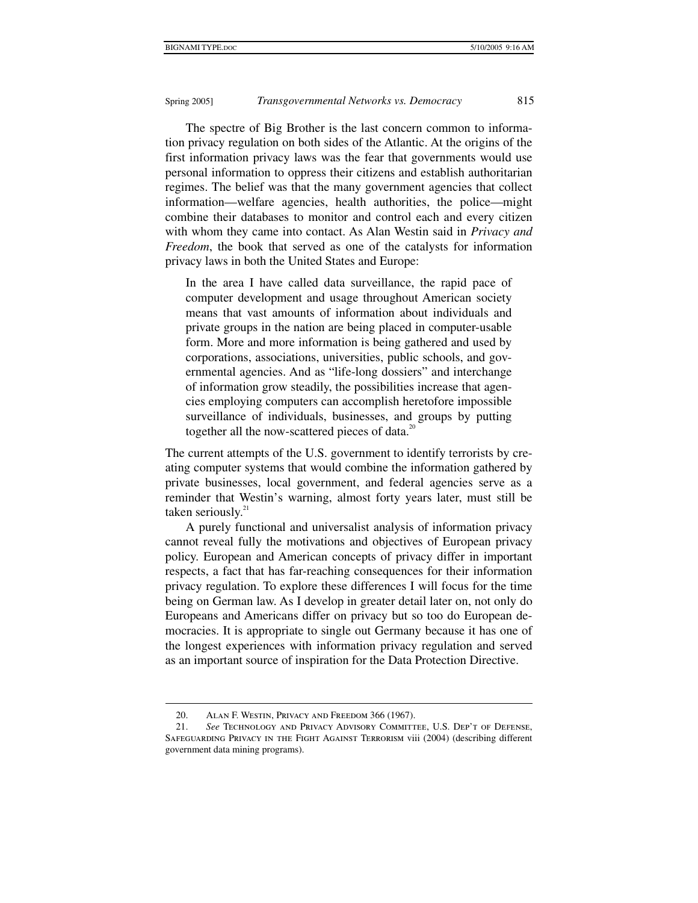The spectre of Big Brother is the last concern common to information privacy regulation on both sides of the Atlantic. At the origins of the first information privacy laws was the fear that governments would use personal information to oppress their citizens and establish authoritarian regimes. The belief was that the many government agencies that collect information—welfare agencies, health authorities, the police—might combine their databases to monitor and control each and every citizen with whom they came into contact. As Alan Westin said in *Privacy and Freedom*, the book that served as one of the catalysts for information privacy laws in both the United States and Europe:

> In the area I have called data surveillance, the rapid pace of computer development and usage throughout American society means that vast amounts of information about individuals and private groups in the nation are being placed in computer-usable form. More and more information is being gathered and used by corporations, associations, universities, public schools, and governmental agencies. And as "life-long dossiers" and interchange of information grow steadily, the possibilities increase that agencies employing computers can accomplish heretofore impossible surveillance of individuals, businesses, and groups by putting together all the now-scattered pieces of data.[20]

The current attempts of the U.S. government to identify terrorists by creating computer systems that would combine the information gathered by private businesses, local government, and federal agencies serve as a reminder that Westin's warning, almost forty years later, must still be taken seriously.[21]

A purely functional and universalist analysis of information privacy cannot reveal fully the motivations and objectives of European privacy policy. European and American concepts of privacy differ in important respects, a fact that has far-reaching consequences for their information privacy regulation. To explore these differences I will focus for the time being on German law. As I develop in greater detail later on, not only do Europeans and Americans differ on privacy but so too do European democracies. It is appropriate to single out Germany because it has one of the longest experiences with information privacy regulation and served as an important source of inspiration for the Data Protection Directive.

---

20. Alan F. Westin, Privacy and Freedom 366 (1967).

21. *See* Technology and Privacy Advisory Committee, U.S. Dep't of Defense, Safeguarding Privacy in the Fight Against Terrorism viii (2004) (describing different government data mining programs).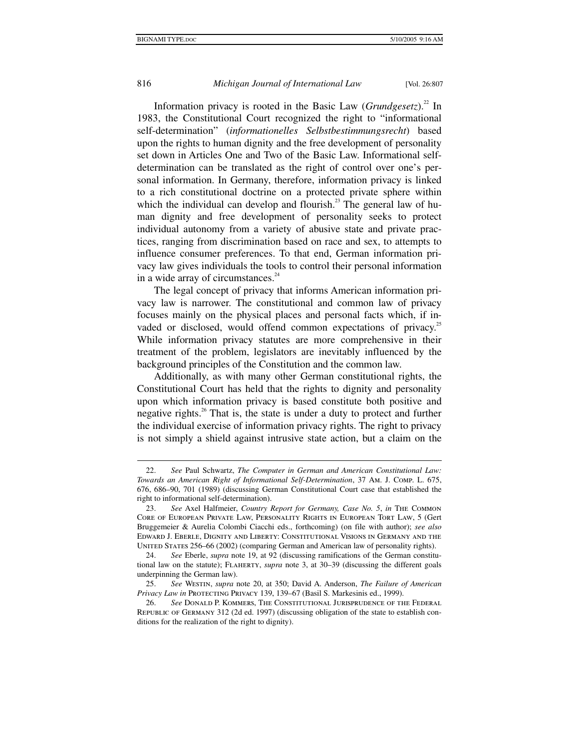Information privacy is rooted in the Basic Law (*Grundgesetz*).[22] In 1983, the Constitutional Court recognized the right to "informational self-determination" (*informationelles Selbstbestimmungsrecht*) based upon the rights to human dignity and the free development of personality set down in Articles One and Two of the Basic Law. Informational self-determination can be translated as the right of control over one's personal information. In Germany, therefore, information privacy is linked to a rich constitutional doctrine on a protected private sphere within which the individual can develop and flourish.[23] The general law of human dignity and free development of personality seeks to protect individual autonomy from a variety of abusive state and private practices, ranging from discrimination based on race and sex, to attempts to influence consumer preferences. To that end, German information privacy law gives individuals the tools to control their personal information in a wide array of circumstances.[24]

The legal concept of privacy that informs American information privacy law is narrower. The constitutional and common law of privacy focuses mainly on the physical places and personal facts which, if invaded or disclosed, would offend common expectations of privacy.[25] While information privacy statutes are more comprehensive in their treatment of the problem, legislators are inevitably influenced by the background principles of the Constitution and the common law.

Additionally, as with many other German constitutional rights, the Constitutional Court has held that the rights to dignity and personality upon which information privacy is based constitute both positive and negative rights.[26] That is, the state is under a duty to protect and further the individual exercise of information privacy rights. The right to privacy is not simply a shield against intrusive state action, but a claim on the

---

22. *See* Paul Schwartz, *The Computer in German and American Constitutional Law: Towards an American Right of Informational Self-Determination*, 37 Am. J. Comp. L. 675, 676, 686–90, 701 (1989) (discussing German Constitutional Court case that established the right to informational self-determination).

23. *See* Axel Halfmeier, *Country Report for Germany, Case No. 5*, *in* The Common Core of European Private Law, Personality Rights in European Tort Law, 5 (Gert Bruggemeier & Aurelia Colombi Ciacchi eds., forthcoming) (on file with author); *see also* Edward J. Eberle, Dignity and Liberty: Constitutional Visions in Germany and the United States 256–66 (2002) (comparing German and American law of personality rights).

24. *See* Eberle, *supra* note 19, at 92 (discussing ramifications of the German constitutional law on the statute); Flaherty, *supra* note 3, at 30–39 (discussing the different goals underpinning the German law).

25. *See* Westin, *supra* note 20, at 350; David A. Anderson, *The Failure of American Privacy Law in* Protecting Privacy 139, 139–67 (Basil S. Markesinis ed., 1999).

26. *See* Donald P. Kommers, The Constitutional Jurisprudence of the Federal Republic of Germany 312 (2d ed. 1997) (discussing obligation of the state to establish conditions for the realization of the right to dignity).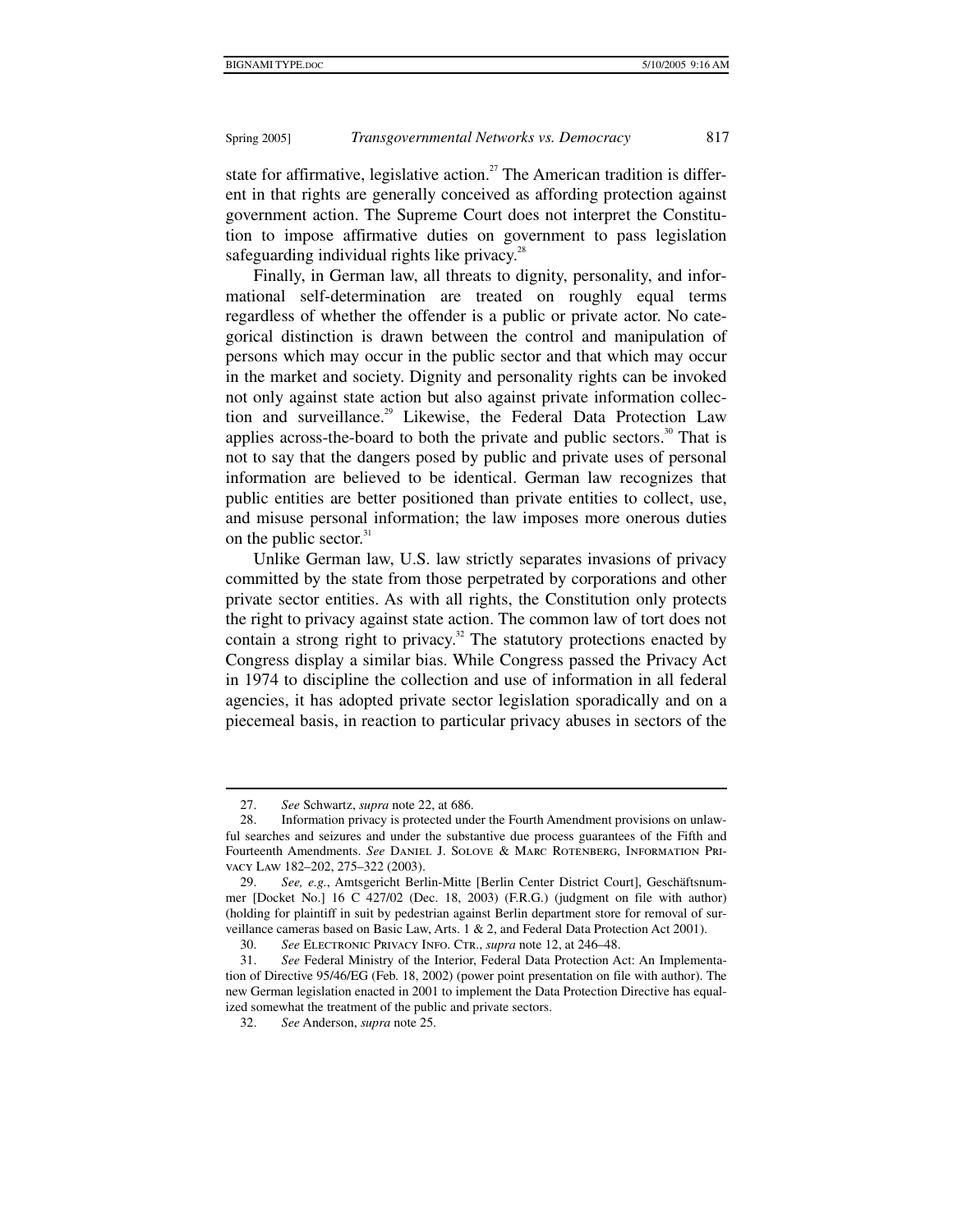state for affirmative, legislative action.[27] The American tradition is different in that rights are generally conceived as affording protection against government action. The Supreme Court does not interpret the Constitution to impose affirmative duties on government to pass legislation safeguarding individual rights like privacy.[28]

Finally, in German law, all threats to dignity, personality, and informational self-determination are treated on roughly equal terms regardless of whether the offender is a public or private actor. No categorical distinction is drawn between the control and manipulation of persons which may occur in the public sector and that which may occur in the market and society. Dignity and personality rights can be invoked not only against state action but also against private information collection and surveillance.[29] Likewise, the Federal Data Protection Law applies across-the-board to both the private and public sectors.[30] That is not to say that the dangers posed by public and private uses of personal information are believed to be identical. German law recognizes that public entities are better positioned than private entities to collect, use, and misuse personal information; the law imposes more onerous duties on the public sector.[31]

Unlike German law, U.S. law strictly separates invasions of privacy committed by the state from those perpetrated by corporations and other private sector entities. As with all rights, the Constitution only protects the right to privacy against state action. The common law of tort does not contain a strong right to privacy.[32] The statutory protections enacted by Congress display a similar bias. While Congress passed the Privacy Act in 1974 to discipline the collection and use of information in all federal agencies, it has adopted private sector legislation sporadically and on a piecemeal basis, in reaction to particular privacy abuses in sectors of the

---

27. *See* Schwartz, *supra* note 22, at 686.

28. Information privacy is protected under the Fourth Amendment provisions on unlawful searches and seizures and under the substantive due process guarantees of the Fifth and Fourteenth Amendments. *See* Daniel J. Solove & Marc Rotenberg, Information Privacy Law 182–202, 275–322 (2003).

29. *See, e.g.*, Amtsgericht Berlin-Mitte [Berlin Center District Court], Geschäftsnummer [Docket No.] 16 C 427/02 (Dec. 18, 2003) (F.R.G.) (judgment on file with author) (holding for plaintiff in suit by pedestrian against Berlin department store for removal of surveillance cameras based on Basic Law, Arts. 1 & 2, and Federal Data Protection Act 2001).

30. *See* Electronic Privacy Info. Ctr., *supra* note 12, at 246–48.

31. *See* Federal Ministry of the Interior, Federal Data Protection Act: An Implementation of Directive 95/46/EG (Feb. 18, 2002) (power point presentation on file with author). The new German legislation enacted in 2001 to implement the Data Protection Directive has equalized somewhat the treatment of the public and private sectors.

32. *See* Anderson, *supra* note 25.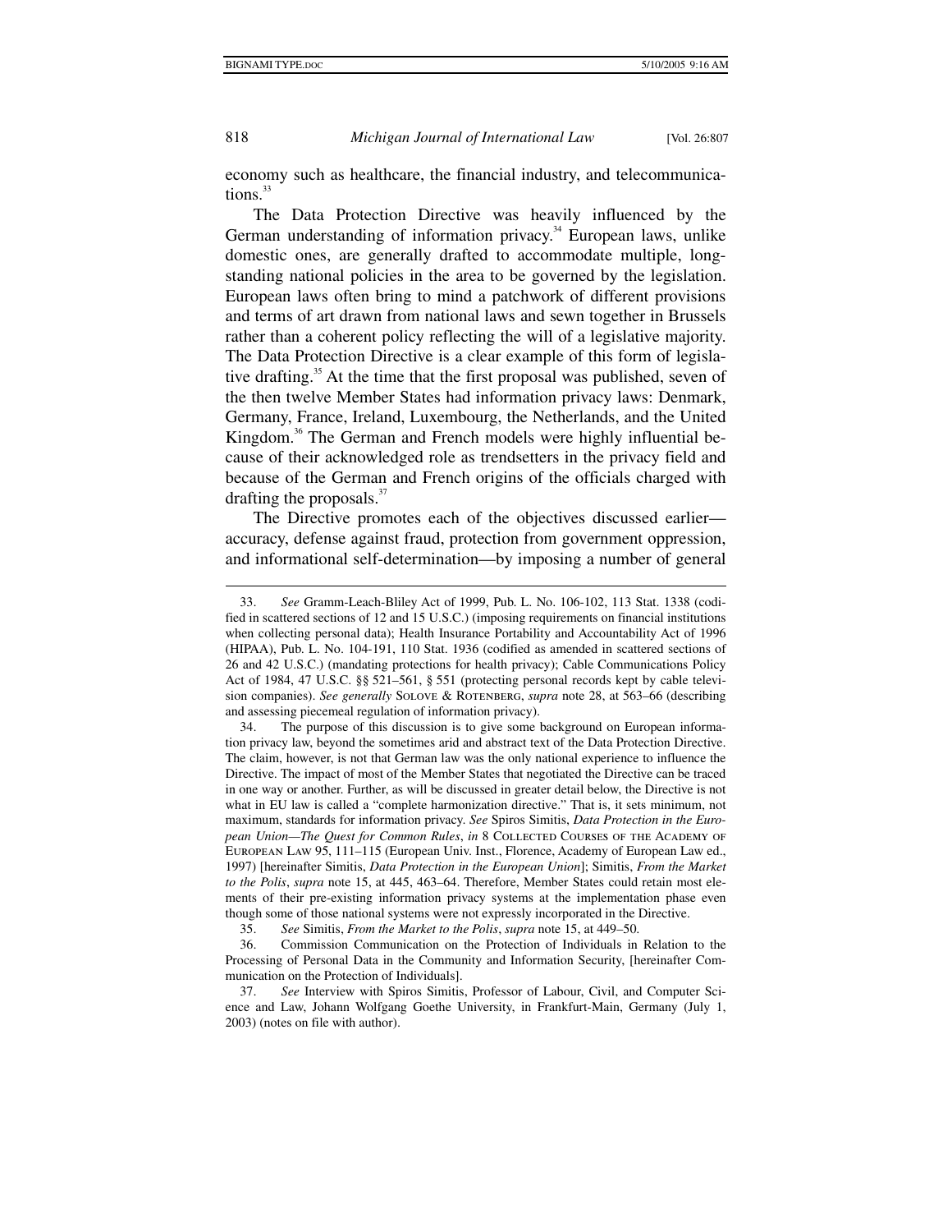economy such as healthcare, the financial industry, and telecommunications.[33]

The Data Protection Directive was heavily influenced by the German understanding of information privacy.[34] European laws, unlike domestic ones, are generally drafted to accommodate multiple, longstanding national policies in the area to be governed by the legislation. European laws often bring to mind a patchwork of different provisions and terms of art drawn from national laws and sewn together in Brussels rather than a coherent policy reflecting the will of a legislative majority. The Data Protection Directive is a clear example of this form of legislative drafting.[35] At the time that the first proposal was published, seven of the then twelve Member States had information privacy laws: Denmark, Germany, France, Ireland, Luxembourg, the Netherlands, and the United Kingdom.[36] The German and French models were highly influential because of their acknowledged role as trendsetters in the privacy field and because of the German and French origins of the officials charged with drafting the proposals.[37]

The Directive promotes each of the objectives discussed earlier—accuracy, defense against fraud, protection from government oppression, and informational self-determination—by imposing a number of general

---

33. *See* Gramm-Leach-Bliley Act of 1999, Pub. L. No. 106-102, 113 Stat. 1338 (codified in scattered sections of 12 and 15 U.S.C.) (imposing requirements on financial institutions when collecting personal data); Health Insurance Portability and Accountability Act of 1996 (HIPAA), Pub. L. No. 104-191, 110 Stat. 1936 (codified as amended in scattered sections of 26 and 42 U.S.C.) (mandating protections for health privacy); Cable Communications Policy Act of 1984, 47 U.S.C. §§ 521–561, § 551 (protecting personal records kept by cable television companies). *See generally* Solove & Rotenberg, *supra* note 28, at 563–66 (describing and assessing piecemeal regulation of information privacy).

34. The purpose of this discussion is to give some background on European information privacy law, beyond the sometimes arid and abstract text of the Data Protection Directive. The claim, however, is not that German law was the only national experience to influence the Directive. The impact of most of the Member States that negotiated the Directive can be traced in one way or another. Further, as will be discussed in greater detail below, the Directive is not what in EU law is called a "complete harmonization directive." That is, it sets minimum, not maximum, standards for information privacy. *See* Spiros Simitis, *Data Protection in the European Union—The Quest for Common Rules*, *in* 8 Collected Courses of the Academy of European Law 95, 111–115 (European Univ. Inst., Florence, Academy of European Law ed., 1997) [hereinafter Simitis, *Data Protection in the European Union*]; Simitis, *From the Market to the Polis*, *supra* note 15, at 445, 463–64. Therefore, Member States could retain most elements of their pre-existing information privacy systems at the implementation phase even though some of those national systems were not expressly incorporated in the Directive.

35. *See* Simitis, *From the Market to the Polis*, *supra* note 15, at 449–50.

36. Commission Communication on the Protection of Individuals in Relation to the Processing of Personal Data in the Community and Information Security, [hereinafter Communication on the Protection of Individuals].

37. *See* Interview with Spiros Simitis, Professor of Labour, Civil, and Computer Science and Law, Johann Wolfgang Goethe University, in Frankfurt-Main, Germany (July 1, 2003) (notes on file with author).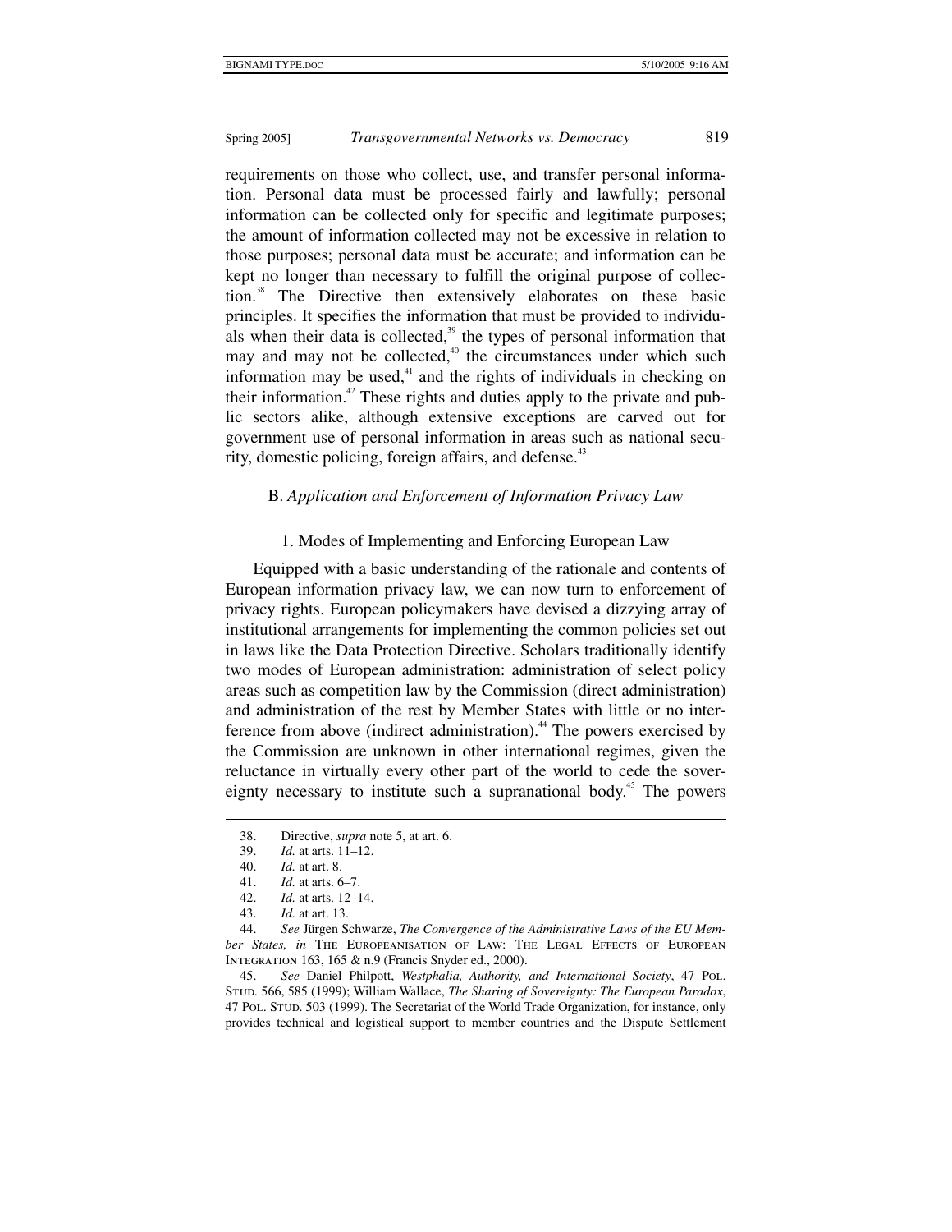requirements on those who collect, use, and transfer personal information. Personal data must be processed fairly and lawfully; personal information can be collected only for specific and legitimate purposes; the amount of information collected may not be excessive in relation to those purposes; personal data must be accurate; and information can be kept no longer than necessary to fulfill the original purpose of collection.[38] The Directive then extensively elaborates on these basic principles. It specifies the information that must be provided to individuals when their data is collected,[39] the types of personal information that may and may not be collected,[40] the circumstances under which such information may be used,[41] and the rights of individuals in checking on their information.[42] These rights and duties apply to the private and public sectors alike, although extensive exceptions are carved out for government use of personal information in areas such as national security, domestic policing, foreign affairs, and defense.[43]

### B. *Application and Enforcement of Information Privacy Law*

#### 1. Modes of Implementing and Enforcing European Law

Equipped with a basic understanding of the rationale and contents of European information privacy law, we can now turn to enforcement of privacy rights. European policymakers have devised a dizzying array of institutional arrangements for implementing the common policies set out in laws like the Data Protection Directive. Scholars traditionally identify two modes of European administration: administration of select policy areas such as competition law by the Commission (direct administration) and administration of the rest by Member States with little or no interference from above (indirect administration).[44] The powers exercised by the Commission are unknown in other international regimes, given the reluctance in virtually every other part of the world to cede the sovereignty necessary to institute such a supranational body.[45] The powers

---

38. Directive, *supra* note 5, at art. 6.

39. *Id.* at arts. 11–12.

40. *Id.* at art. 8.

41. *Id.* at arts. 6–7.

42. *Id.* at arts. 12–14.

43. *Id.* at art. 13.

44. *See* Jürgen Schwarze, *The Convergence of the Administrative Laws of the EU Member States, in* THE EUROPEANISATION OF LAW: THE LEGAL EFFECTS OF EUROPEAN INTEGRATION 163, 165 & n.9 (Francis Snyder ed., 2000).

45. *See* Daniel Philpott, *Westphalia, Authority, and International Society*, 47 POL. STUD. 566, 585 (1999); William Wallace, *The Sharing of Sovereignty: The European Paradox*, 47 POL. STUD. 503 (1999). The Secretariat of the World Trade Organization, for instance, only provides technical and logistical support to member countries and the Dispute Settlement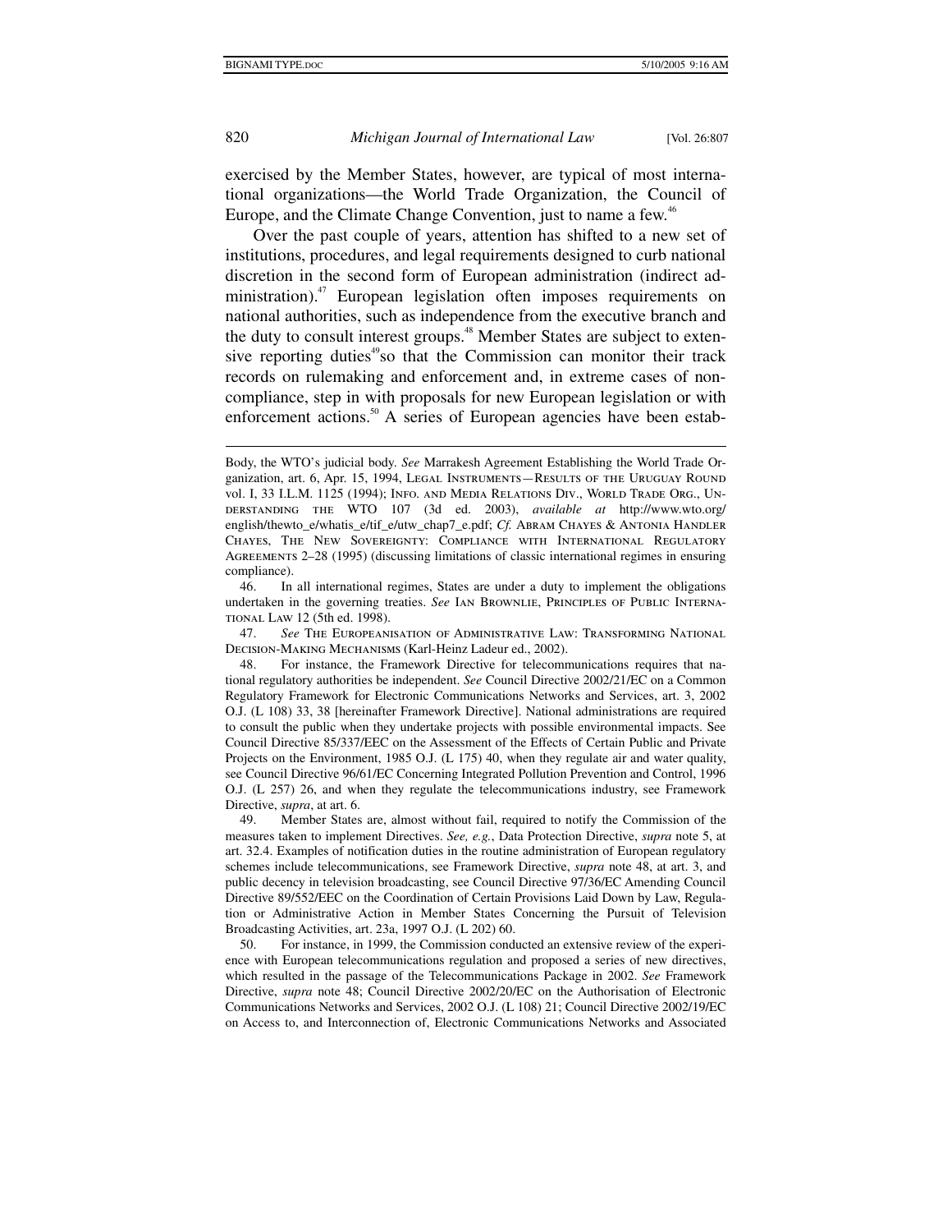exercised by the Member States, however, are typical of most international organizations—the World Trade Organization, the Council of Europe, and the Climate Change Convention, just to name a few.[46]

Over the past couple of years, attention has shifted to a new set of institutions, procedures, and legal requirements designed to curb national discretion in the second form of European administration (indirect administration).[47] European legislation often imposes requirements on national authorities, such as independence from the executive branch and the duty to consult interest groups.[48] Member States are subject to extensive reporting duties[49] so that the Commission can monitor their track records on rulemaking and enforcement and, in extreme cases of noncompliance, step in with proposals for new European legislation or with enforcement actions.[50] A series of European agencies have been estab-

---

Body, the WTO's judicial body. *See* Marrakesh Agreement Establishing the World Trade Organization, art. 6, Apr. 15, 1994, Legal Instruments—Results of the Uruguay Round vol. I, 33 I.L.M. 1125 (1994); Info. and Media Relations Div., World Trade Org., Understanding the WTO 107 (3d ed. 2003), *available at* http://www.wto.org/english/thewto_e/whatis_e/tif_e/utw_chap7_e.pdf; *Cf.* Abram Chayes & Antonia Handler Chayes, The New Sovereignty: Compliance with International Regulatory Agreements 2–28 (1995) (discussing limitations of classic international regimes in ensuring compliance).

46. In all international regimes, States are under a duty to implement the obligations undertaken in the governing treaties. *See* Ian Brownlie, Principles of Public International Law 12 (5th ed. 1998).

47. *See* The Europeanisation of Administrative Law: Transforming National Decision-Making Mechanisms (Karl-Heinz Ladeur ed., 2002).

48. For instance, the Framework Directive for telecommunications requires that national regulatory authorities be independent. *See* Council Directive 2002/21/EC on a Common Regulatory Framework for Electronic Communications Networks and Services, art. 3, 2002 O.J. (L 108) 33, 38 [hereinafter Framework Directive]. National administrations are required to consult the public when they undertake projects with possible environmental impacts. See Council Directive 85/337/EEC on the Assessment of the Effects of Certain Public and Private Projects on the Environment, 1985 O.J. (L 175) 40, when they regulate air and water quality, see Council Directive 96/61/EC Concerning Integrated Pollution Prevention and Control, 1996 O.J. (L 257) 26, and when they regulate the telecommunications industry, see Framework Directive, *supra*, at art. 6.

49. Member States are, almost without fail, required to notify the Commission of the measures taken to implement Directives. *See, e.g.*, Data Protection Directive, *supra* note 5, at art. 32.4. Examples of notification duties in the routine administration of European regulatory schemes include telecommunications, see Framework Directive, *supra* note 48, at art. 3, and public decency in television broadcasting, see Council Directive 97/36/EC Amending Council Directive 89/552/EEC on the Coordination of Certain Provisions Laid Down by Law, Regulation or Administrative Action in Member States Concerning the Pursuit of Television Broadcasting Activities, art. 23a, 1997 O.J. (L 202) 60.

50. For instance, in 1999, the Commission conducted an extensive review of the experience with European telecommunications regulation and proposed a series of new directives, which resulted in the passage of the Telecommunications Package in 2002. *See* Framework Directive, *supra* note 48; Council Directive 2002/20/EC on the Authorisation of Electronic Communications Networks and Services, 2002 O.J. (L 108) 21; Council Directive 2002/19/EC on Access to, and Interconnection of, Electronic Communications Networks and Associated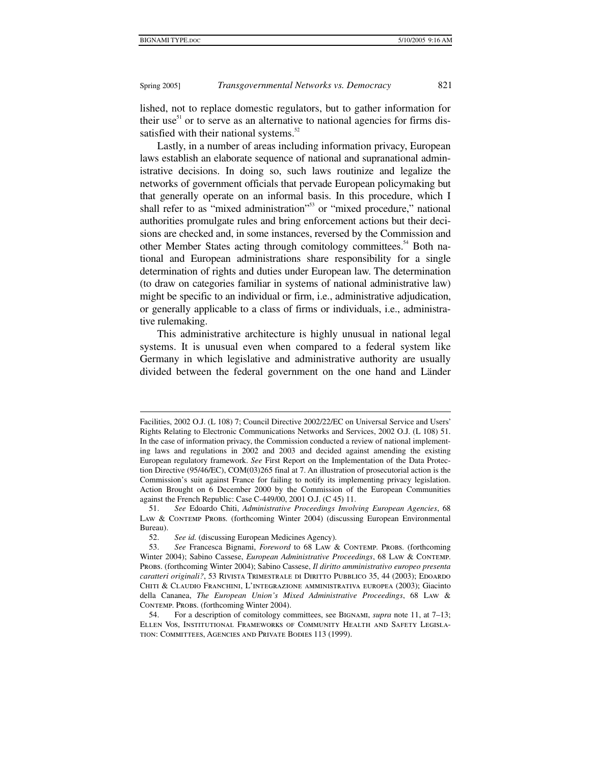lished, not to replace domestic regulators, but to gather information for their use[51] or to serve as an alternative to national agencies for firms dissatisfied with their national systems.[52]

Lastly, in a number of areas including information privacy, European laws establish an elaborate sequence of national and supranational administrative decisions. In doing so, such laws routinize and legalize the networks of government officials that pervade European policymaking but that generally operate on an informal basis. In this procedure, which I shall refer to as "mixed administration"[53] or "mixed procedure," national authorities promulgate rules and bring enforcement actions but their decisions are checked and, in some instances, reversed by the Commission and other Member States acting through comitology committees.[54] Both national and European administrations share responsibility for a single determination of rights and duties under European law. The determination (to draw on categories familiar in systems of national administrative law) might be specific to an individual or firm, i.e., administrative adjudication, or generally applicable to a class of firms or individuals, i.e., administrative rulemaking.

This administrative architecture is highly unusual in national legal systems. It is unusual even when compared to a federal system like Germany in which legislative and administrative authority are usually divided between the federal government on the one hand and Länder

---

Facilities, 2002 O.J. (L 108) 7; Council Directive 2002/22/EC on Universal Service and Users' Rights Relating to Electronic Communications Networks and Services, 2002 O.J. (L 108) 51. In the case of information privacy, the Commission conducted a review of national implementing laws and regulations in 2002 and 2003 and decided against amending the existing European regulatory framework. *See* First Report on the Implementation of the Data Protection Directive (95/46/EC), COM(03)265 final at 7. An illustration of prosecutorial action is the Commission's suit against France for failing to notify its implementing privacy legislation. Action Brought on 6 December 2000 by the Commission of the European Communities against the French Republic: Case C-449/00, 2001 O.J. (C 45) 11.

51. *See* Edoardo Chiti, *Administrative Proceedings Involving European Agencies*, 68 LAW & CONTEMP PROBS. (forthcoming Winter 2004) (discussing European Environmental Bureau).

52. *See id.* (discussing European Medicines Agency).

53. *See* Francesca Bignami, *Foreword* to 68 LAW & CONTEMP. PROBS. (forthcoming Winter 2004); Sabino Cassese, *European Administrative Proceedings*, 68 LAW & CONTEMP. PROBS. (forthcoming Winter 2004); Sabino Cassese, *Il diritto amministrativo europeo presenta caratteri originali?*, 53 RIVISTA TRIMESTRALE DI DIRITTO PUBBLICO 35, 44 (2003); EDOARDO CHITI & CLAUDIO FRANCHINI, L'INTEGRAZIONE AMMINISTRATIVA EUROPEA (2003); Giacinto della Cananea, *The European Union's Mixed Administrative Proceedings*, 68 LAW & CONTEMP. PROBS. (forthcoming Winter 2004).

54. For a description of comitology committees, see BIGNAMI, *supra* note 11, at 7–13; ELLEN VOS, INSTITUTIONAL FRAMEWORKS OF COMMUNITY HEALTH AND SAFETY LEGISLATION: COMMITTEES, AGENCIES AND PRIVATE BODIES 113 (1999).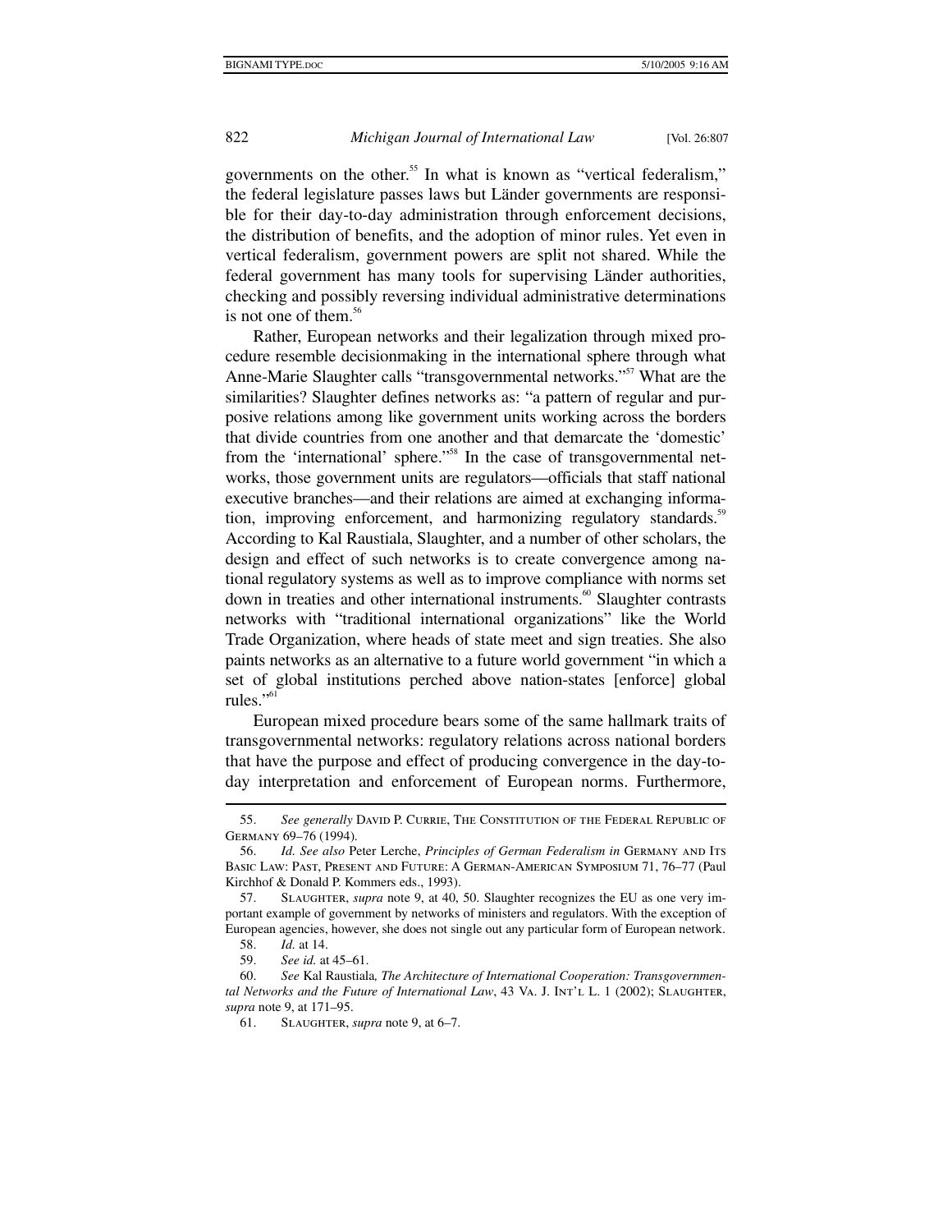governments on the other.[55] In what is known as "vertical federalism," the federal legislature passes laws but Länder governments are responsible for their day-to-day administration through enforcement decisions, the distribution of benefits, and the adoption of minor rules. Yet even in vertical federalism, government powers are split not shared. While the federal government has many tools for supervising Länder authorities, checking and possibly reversing individual administrative determinations is not one of them.[56]

Rather, European networks and their legalization through mixed procedure resemble decisionmaking in the international sphere through what Anne-Marie Slaughter calls "transgovernmental networks."[57] What are the similarities? Slaughter defines networks as: "a pattern of regular and purposive relations among like government units working across the borders that divide countries from one another and that demarcate the 'domestic' from the 'international' sphere."[58] In the case of transgovernmental networks, those government units are regulators—officials that staff national executive branches—and their relations are aimed at exchanging information, improving enforcement, and harmonizing regulatory standards.[59] According to Kal Raustiala, Slaughter, and a number of other scholars, the design and effect of such networks is to create convergence among national regulatory systems as well as to improve compliance with norms set down in treaties and other international instruments.[60] Slaughter contrasts networks with "traditional international organizations" like the World Trade Organization, where heads of state meet and sign treaties. She also paints networks as an alternative to a future world government "in which a set of global institutions perched above nation-states [enforce] global rules."[61]

European mixed procedure bears some of the same hallmark traits of transgovernmental networks: regulatory relations across national borders that have the purpose and effect of producing convergence in the day-to-day interpretation and enforcement of European norms. Furthermore,

---

55. *See generally* David P. Currie, The Constitution of the Federal Republic of Germany 69–76 (1994).

56. *Id. See also* Peter Lerche, *Principles of German Federalism in* Germany and Its Basic Law: Past, Present and Future: A German-American Symposium 71, 76–77 (Paul Kirchhof & Donald P. Kommers eds., 1993).

57. Slaughter, *supra* note 9, at 40, 50. Slaughter recognizes the EU as one very important example of government by networks of ministers and regulators. With the exception of European agencies, however, she does not single out any particular form of European network.

58. *Id.* at 14.

59. *See id.* at 45–61.

60. *See* Kal Raustiala, *The Architecture of International Cooperation: Transgovernmental Networks and the Future of International Law*, 43 Va. J. Int'l L. 1 (2002); Slaughter, *supra* note 9, at 171–95.

61. Slaughter, *supra* note 9, at 6–7.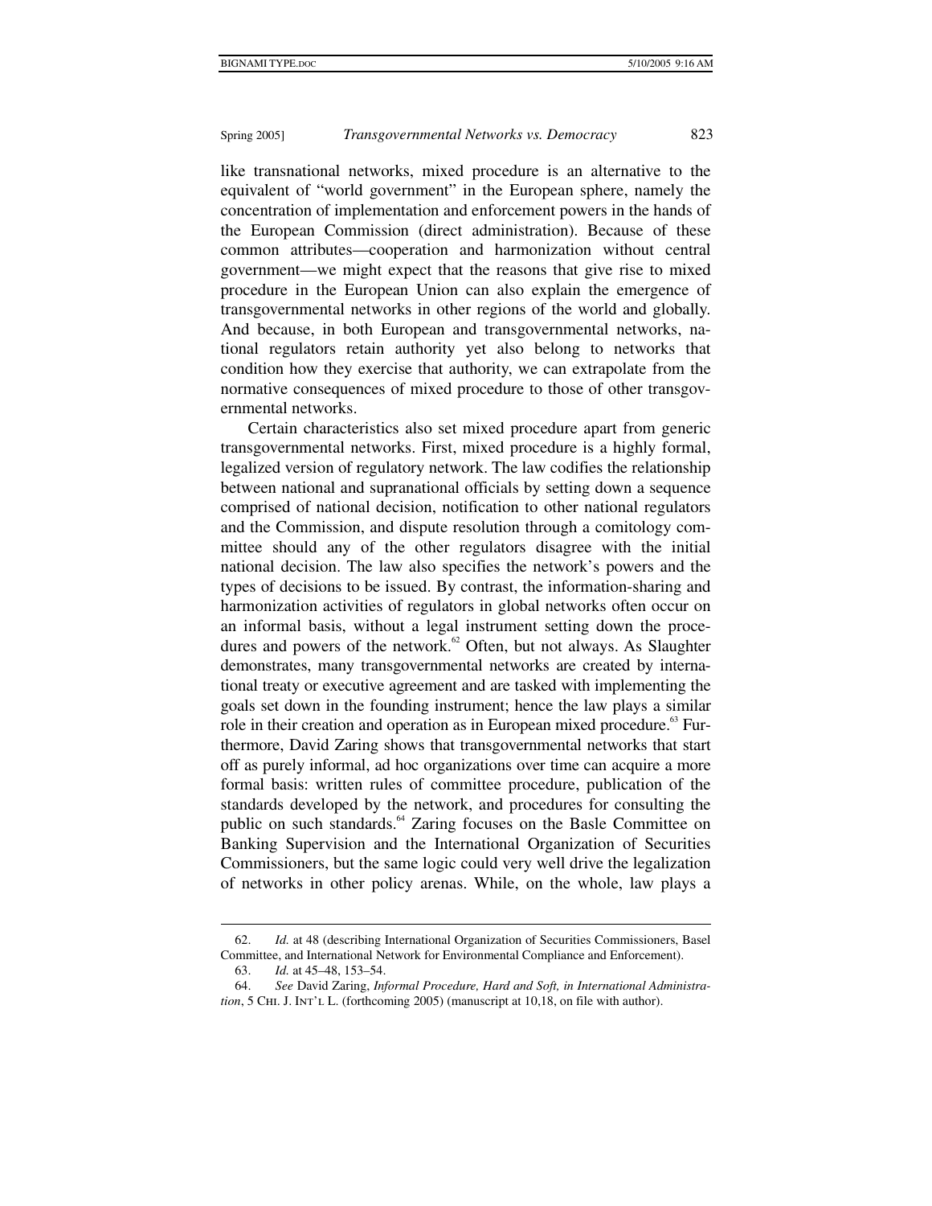like transnational networks, mixed procedure is an alternative to the equivalent of "world government" in the European sphere, namely the concentration of implementation and enforcement powers in the hands of the European Commission (direct administration). Because of these common attributes—cooperation and harmonization without central government—we might expect that the reasons that give rise to mixed procedure in the European Union can also explain the emergence of transgovernmental networks in other regions of the world and globally. And because, in both European and transgovernmental networks, national regulators retain authority yet also belong to networks that condition how they exercise that authority, we can extrapolate from the normative consequences of mixed procedure to those of other transgovernmental networks.

Certain characteristics also set mixed procedure apart from generic transgovernmental networks. First, mixed procedure is a highly formal, legalized version of regulatory network. The law codifies the relationship between national and supranational officials by setting down a sequence comprised of national decision, notification to other national regulators and the Commission, and dispute resolution through a comitology committee should any of the other regulators disagree with the initial national decision. The law also specifies the network's powers and the types of decisions to be issued. By contrast, the information-sharing and harmonization activities of regulators in global networks often occur on an informal basis, without a legal instrument setting down the procedures and powers of the network.[62] Often, but not always. As Slaughter demonstrates, many transgovernmental networks are created by international treaty or executive agreement and are tasked with implementing the goals set down in the founding instrument; hence the law plays a similar role in their creation and operation as in European mixed procedure.[63] Furthermore, David Zaring shows that transgovernmental networks that start off as purely informal, ad hoc organizations over time can acquire a more formal basis: written rules of committee procedure, publication of the standards developed by the network, and procedures for consulting the public on such standards.[64] Zaring focuses on the Basle Committee on Banking Supervision and the International Organization of Securities Commissioners, but the same logic could very well drive the legalization of networks in other policy arenas. While, on the whole, law plays a

---

62. *Id.* at 48 (describing International Organization of Securities Commissioners, Basel Committee, and International Network for Environmental Compliance and Enforcement).

63. *Id.* at 45–48, 153–54.

64. *See* David Zaring, *Informal Procedure, Hard and Soft, in International Administration*, 5 CHI. J. INT'L L. (forthcoming 2005) (manuscript at 10,18, on file with author).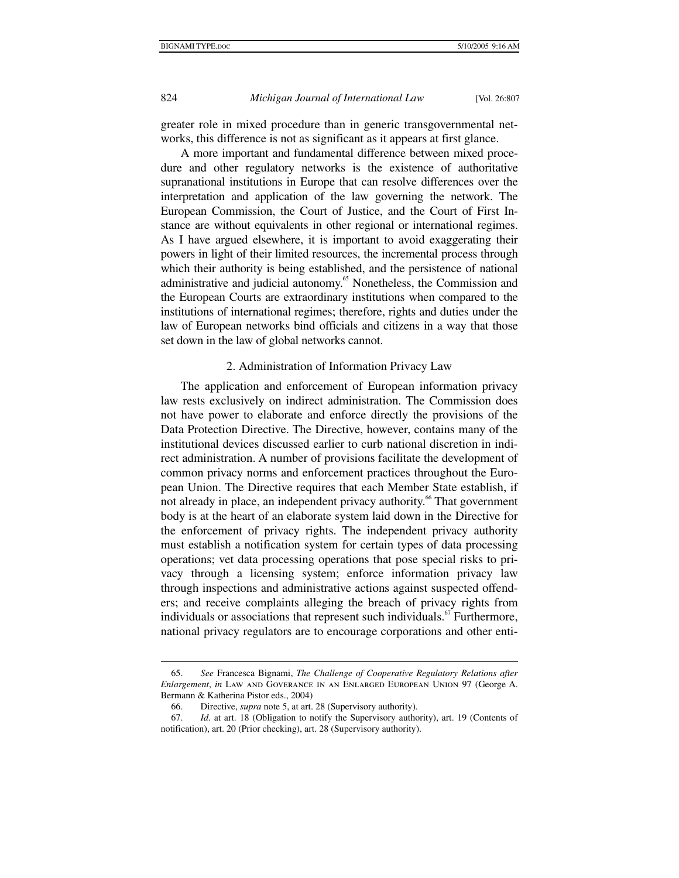greater role in mixed procedure than in generic transgovernmental networks, this difference is not as significant as it appears at first glance.

A more important and fundamental difference between mixed procedure and other regulatory networks is the existence of authoritative supranational institutions in Europe that can resolve differences over the interpretation and application of the law governing the network. The European Commission, the Court of Justice, and the Court of First Instance are without equivalents in other regional or international regimes. As I have argued elsewhere, it is important to avoid exaggerating their powers in light of their limited resources, the incremental process through which their authority is being established, and the persistence of national administrative and judicial autonomy.[65] Nonetheless, the Commission and the European Courts are extraordinary institutions when compared to the institutions of international regimes; therefore, rights and duties under the law of European networks bind officials and citizens in a way that those set down in the law of global networks cannot.

### 2. Administration of Information Privacy Law

The application and enforcement of European information privacy law rests exclusively on indirect administration. The Commission does not have power to elaborate and enforce directly the provisions of the Data Protection Directive. The Directive, however, contains many of the institutional devices discussed earlier to curb national discretion in indirect administration. A number of provisions facilitate the development of common privacy norms and enforcement practices throughout the European Union. The Directive requires that each Member State establish, if not already in place, an independent privacy authority.[66] That government body is at the heart of an elaborate system laid down in the Directive for the enforcement of privacy rights. The independent privacy authority must establish a notification system for certain types of data processing operations; vet data processing operations that pose special risks to privacy through a licensing system; enforce information privacy law through inspections and administrative actions against suspected offenders; and receive complaints alleging the breach of privacy rights from individuals or associations that represent such individuals.[67] Furthermore, national privacy regulators are to encourage corporations and other enti-

---

65. *See* Francesca Bignami, *The Challenge of Cooperative Regulatory Relations after Enlargement*, *in* Law and Goverance in an Enlarged European Union 97 (George A. Bermann & Katherina Pistor eds., 2004)

66. Directive, *supra* note 5, at art. 28 (Supervisory authority).

67. *Id.* at art. 18 (Obligation to notify the Supervisory authority), art. 19 (Contents of notification), art. 20 (Prior checking), art. 28 (Supervisory authority).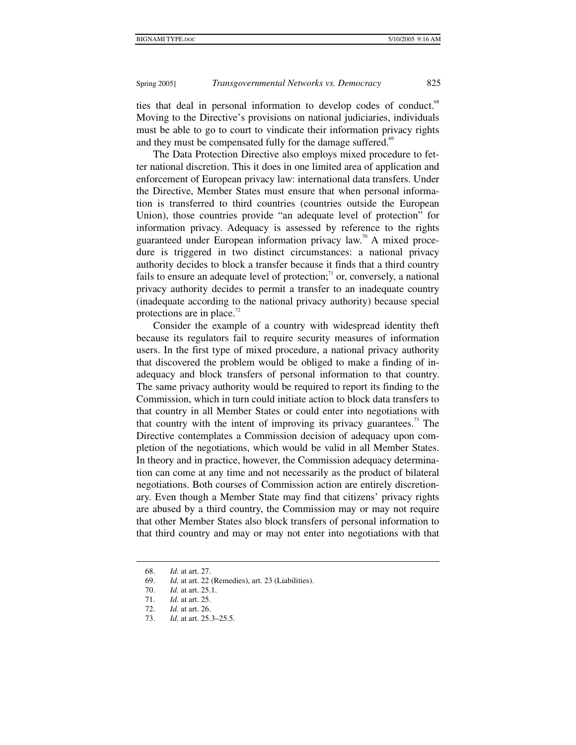ties that deal in personal information to develop codes of conduct.[68] Moving to the Directive's provisions on national judiciaries, individuals must be able to go to court to vindicate their information privacy rights and they must be compensated fully for the damage suffered.[69]

The Data Protection Directive also employs mixed procedure to fetter national discretion. This it does in one limited area of application and enforcement of European privacy law: international data transfers. Under the Directive, Member States must ensure that when personal information is transferred to third countries (countries outside the European Union), those countries provide "an adequate level of protection" for information privacy. Adequacy is assessed by reference to the rights guaranteed under European information privacy law.[70] A mixed procedure is triggered in two distinct circumstances: a national privacy authority decides to block a transfer because it finds that a third country fails to ensure an adequate level of protection;[71] or, conversely, a national privacy authority decides to permit a transfer to an inadequate country (inadequate according to the national privacy authority) because special protections are in place.[72]

Consider the example of a country with widespread identity theft because its regulators fail to require security measures of information users. In the first type of mixed procedure, a national privacy authority that discovered the problem would be obliged to make a finding of inadequacy and block transfers of personal information to that country. The same privacy authority would be required to report its finding to the Commission, which in turn could initiate action to block data transfers to that country in all Member States or could enter into negotiations with that country with the intent of improving its privacy guarantees.[73] The Directive contemplates a Commission decision of adequacy upon completion of the negotiations, which would be valid in all Member States. In theory and in practice, however, the Commission adequacy determination can come at any time and not necessarily as the product of bilateral negotiations. Both courses of Commission action are entirely discretionary. Even though a Member State may find that citizens' privacy rights are abused by a third country, the Commission may or may not require that other Member States also block transfers of personal information to that third country and may or may not enter into negotiations with that

---

68. *Id.* at art. 27.

69. *Id.* at art. 22 (Remedies), art. 23 (Liabilities).

70. *Id.* at art. 25.1.

71. *Id.* at art. 25.

72. *Id.* at art. 26.

73. *Id.* at art. 25.3–25.5.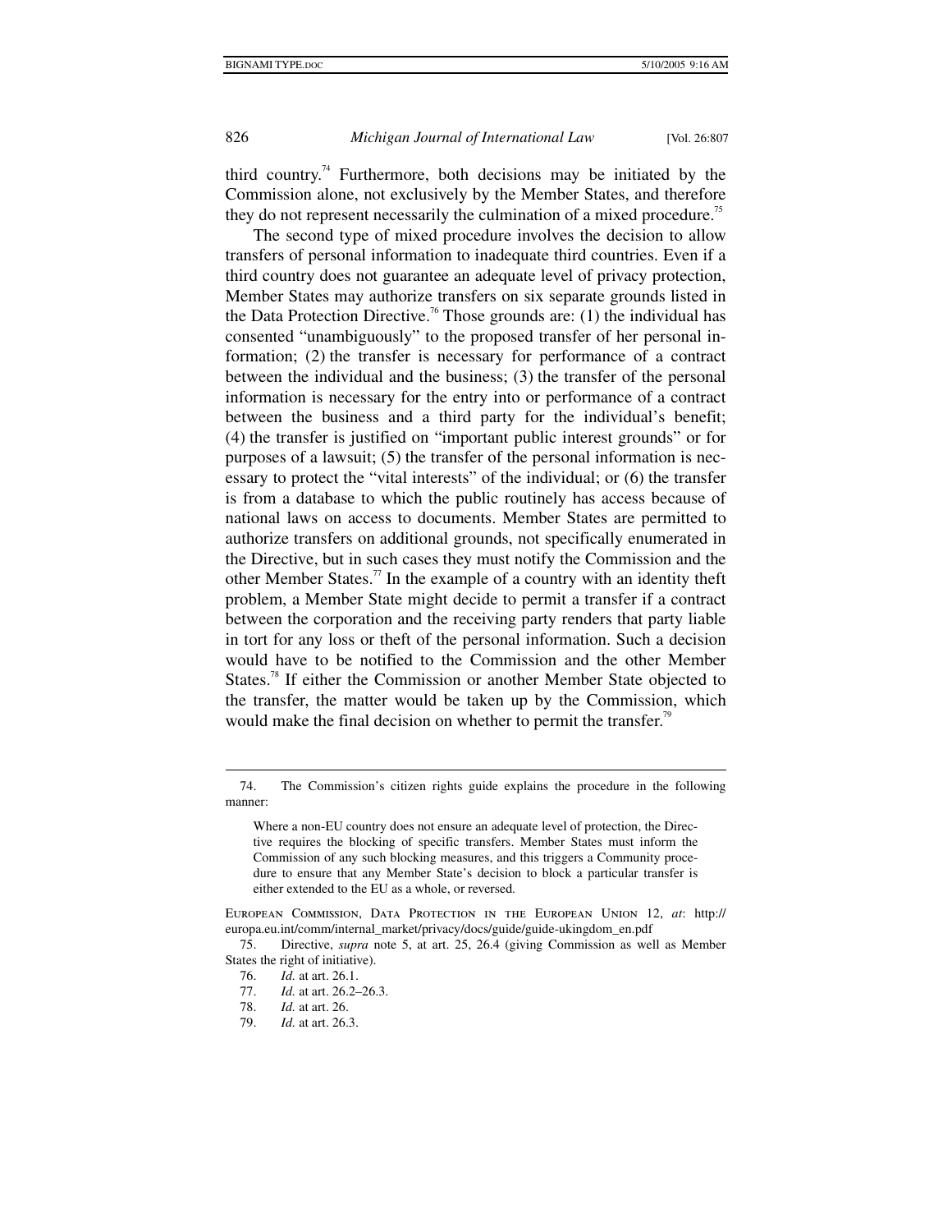third country.[74] Furthermore, both decisions may be initiated by the Commission alone, not exclusively by the Member States, and therefore they do not represent necessarily the culmination of a mixed procedure.[75]

The second type of mixed procedure involves the decision to allow transfers of personal information to inadequate third countries. Even if a third country does not guarantee an adequate level of privacy protection, Member States may authorize transfers on six separate grounds listed in the Data Protection Directive.[76] Those grounds are: (1) the individual has consented "unambiguously" to the proposed transfer of her personal information; (2) the transfer is necessary for performance of a contract between the individual and the business; (3) the transfer of the personal information is necessary for the entry into or performance of a contract between the business and a third party for the individual's benefit; (4) the transfer is justified on "important public interest grounds" or for purposes of a lawsuit; (5) the transfer of the personal information is necessary to protect the "vital interests" of the individual; or (6) the transfer is from a database to which the public routinely has access because of national laws on access to documents. Member States are permitted to authorize transfers on additional grounds, not specifically enumerated in the Directive, but in such cases they must notify the Commission and the other Member States.[77] In the example of a country with an identity theft problem, a Member State might decide to permit a transfer if a contract between the corporation and the receiving party renders that party liable in tort for any loss or theft of the personal information. Such a decision would have to be notified to the Commission and the other Member States.[78] If either the Commission or another Member State objected to the transfer, the matter would be taken up by the Commission, which would make the final decision on whether to permit the transfer.[79]

---

74. The Commission's citizen rights guide explains the procedure in the following manner:

> Where a non-EU country does not ensure an adequate level of protection, the Directive requires the blocking of specific transfers. Member States must inform the Commission of any such blocking measures, and this triggers a Community procedure to ensure that any Member State's decision to block a particular transfer is either extended to the EU as a whole, or reversed.

European Commission, Data Protection in the European Union 12, *at*: http://europa.eu.int/comm/internal_market/privacy/docs/guide/guide-ukingdom_en.pdf

75. Directive, *supra* note 5, at art. 25, 26.4 (giving Commission as well as Member States the right of initiative).

76. *Id.* at art. 26.1.

77. *Id.* at art. 26.2–26.3.

78. *Id.* at art. 26.

79. *Id.* at art. 26.3.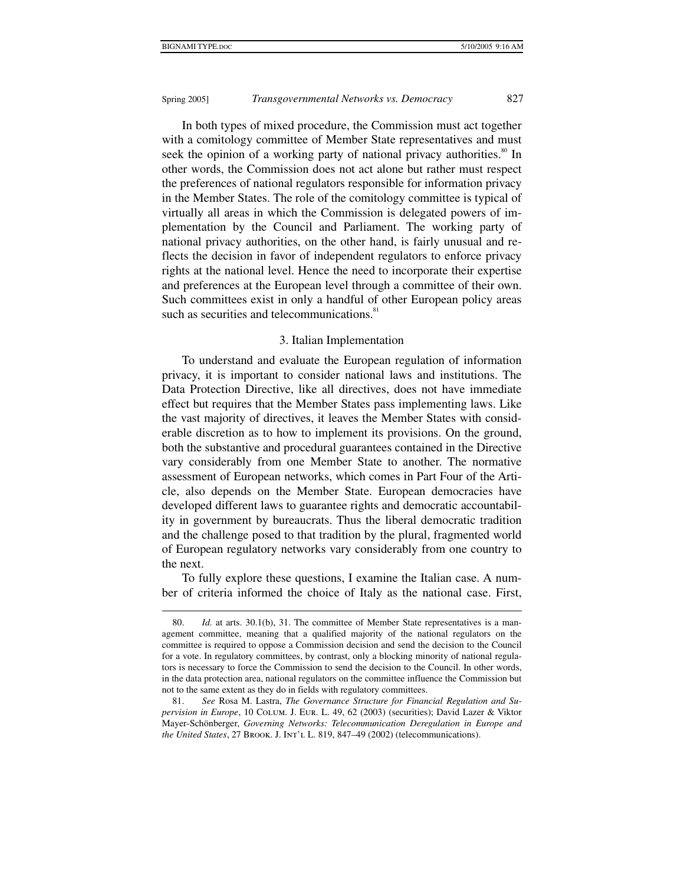In both types of mixed procedure, the Commission must act together with a comitology committee of Member State representatives and must seek the opinion of a working party of national privacy authorities.[80] In other words, the Commission does not act alone but rather must respect the preferences of national regulators responsible for information privacy in the Member States. The role of the comitology committee is typical of virtually all areas in which the Commission is delegated powers of implementation by the Council and Parliament. The working party of national privacy authorities, on the other hand, is fairly unusual and reflects the decision in favor of independent regulators to enforce privacy rights at the national level. Hence the need to incorporate their expertise and preferences at the European level through a committee of their own. Such committees exist in only a handful of other European policy areas such as securities and telecommunications.[81]

### 3. Italian Implementation

To understand and evaluate the European regulation of information privacy, it is important to consider national laws and institutions. The Data Protection Directive, like all directives, does not have immediate effect but requires that the Member States pass implementing laws. Like the vast majority of directives, it leaves the Member States with considerable discretion as to how to implement its provisions. On the ground, both the substantive and procedural guarantees contained in the Directive vary considerably from one Member State to another. The normative assessment of European networks, which comes in Part Four of the Article, also depends on the Member State. European democracies have developed different laws to guarantee rights and democratic accountability in government by bureaucrats. Thus the liberal democratic tradition and the challenge posed to that tradition by the plural, fragmented world of European regulatory networks vary considerably from one country to the next.

To fully explore these questions, I examine the Italian case. A number of criteria informed the choice of Italy as the national case. First,

---

80. *Id.* at arts. 30.1(b), 31. The committee of Member State representatives is a management committee, meaning that a qualified majority of the national regulators on the committee is required to oppose a Commission decision and send the decision to the Council for a vote. In regulatory committees, by contrast, only a blocking minority of national regulators is necessary to force the Commission to send the decision to the Council. In other words, in the data protection area, national regulators on the committee influence the Commission but not to the same extent as they do in fields with regulatory committees.

81. *See* Rosa M. Lastra, *The Governance Structure for Financial Regulation and Supervision in Europe*, 10 COLUM. J. EUR. L. 49, 62 (2003) (securities); David Lazer & Viktor Mayer-Schönberger, *Governing Networks: Telecommunication Deregulation in Europe and the United States*, 27 BROOK. J. INT'L L. 819, 847–49 (2002) (telecommunications).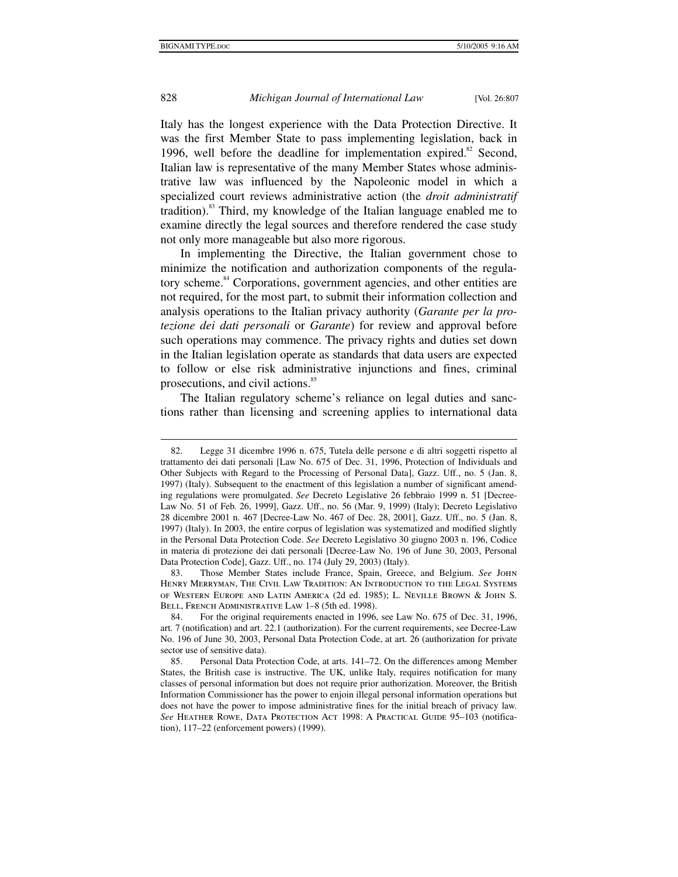Italy has the longest experience with the Data Protection Directive. It was the first Member State to pass implementing legislation, back in 1996, well before the deadline for implementation expired.[82] Second, Italian law is representative of the many Member States whose administrative law was influenced by the Napoleonic model in which a specialized court reviews administrative action (the *droit administratif* tradition).[83] Third, my knowledge of the Italian language enabled me to examine directly the legal sources and therefore rendered the case study not only more manageable but also more rigorous.

In implementing the Directive, the Italian government chose to minimize the notification and authorization components of the regulatory scheme.[84] Corporations, government agencies, and other entities are not required, for the most part, to submit their information collection and analysis operations to the Italian privacy authority (*Garante per la protezione dei dati personali* or *Garante*) for review and approval before such operations may commence. The privacy rights and duties set down in the Italian legislation operate as standards that data users are expected to follow or else risk administrative injunctions and fines, criminal prosecutions, and civil actions.[85]

The Italian regulatory scheme's reliance on legal duties and sanctions rather than licensing and screening applies to international data

---

82. Legge 31 dicembre 1996 n. 675, Tutela delle persone e di altri soggetti rispetto al trattamento dei dati personali [Law No. 675 of Dec. 31, 1996, Protection of Individuals and Other Subjects with Regard to the Processing of Personal Data], Gazz. Uff., no. 5 (Jan. 8, 1997) (Italy). Subsequent to the enactment of this legislation a number of significant amending regulations were promulgated. *See* Decreto Legislative 26 febbraio 1999 n. 51 [Decree-Law No. 51 of Feb. 26, 1999], Gazz. Uff., no. 56 (Mar. 9, 1999) (Italy); Decreto Legislativo 28 dicembre 2001 n. 467 [Decree-Law No. 467 of Dec. 28, 2001], Gazz. Uff., no. 5 (Jan. 8, 1997) (Italy). In 2003, the entire corpus of legislation was systematized and modified slightly in the Personal Data Protection Code. *See* Decreto Legislativo 30 giugno 2003 n. 196, Codice in materia di protezione dei dati personali [Decree-Law No. 196 of June 30, 2003, Personal Data Protection Code], Gazz. Uff., no. 174 (July 29, 2003) (Italy).

83. Those Member States include France, Spain, Greece, and Belgium. *See* John Henry Merryman, The Civil Law Tradition: An Introduction to the Legal Systems of Western Europe and Latin America (2d ed. 1985); L. Neville Brown & John S. Bell, French Administrative Law 1–8 (5th ed. 1998).

84. For the original requirements enacted in 1996, see Law No. 675 of Dec. 31, 1996, art. 7 (notification) and art. 22.1 (authorization). For the current requirements, see Decree-Law No. 196 of June 30, 2003, Personal Data Protection Code, at art. 26 (authorization for private sector use of sensitive data).

85. Personal Data Protection Code, at arts. 141–72. On the differences among Member States, the British case is instructive. The UK, unlike Italy, requires notification for many classes of personal information but does not require prior authorization. Moreover, the British Information Commissioner has the power to enjoin illegal personal information operations but does not have the power to impose administrative fines for the initial breach of privacy law. *See* Heather Rowe, Data Protection Act 1998: A Practical Guide 95–103 (notification), 117–22 (enforcement powers) (1999).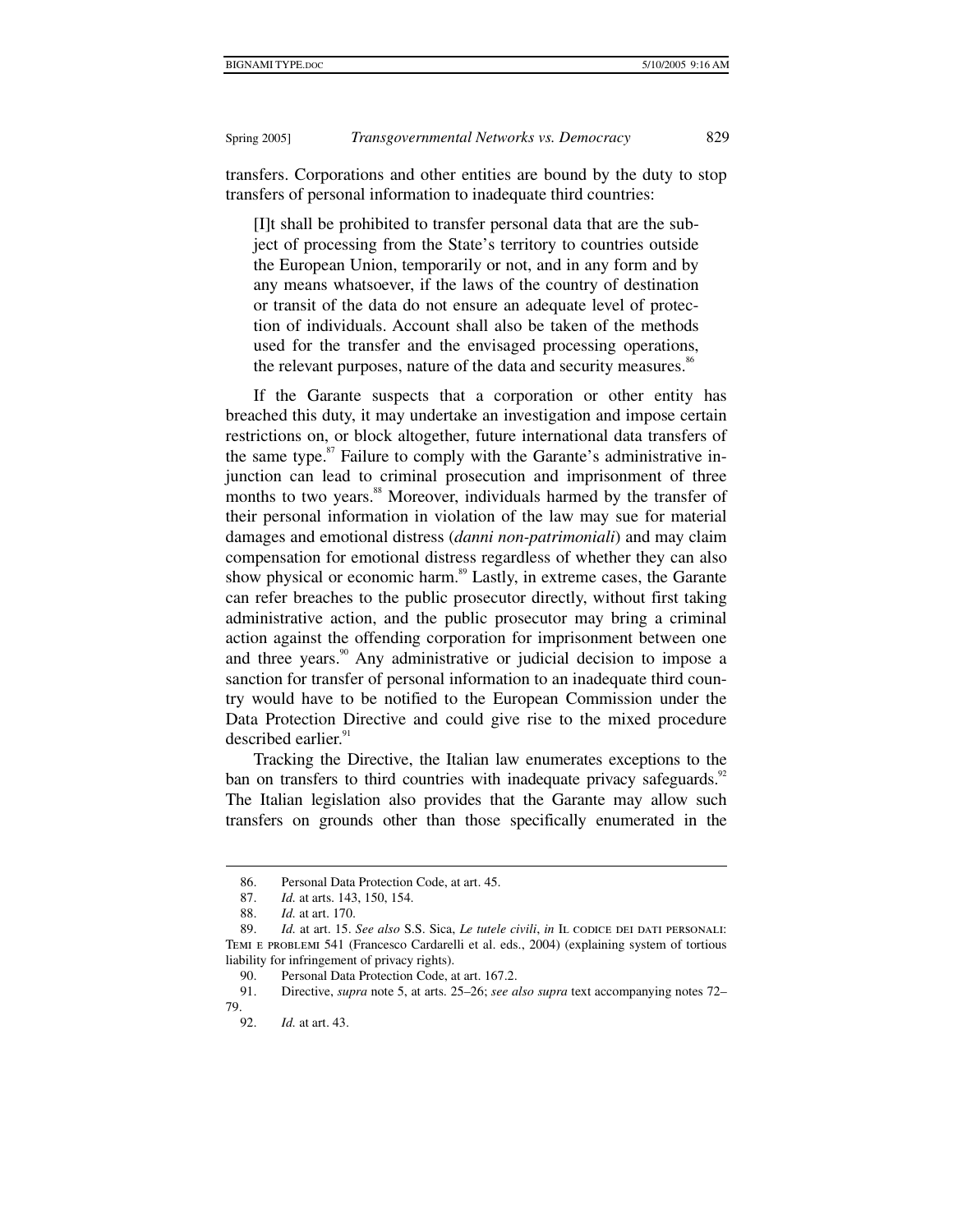transfers. Corporations and other entities are bound by the duty to stop transfers of personal information to inadequate third countries:

> [I]t shall be prohibited to transfer personal data that are the subject of processing from the State's territory to countries outside the European Union, temporarily or not, and in any form and by any means whatsoever, if the laws of the country of destination or transit of the data do not ensure an adequate level of protection of individuals. Account shall also be taken of the methods used for the transfer and the envisaged processing operations, the relevant purposes, nature of the data and security measures.[86]

If the Garante suspects that a corporation or other entity has breached this duty, it may undertake an investigation and impose certain restrictions on, or block altogether, future international data transfers of the same type.[87] Failure to comply with the Garante's administrative injunction can lead to criminal prosecution and imprisonment of three months to two years.[88] Moreover, individuals harmed by the transfer of their personal information in violation of the law may sue for material damages and emotional distress (*danni non-patrimoniali*) and may claim compensation for emotional distress regardless of whether they can also show physical or economic harm.[89] Lastly, in extreme cases, the Garante can refer breaches to the public prosecutor directly, without first taking administrative action, and the public prosecutor may bring a criminal action against the offending corporation for imprisonment between one and three years.[90] Any administrative or judicial decision to impose a sanction for transfer of personal information to an inadequate third country would have to be notified to the European Commission under the Data Protection Directive and could give rise to the mixed procedure described earlier.[91]

Tracking the Directive, the Italian law enumerates exceptions to the ban on transfers to third countries with inadequate privacy safeguards.[92] The Italian legislation also provides that the Garante may allow such transfers on grounds other than those specifically enumerated in the

---

86. Personal Data Protection Code, at art. 45.

87. *Id.* at arts. 143, 150, 154.

88. *Id.* at art. 170.

89. *Id.* at art. 15. *See also* S.S. Sica, *Le tutele civili*, *in* IL CODICE DEI DATI PERSONALI: TEMI E PROBLEMI 541 (Francesco Cardarelli et al. eds., 2004) (explaining system of tortious liability for infringement of privacy rights).

90. Personal Data Protection Code, at art. 167.2.

91. Directive, *supra* note 5, at arts. 25–26; *see also supra* text accompanying notes 72–79.

92. *Id.* at art. 43.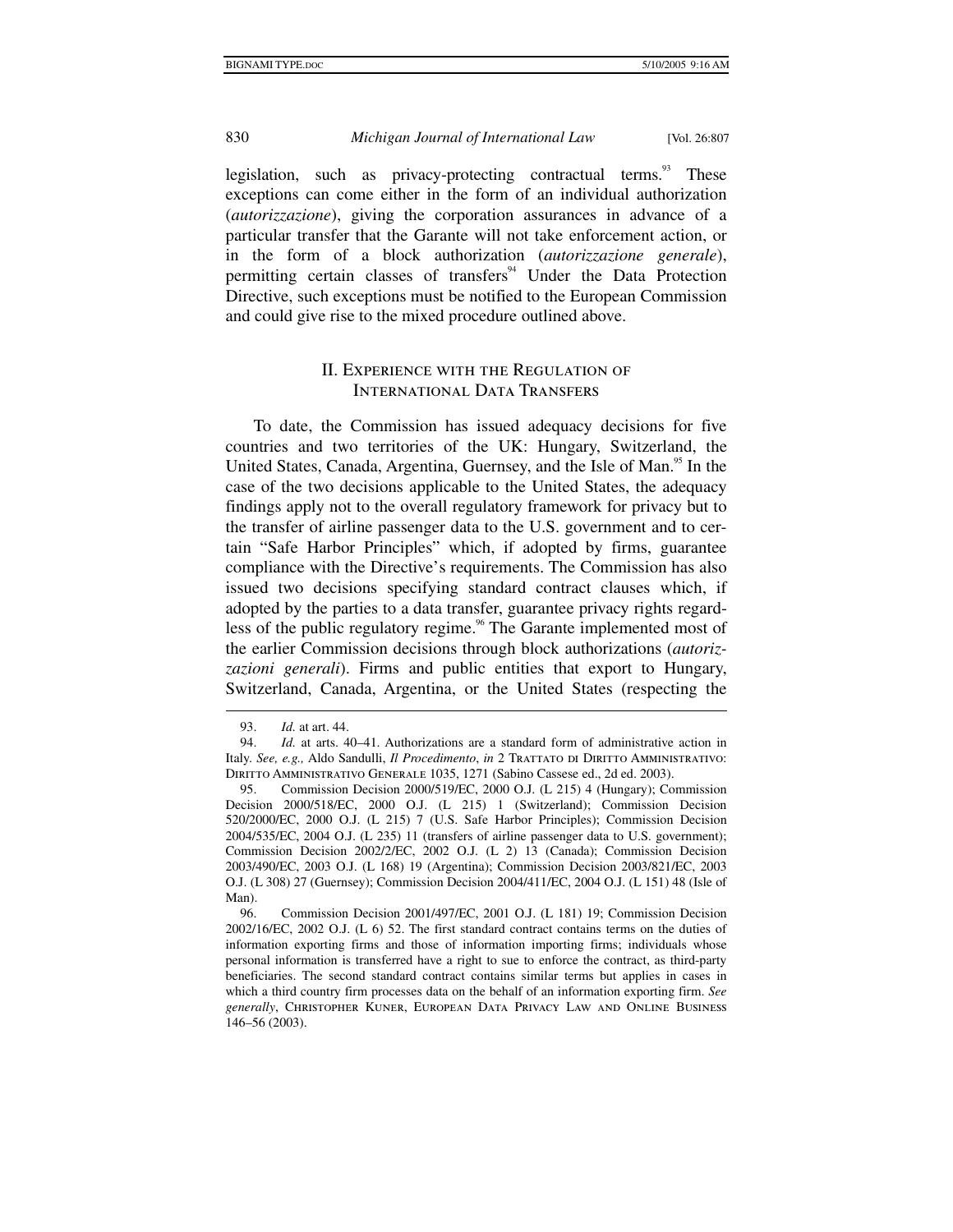legislation, such as privacy-protecting contractual terms.[93] These exceptions can come either in the form of an individual authorization (*autorizzazione*), giving the corporation assurances in advance of a particular transfer that the Garante will not take enforcement action, or in the form of a block authorization (*autorizzazione generale*), permitting certain classes of transfers[94] Under the Data Protection Directive, such exceptions must be notified to the European Commission and could give rise to the mixed procedure outlined above.

## II. Experience with the Regulation of International Data Transfers

To date, the Commission has issued adequacy decisions for five countries and two territories of the UK: Hungary, Switzerland, the United States, Canada, Argentina, Guernsey, and the Isle of Man.[95] In the case of the two decisions applicable to the United States, the adequacy findings apply not to the overall regulatory framework for privacy but to the transfer of airline passenger data to the U.S. government and to certain "Safe Harbor Principles" which, if adopted by firms, guarantee compliance with the Directive's requirements. The Commission has also issued two decisions specifying standard contract clauses which, if adopted by the parties to a data transfer, guarantee privacy rights regardless of the public regulatory regime.[96] The Garante implemented most of the earlier Commission decisions through block authorizations (*autorizzazioni generali*). Firms and public entities that export to Hungary, Switzerland, Canada, Argentina, or the United States (respecting the

---

93. *Id.* at art. 44.

94. *Id.* at arts. 40–41. Authorizations are a standard form of administrative action in Italy. *See, e.g.,* Aldo Sandulli, *Il Procedimento*, *in* 2 Trattato di Diritto Amministrativo: Diritto Amministrativo Generale 1035, 1271 (Sabino Cassese ed., 2d ed. 2003).

95. Commission Decision 2000/519/EC, 2000 O.J. (L 215) 4 (Hungary); Commission Decision 2000/518/EC, 2000 O.J. (L 215) 1 (Switzerland); Commission Decision 520/2000/EC, 2000 O.J. (L 215) 7 (U.S. Safe Harbor Principles); Commission Decision 2004/535/EC, 2004 O.J. (L 235) 11 (transfers of airline passenger data to U.S. government); Commission Decision 2002/2/EC, 2002 O.J. (L 2) 13 (Canada); Commission Decision 2003/490/EC, 2003 O.J. (L 168) 19 (Argentina); Commission Decision 2003/821/EC, 2003 O.J. (L 308) 27 (Guernsey); Commission Decision 2004/411/EC, 2004 O.J. (L 151) 48 (Isle of Man).

96. Commission Decision 2001/497/EC, 2001 O.J. (L 181) 19; Commission Decision 2002/16/EC, 2002 O.J. (L 6) 52. The first standard contract contains terms on the duties of information exporting firms and those of information importing firms; individuals whose personal information is transferred have a right to sue to enforce the contract, as third-party beneficiaries. The second standard contract contains similar terms but applies in cases in which a third country firm processes data on the behalf of an information exporting firm. *See generally*, Christopher Kuner, European Data Privacy Law and Online Business 146–56 (2003).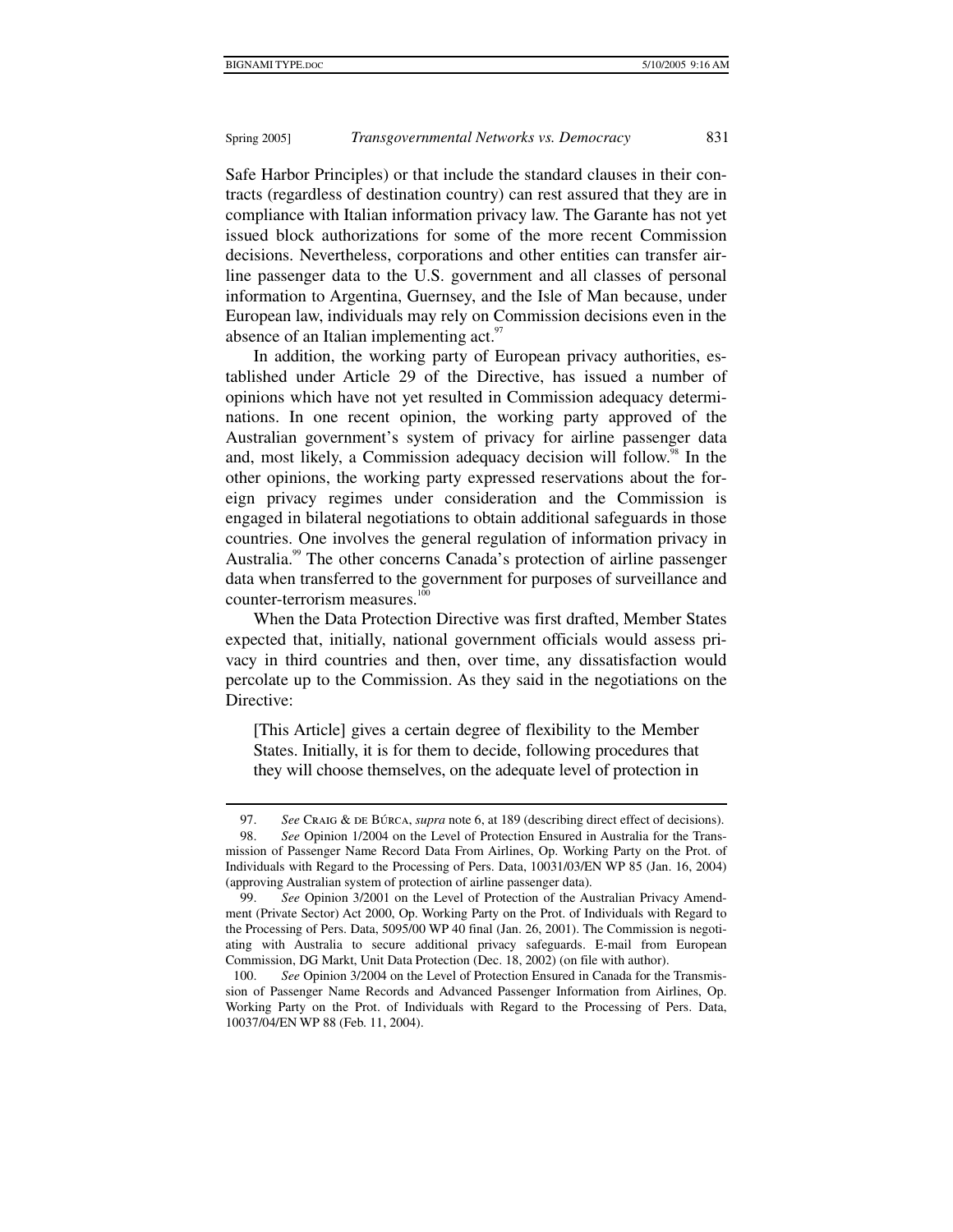Safe Harbor Principles) or that include the standard clauses in their contracts (regardless of destination country) can rest assured that they are in compliance with Italian information privacy law. The Garante has not yet issued block authorizations for some of the more recent Commission decisions. Nevertheless, corporations and other entities can transfer airline passenger data to the U.S. government and all classes of personal information to Argentina, Guernsey, and the Isle of Man because, under European law, individuals may rely on Commission decisions even in the absence of an Italian implementing act.[97]

In addition, the working party of European privacy authorities, established under Article 29 of the Directive, has issued a number of opinions which have not yet resulted in Commission adequacy determinations. In one recent opinion, the working party approved of the Australian government's system of privacy for airline passenger data and, most likely, a Commission adequacy decision will follow.[98] In the other opinions, the working party expressed reservations about the foreign privacy regimes under consideration and the Commission is engaged in bilateral negotiations to obtain additional safeguards in those countries. One involves the general regulation of information privacy in Australia.[99] The other concerns Canada's protection of airline passenger data when transferred to the government for purposes of surveillance and counter-terrorism measures.[100]

When the Data Protection Directive was first drafted, Member States expected that, initially, national government officials would assess privacy in third countries and then, over time, any dissatisfaction would percolate up to the Commission. As they said in the negotiations on the Directive:

> [This Article] gives a certain degree of flexibility to the Member States. Initially, it is for them to decide, following procedures that they will choose themselves, on the adequate level of protection in

---

97. *See* Craig & de Búrca, *supra* note 6, at 189 (describing direct effect of decisions).

98. *See* Opinion 1/2004 on the Level of Protection Ensured in Australia for the Transmission of Passenger Name Record Data From Airlines, Op. Working Party on the Prot. of Individuals with Regard to the Processing of Pers. Data, 10031/03/EN WP 85 (Jan. 16, 2004) (approving Australian system of protection of airline passenger data).

99. *See* Opinion 3/2001 on the Level of Protection of the Australian Privacy Amendment (Private Sector) Act 2000, Op. Working Party on the Prot. of Individuals with Regard to the Processing of Pers. Data, 5095/00 WP 40 final (Jan. 26, 2001). The Commission is negotiating with Australia to secure additional privacy safeguards. E-mail from European Commission, DG Markt, Unit Data Protection (Dec. 18, 2002) (on file with author).

100. *See* Opinion 3/2004 on the Level of Protection Ensured in Canada for the Transmission of Passenger Name Records and Advanced Passenger Information from Airlines, Op. Working Party on the Prot. of Individuals with Regard to the Processing of Pers. Data, 10037/04/EN WP 88 (Feb. 11, 2004).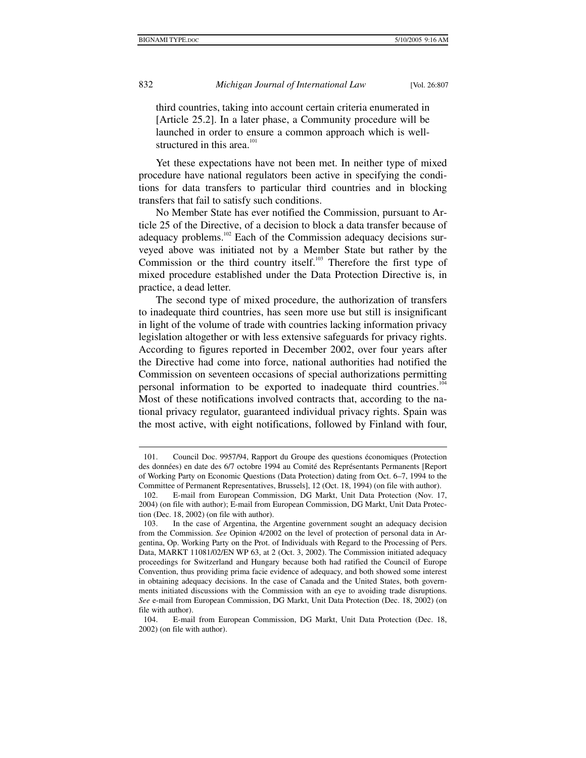third countries, taking into account certain criteria enumerated in [Article 25.2]. In a later phase, a Community procedure will be launched in order to ensure a common approach which is well-structured in this area.[101]

Yet these expectations have not been met. In neither type of mixed procedure have national regulators been active in specifying the conditions for data transfers to particular third countries and in blocking transfers that fail to satisfy such conditions.

No Member State has ever notified the Commission, pursuant to Article 25 of the Directive, of a decision to block a data transfer because of adequacy problems.[102] Each of the Commission adequacy decisions surveyed above was initiated not by a Member State but rather by the Commission or the third country itself.[103] Therefore the first type of mixed procedure established under the Data Protection Directive is, in practice, a dead letter.

The second type of mixed procedure, the authorization of transfers to inadequate third countries, has seen more use but still is insignificant in light of the volume of trade with countries lacking information privacy legislation altogether or with less extensive safeguards for privacy rights. According to figures reported in December 2002, over four years after the Directive had come into force, national authorities had notified the Commission on seventeen occasions of special authorizations permitting personal information to be exported to inadequate third countries.[104] Most of these notifications involved contracts that, according to the national privacy regulator, guaranteed individual privacy rights. Spain was the most active, with eight notifications, followed by Finland with four,

---

101. Council Doc. 9957/94, Rapport du Groupe des questions économiques (Protection des données) en date des 6/7 octobre 1994 au Comité des Représentants Permanents [Report of Working Party on Economic Questions (Data Protection) dating from Oct. 6–7, 1994 to the Committee of Permanent Representatives, Brussels], 12 (Oct. 18, 1994) (on file with author).

102. E-mail from European Commission, DG Markt, Unit Data Protection (Nov. 17, 2004) (on file with author); E-mail from European Commission, DG Markt, Unit Data Protection (Dec. 18, 2002) (on file with author).

103. In the case of Argentina, the Argentine government sought an adequacy decision from the Commission. *See* Opinion 4/2002 on the level of protection of personal data in Argentina, Op. Working Party on the Prot. of Individuals with Regard to the Processing of Pers. Data, MARKT 11081/02/EN WP 63, at 2 (Oct. 3, 2002). The Commission initiated adequacy proceedings for Switzerland and Hungary because both had ratified the Council of Europe Convention, thus providing prima facie evidence of adequacy, and both showed some interest in obtaining adequacy decisions. In the case of Canada and the United States, both governments initiated discussions with the Commission with an eye to avoiding trade disruptions. *See* e-mail from European Commission, DG Markt, Unit Data Protection (Dec. 18, 2002) (on file with author).

104. E-mail from European Commission, DG Markt, Unit Data Protection (Dec. 18, 2002) (on file with author).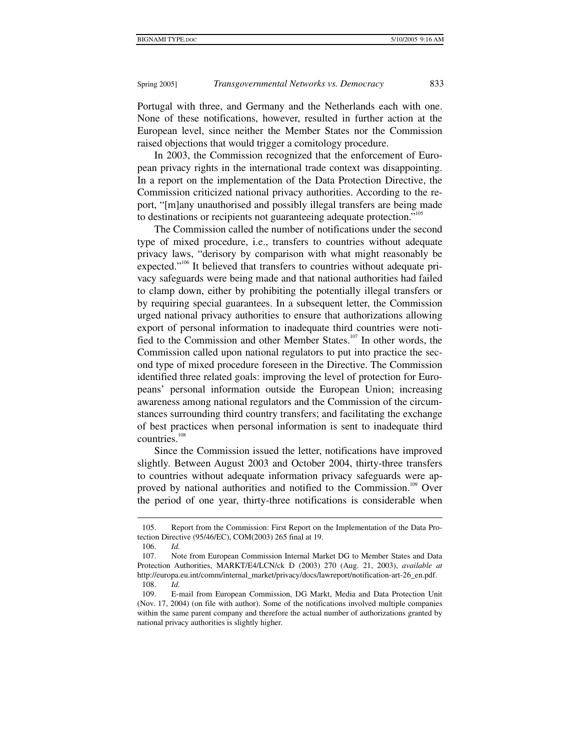Portugal with three, and Germany and the Netherlands each with one. None of these notifications, however, resulted in further action at the European level, since neither the Member States nor the Commission raised objections that would trigger a comitology procedure.

In 2003, the Commission recognized that the enforcement of European privacy rights in the international trade context was disappointing. In a report on the implementation of the Data Protection Directive, the Commission criticized national privacy authorities. According to the report, "[m]any unauthorised and possibly illegal transfers are being made to destinations or recipients not guaranteeing adequate protection."[105]

The Commission called the number of notifications under the second type of mixed procedure, i.e., transfers to countries without adequate privacy laws, "derisory by comparison with what might reasonably be expected."[106] It believed that transfers to countries without adequate privacy safeguards were being made and that national authorities had failed to clamp down, either by prohibiting the potentially illegal transfers or by requiring special guarantees. In a subsequent letter, the Commission urged national privacy authorities to ensure that authorizations allowing export of personal information to inadequate third countries were notified to the Commission and other Member States.[107] In other words, the Commission called upon national regulators to put into practice the second type of mixed procedure foreseen in the Directive. The Commission identified three related goals: improving the level of protection for Europeans' personal information outside the European Union; increasing awareness among national regulators and the Commission of the circumstances surrounding third country transfers; and facilitating the exchange of best practices when personal information is sent to inadequate third countries.[108]

Since the Commission issued the letter, notifications have improved slightly. Between August 2003 and October 2004, thirty-three transfers to countries without adequate information privacy safeguards were approved by national authorities and notified to the Commission.[109] Over the period of one year, thirty-three notifications is considerable when

---

105. Report from the Commission: First Report on the Implementation of the Data Protection Directive (95/46/EC), COM(2003) 265 final at 19.

106. *Id.*

107. Note from European Commission Internal Market DG to Member States and Data Protection Authorities, MARKT/E4/LCN/ck D (2003) 270 (Aug. 21, 2003), *available at* http://europa.eu.int/comm/internal_market/privacy/docs/lawreport/notification-art-26_en.pdf.

108. *Id.*

109. E-mail from European Commission, DG Markt, Media and Data Protection Unit (Nov. 17, 2004) (on file with author). Some of the notifications involved multiple companies within the same parent company and therefore the actual number of authorizations granted by national privacy authorities is slightly higher.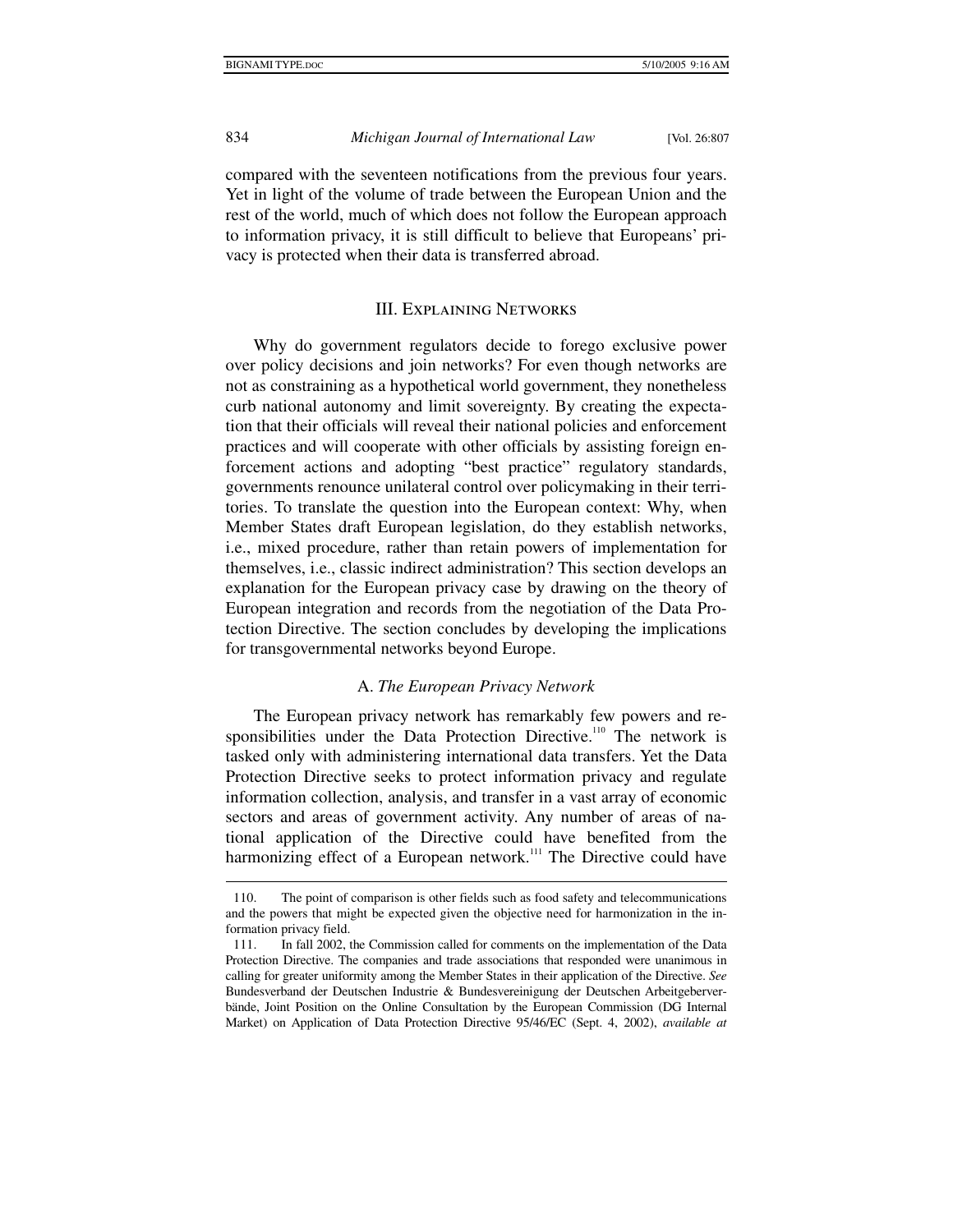compared with the seventeen notifications from the previous four years. Yet in light of the volume of trade between the European Union and the rest of the world, much of which does not follow the European approach to information privacy, it is still difficult to believe that Europeans' privacy is protected when their data is transferred abroad.

## III. Explaining Networks

Why do government regulators decide to forego exclusive power over policy decisions and join networks? For even though networks are not as constraining as a hypothetical world government, they nonetheless curb national autonomy and limit sovereignty. By creating the expectation that their officials will reveal their national policies and enforcement practices and will cooperate with other officials by assisting foreign enforcement actions and adopting "best practice" regulatory standards, governments renounce unilateral control over policymaking in their territories. To translate the question into the European context: Why, when Member States draft European legislation, do they establish networks, i.e., mixed procedure, rather than retain powers of implementation for themselves, i.e., classic indirect administration? This section develops an explanation for the European privacy case by drawing on the theory of European integration and records from the negotiation of the Data Protection Directive. The section concludes by developing the implications for transgovernmental networks beyond Europe.

### A. *The European Privacy Network*

The European privacy network has remarkably few powers and responsibilities under the Data Protection Directive.[110] The network is tasked only with administering international data transfers. Yet the Data Protection Directive seeks to protect information privacy and regulate information collection, analysis, and transfer in a vast array of economic sectors and areas of government activity. Any number of areas of national application of the Directive could have benefited from the harmonizing effect of a European network.[111] The Directive could have

---

110. The point of comparison is other fields such as food safety and telecommunications and the powers that might be expected given the objective need for harmonization in the information privacy field.

111. In fall 2002, the Commission called for comments on the implementation of the Data Protection Directive. The companies and trade associations that responded were unanimous in calling for greater uniformity among the Member States in their application of the Directive. *See* Bundesverband der Deutschen Industrie & Bundesvereinigung der Deutschen Arbeitgeberverbände, Joint Position on the Online Consultation by the European Commission (DG Internal Market) on Application of Data Protection Directive 95/46/EC (Sept. 4, 2002), *available at*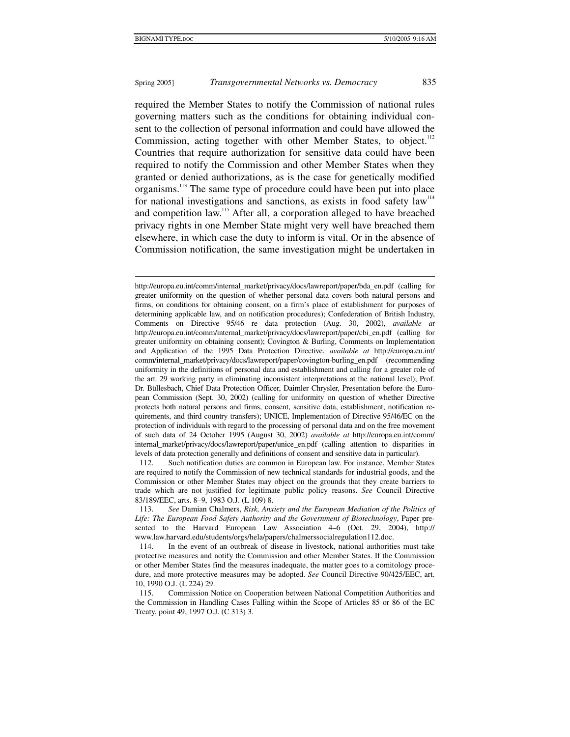required the Member States to notify the Commission of national rules governing matters such as the conditions for obtaining individual consent to the collection of personal information and could have allowed the Commission, acting together with other Member States, to object.[112] Countries that require authorization for sensitive data could have been required to notify the Commission and other Member States when they granted or denied authorizations, as is the case for genetically modified organisms.[113] The same type of procedure could have been put into place for national investigations and sanctions, as exists in food safety law[114] and competition law.[115] After all, a corporation alleged to have breached privacy rights in one Member State might very well have breached them elsewhere, in which case the duty to inform is vital. Or in the absence of Commission notification, the same investigation might be undertaken in

---

http://europa.eu.int/comm/internal_market/privacy/docs/lawreport/paper/bda_en.pdf (calling for greater uniformity on the question of whether personal data covers both natural persons and firms, on conditions for obtaining consent, on a firm's place of establishment for purposes of determining applicable law, and on notification procedures); Confederation of British Industry, Comments on Directive 95/46 re data protection (Aug. 30, 2002), *available at* http://europa.eu.int/comm/internal_market/privacy/docs/lawreport/paper/cbi_en.pdf (calling for greater uniformity on obtaining consent); Covington & Burling, Comments on Implementation and Application of the 1995 Data Protection Directive, *available at* http://europa.eu.int/comm/internal_market/privacy/docs/lawreport/paper/covington-burling_en.pdf (recommending uniformity in the definitions of personal data and establishment and calling for a greater role of the art. 29 working party in eliminating inconsistent interpretations at the national level); Prof. Dr. Büllesbach, Chief Data Protection Officer, Daimler Chrysler, Presentation before the European Commission (Sept. 30, 2002) (calling for uniformity on question of whether Directive protects both natural persons and firms, consent, sensitive data, establishment, notification requirements, and third country transfers); UNICE, Implementation of Directive 95/46/EC on the protection of individuals with regard to the processing of personal data and on the free movement of such data of 24 October 1995 (August 30, 2002) *available at* http://europa.eu.int/comm/internal_market/privacy/docs/lawreport/paper/unice_en.pdf (calling attention to disparities in levels of data protection generally and definitions of consent and sensitive data in particular).

112. Such notification duties are common in European law. For instance, Member States are required to notify the Commission of new technical standards for industrial goods, and the Commission or other Member States may object on the grounds that they create barriers to trade which are not justified for legitimate public policy reasons. *See* Council Directive 83/189/EEC, arts. 8–9, 1983 O.J. (L 109) 8.

113. *See* Damian Chalmers, *Risk, Anxiety and the European Mediation of the Politics of Life: The European Food Safety Authority and the Government of Biotechnology*, Paper presented to the Harvard European Law Association 4–6 (Oct. 29, 2004), http://www.law.harvard.edu/students/orgs/hela/papers/chalmerssocialregulation112.doc.

114. In the event of an outbreak of disease in livestock, national authorities must take protective measures and notify the Commission and other Member States. If the Commission or other Member States find the measures inadequate, the matter goes to a comitology procedure, and more protective measures may be adopted. *See* Council Directive 90/425/EEC, art. 10, 1990 O.J. (L 224) 29.

115. Commission Notice on Cooperation between National Competition Authorities and the Commission in Handling Cases Falling within the Scope of Articles 85 or 86 of the EC Treaty, point 49, 1997 O.J. (C 313) 3.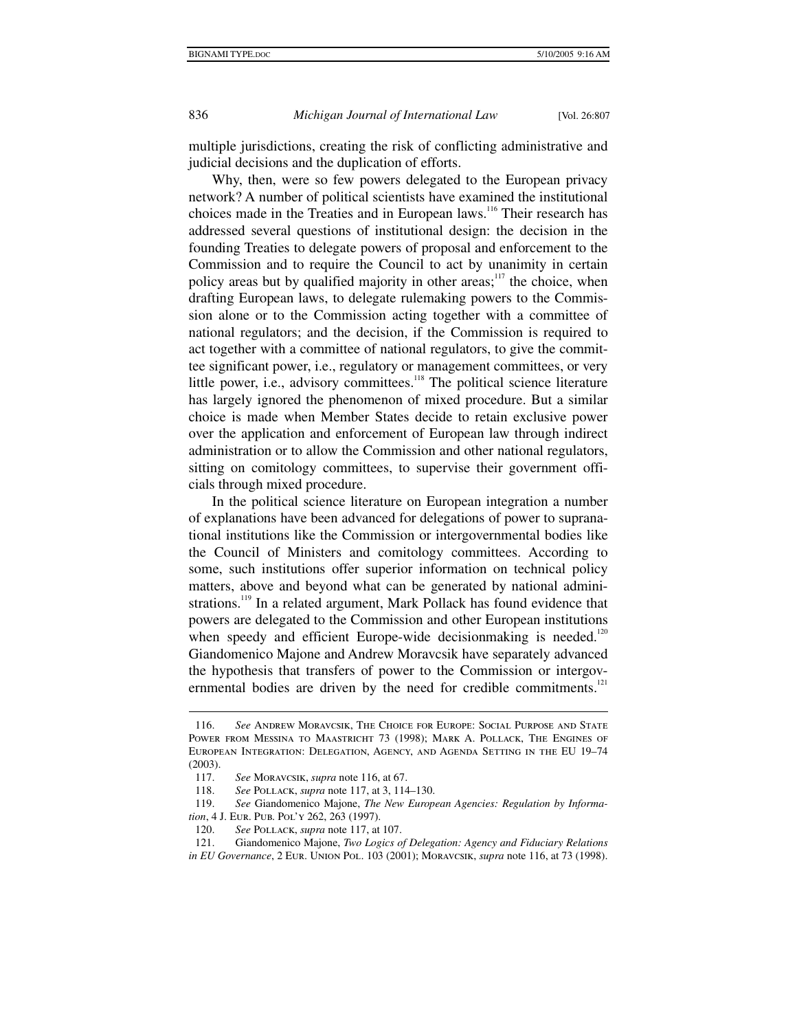multiple jurisdictions, creating the risk of conflicting administrative and judicial decisions and the duplication of efforts.

Why, then, were so few powers delegated to the European privacy network? A number of political scientists have examined the institutional choices made in the Treaties and in European laws.[116] Their research has addressed several questions of institutional design: the decision in the founding Treaties to delegate powers of proposal and enforcement to the Commission and to require the Council to act by unanimity in certain policy areas but by qualified majority in other areas;[117] the choice, when drafting European laws, to delegate rulemaking powers to the Commission alone or to the Commission acting together with a committee of national regulators; and the decision, if the Commission is required to act together with a committee of national regulators, to give the committee significant power, i.e., regulatory or management committees, or very little power, i.e., advisory committees.[118] The political science literature has largely ignored the phenomenon of mixed procedure. But a similar choice is made when Member States decide to retain exclusive power over the application and enforcement of European law through indirect administration or to allow the Commission and other national regulators, sitting on comitology committees, to supervise their government officials through mixed procedure.

In the political science literature on European integration a number of explanations have been advanced for delegations of power to supranational institutions like the Commission or intergovernmental bodies like the Council of Ministers and comitology committees. According to some, such institutions offer superior information on technical policy matters, above and beyond what can be generated by national administrations.[119] In a related argument, Mark Pollack has found evidence that powers are delegated to the Commission and other European institutions when speedy and efficient Europe-wide decisionmaking is needed.[120] Giandomenico Majone and Andrew Moravcsik have separately advanced the hypothesis that transfers of power to the Commission or intergovernmental bodies are driven by the need for credible commitments.[121]

---

116. *See* Andrew Moravcsik, The Choice for Europe: Social Purpose and State Power from Messina to Maastricht 73 (1998); Mark A. Pollack, The Engines of European Integration: Delegation, Agency, and Agenda Setting in the EU 19–74 (2003).

117. *See* Moravcsik, *supra* note 116, at 67.

118. *See* Pollack, *supra* note 117, at 3, 114–130.

119. *See* Giandomenico Majone, *The New European Agencies: Regulation by Information*, 4 J. Eur. Pub. Pol'y 262, 263 (1997).

120. *See* Pollack, *supra* note 117, at 107.

121. Giandomenico Majone, *Two Logics of Delegation: Agency and Fiduciary Relations in EU Governance*, 2 Eur. Union Pol. 103 (2001); Moravcsik, *supra* note 116, at 73 (1998).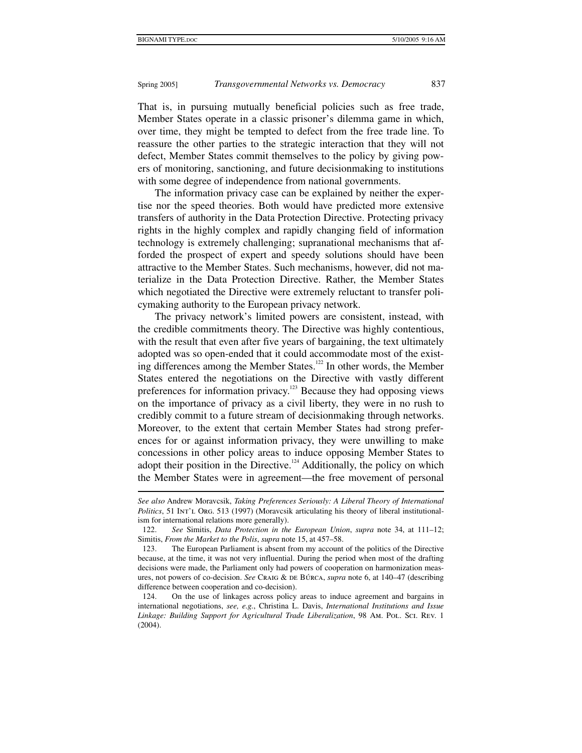That is, in pursuing mutually beneficial policies such as free trade, Member States operate in a classic prisoner's dilemma game in which, over time, they might be tempted to defect from the free trade line. To reassure the other parties to the strategic interaction that they will not defect, Member States commit themselves to the policy by giving powers of monitoring, sanctioning, and future decisionmaking to institutions with some degree of independence from national governments.

The information privacy case can be explained by neither the expertise nor the speed theories. Both would have predicted more extensive transfers of authority in the Data Protection Directive. Protecting privacy rights in the highly complex and rapidly changing field of information technology is extremely challenging; supranational mechanisms that afforded the prospect of expert and speedy solutions should have been attractive to the Member States. Such mechanisms, however, did not materialize in the Data Protection Directive. Rather, the Member States which negotiated the Directive were extremely reluctant to transfer policymaking authority to the European privacy network.

The privacy network's limited powers are consistent, instead, with the credible commitments theory. The Directive was highly contentious, with the result that even after five years of bargaining, the text ultimately adopted was so open-ended that it could accommodate most of the existing differences among the Member States.[122] In other words, the Member States entered the negotiations on the Directive with vastly different preferences for information privacy.[123] Because they had opposing views on the importance of privacy as a civil liberty, they were in no rush to credibly commit to a future stream of decisionmaking through networks. Moreover, to the extent that certain Member States had strong preferences for or against information privacy, they were unwilling to make concessions in other policy areas to induce opposing Member States to adopt their position in the Directive.[124] Additionally, the policy on which the Member States were in agreement—the free movement of personal

---

*See also* Andrew Moravcsik, *Taking Preferences Seriously: A Liberal Theory of International Politics*, 51 INT'L ORG. 513 (1997) (Moravcsik articulating his theory of liberal institutionalism for international relations more generally).

122. *See* Simitis, *Data Protection in the European Union*, *supra* note 34, at 111–12; Simitis, *From the Market to the Polis*, *supra* note 15, at 457–58.

123. The European Parliament is absent from my account of the politics of the Directive because, at the time, it was not very influential. During the period when most of the drafting decisions were made, the Parliament only had powers of cooperation on harmonization measures, not powers of co-decision. *See* CRAIG & DE BÚRCA, *supra* note 6, at 140–47 (describing difference between cooperation and co-decision).

124. On the use of linkages across policy areas to induce agreement and bargains in international negotiations, *see, e.g.*, Christina L. Davis, *International Institutions and Issue Linkage: Building Support for Agricultural Trade Liberalization*, 98 AM. POL. SCI. REV. 1 (2004).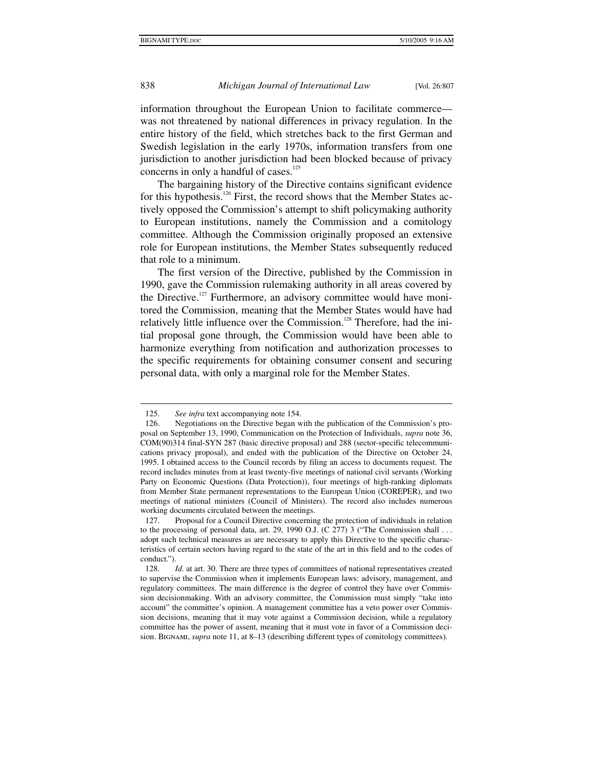information throughout the European Union to facilitate commerce—was not threatened by national differences in privacy regulation. In the entire history of the field, which stretches back to the first German and Swedish legislation in the early 1970s, information transfers from one jurisdiction to another jurisdiction had been blocked because of privacy concerns in only a handful of cases.[125]

The bargaining history of the Directive contains significant evidence for this hypothesis.[126] First, the record shows that the Member States actively opposed the Commission's attempt to shift policymaking authority to European institutions, namely the Commission and a comitology committee. Although the Commission originally proposed an extensive role for European institutions, the Member States subsequently reduced that role to a minimum.

The first version of the Directive, published by the Commission in 1990, gave the Commission rulemaking authority in all areas covered by the Directive.[127] Furthermore, an advisory committee would have monitored the Commission, meaning that the Member States would have had relatively little influence over the Commission.[128] Therefore, had the initial proposal gone through, the Commission would have been able to harmonize everything from notification and authorization processes to the specific requirements for obtaining consumer consent and securing personal data, with only a marginal role for the Member States.

---

125. *See infra* text accompanying note 154.

126. Negotiations on the Directive began with the publication of the Commission's proposal on September 13, 1990, Communication on the Protection of Individuals, *supra* note 36, COM(90)314 final-SYN 287 (basic directive proposal) and 288 (sector-specific telecommunications privacy proposal), and ended with the publication of the Directive on October 24, 1995. I obtained access to the Council records by filing an access to documents request. The record includes minutes from at least twenty-five meetings of national civil servants (Working Party on Economic Questions (Data Protection)), four meetings of high-ranking diplomats from Member State permanent representations to the European Union (COREPER), and two meetings of national ministers (Council of Ministers). The record also includes numerous working documents circulated between the meetings.

127. Proposal for a Council Directive concerning the protection of individuals in relation to the processing of personal data, art. 29, 1990 O.J. (C 277) 3 ("The Commission shall . . . adopt such technical measures as are necessary to apply this Directive to the specific characteristics of certain sectors having regard to the state of the art in this field and to the codes of conduct.").

128. *Id.* at art. 30. There are three types of committees of national representatives created to supervise the Commission when it implements European laws: advisory, management, and regulatory committees. The main difference is the degree of control they have over Commission decisionmaking. With an advisory committee, the Commission must simply "take into account" the committee's opinion. A management committee has a veto power over Commission decisions, meaning that it may vote against a Commission decision, while a regulatory committee has the power of assent, meaning that it must vote in favor of a Commission decision. BIGNAMI, *supra* note 11, at 8–13 (describing different types of comitology committees).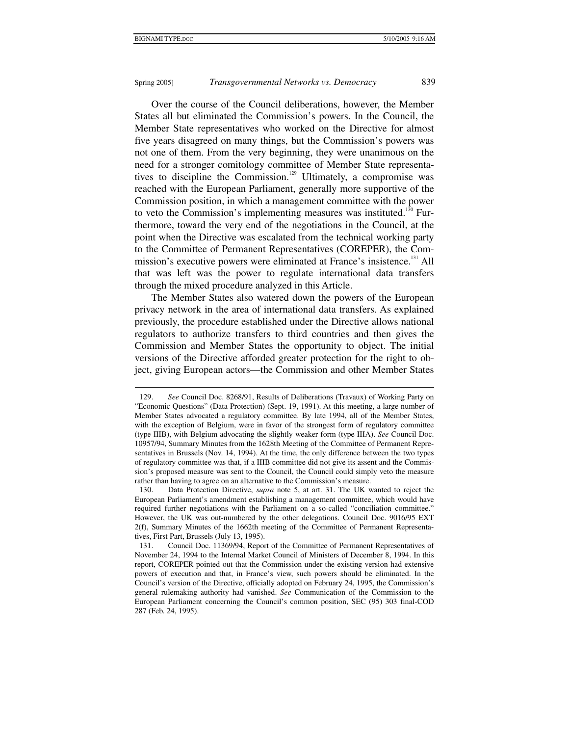Over the course of the Council deliberations, however, the Member States all but eliminated the Commission's powers. In the Council, the Member State representatives who worked on the Directive for almost five years disagreed on many things, but the Commission's powers was not one of them. From the very beginning, they were unanimous on the need for a stronger comitology committee of Member State representatives to discipline the Commission.[129] Ultimately, a compromise was reached with the European Parliament, generally more supportive of the Commission position, in which a management committee with the power to veto the Commission's implementing measures was instituted.[130] Furthermore, toward the very end of the negotiations in the Council, at the point when the Directive was escalated from the technical working party to the Committee of Permanent Representatives (COREPER), the Commission's executive powers were eliminated at France's insistence.[131] All that was left was the power to regulate international data transfers through the mixed procedure analyzed in this Article.

The Member States also watered down the powers of the European privacy network in the area of international data transfers. As explained previously, the procedure established under the Directive allows national regulators to authorize transfers to third countries and then gives the Commission and Member States the opportunity to object. The initial versions of the Directive afforded greater protection for the right to object, giving European actors—the Commission and other Member States

---

129. *See* Council Doc. 8268/91, Results of Deliberations (Travaux) of Working Party on "Economic Questions" (Data Protection) (Sept. 19, 1991). At this meeting, a large number of Member States advocated a regulatory committee. By late 1994, all of the Member States, with the exception of Belgium, were in favor of the strongest form of regulatory committee (type IIIB), with Belgium advocating the slightly weaker form (type IIIA). *See* Council Doc. 10957/94, Summary Minutes from the 1628th Meeting of the Committee of Permanent Representatives in Brussels (Nov. 14, 1994). At the time, the only difference between the two types of regulatory committee was that, if a IIIB committee did not give its assent and the Commission's proposed measure was sent to the Council, the Council could simply veto the measure rather than having to agree on an alternative to the Commission's measure.

130. Data Protection Directive, *supra* note 5, at art. 31. The UK wanted to reject the European Parliament's amendment establishing a management committee, which would have required further negotiations with the Parliament on a so-called "conciliation committee." However, the UK was out-numbered by the other delegations. Council Doc. 9016/95 EXT 2(f), Summary Minutes of the 1662th meeting of the Committee of Permanent Representatives, First Part, Brussels (July 13, 1995).

131. Council Doc. 11369/94, Report of the Committee of Permanent Representatives of November 24, 1994 to the Internal Market Council of Ministers of December 8, 1994. In this report, COREPER pointed out that the Commission under the existing version had extensive powers of execution and that, in France's view, such powers should be eliminated. In the Council's version of the Directive, officially adopted on February 24, 1995, the Commission's general rulemaking authority had vanished. *See* Communication of the Commission to the European Parliament concerning the Council's common position, SEC (95) 303 final-COD 287 (Feb. 24, 1995).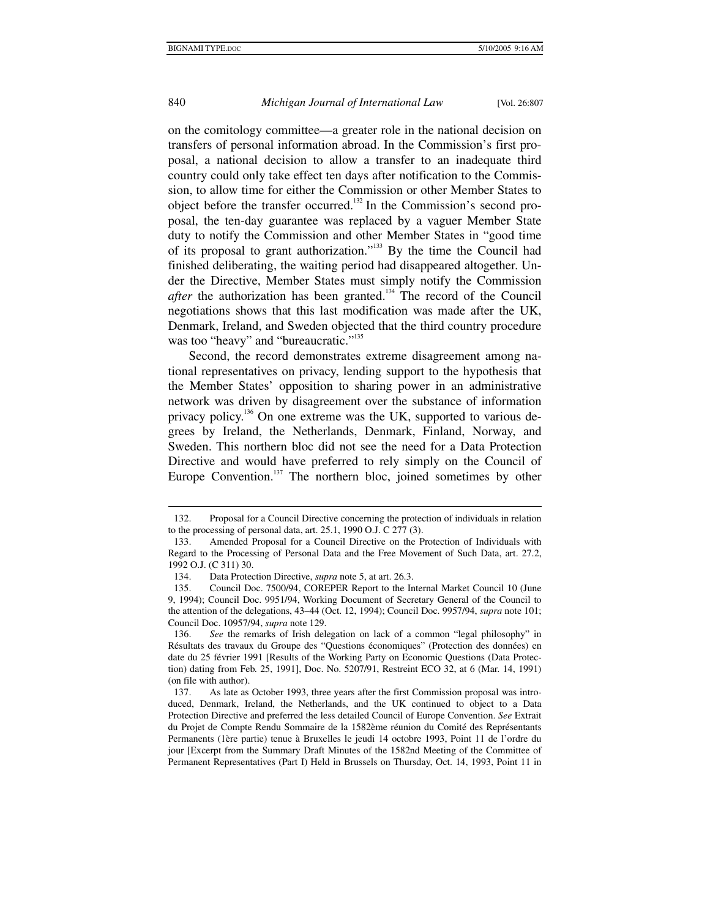on the comitology committee—a greater role in the national decision on transfers of personal information abroad. In the Commission's first proposal, a national decision to allow a transfer to an inadequate third country could only take effect ten days after notification to the Commission, to allow time for either the Commission or other Member States to object before the transfer occurred.[132] In the Commission's second proposal, the ten-day guarantee was replaced by a vaguer Member State duty to notify the Commission and other Member States in "good time of its proposal to grant authorization."[133] By the time the Council had finished deliberating, the waiting period had disappeared altogether. Under the Directive, Member States must simply notify the Commission *after* the authorization has been granted.[134] The record of the Council negotiations shows that this last modification was made after the UK, Denmark, Ireland, and Sweden objected that the third country procedure was too "heavy" and "bureaucratic."[135]

Second, the record demonstrates extreme disagreement among national representatives on privacy, lending support to the hypothesis that the Member States' opposition to sharing power in an administrative network was driven by disagreement over the substance of information privacy policy.[136] On one extreme was the UK, supported to various degrees by Ireland, the Netherlands, Denmark, Finland, Norway, and Sweden. This northern bloc did not see the need for a Data Protection Directive and would have preferred to rely simply on the Council of Europe Convention.[137] The northern bloc, joined sometimes by other

---

132. Proposal for a Council Directive concerning the protection of individuals in relation to the processing of personal data, art. 25.1, 1990 O.J. C 277 (3).

133. Amended Proposal for a Council Directive on the Protection of Individuals with Regard to the Processing of Personal Data and the Free Movement of Such Data, art. 27.2, 1992 O.J. (C 311) 30.

134. Data Protection Directive, *supra* note 5, at art. 26.3.

135. Council Doc. 7500/94, COREPER Report to the Internal Market Council 10 (June 9, 1994); Council Doc. 9951/94, Working Document of Secretary General of the Council to the attention of the delegations, 43–44 (Oct. 12, 1994); Council Doc. 9957/94, *supra* note 101; Council Doc. 10957/94, *supra* note 129.

136. *See* the remarks of Irish delegation on lack of a common "legal philosophy" in Résultats des travaux du Groupe des "Questions économiques" (Protection des données) en date du 25 février 1991 [Results of the Working Party on Economic Questions (Data Protection) dating from Feb. 25, 1991], Doc. No. 5207/91, Restreint ECO 32, at 6 (Mar. 14, 1991) (on file with author).

137. As late as October 1993, three years after the first Commission proposal was introduced, Denmark, Ireland, the Netherlands, and the UK continued to object to a Data Protection Directive and preferred the less detailed Council of Europe Convention. *See* Extrait du Projet de Compte Rendu Sommaire de la 1582ème réunion du Comité des Représentants Permanents (1ère partie) tenue à Bruxelles le jeudi 14 octobre 1993, Point 11 de l'ordre du jour [Excerpt from the Summary Draft Minutes of the 1582nd Meeting of the Committee of Permanent Representatives (Part I) Held in Brussels on Thursday, Oct. 14, 1993, Point 11 in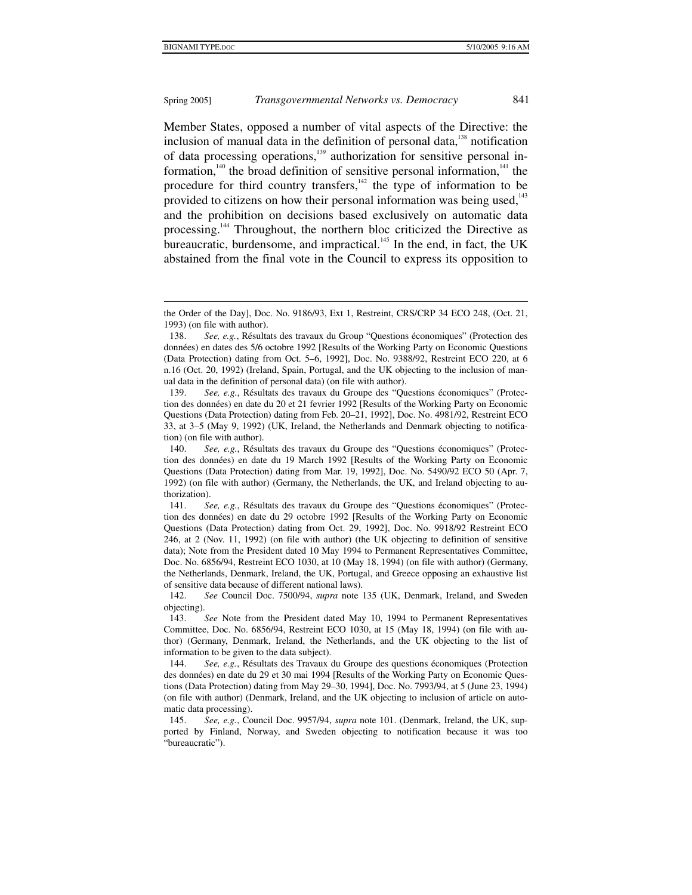Member States, opposed a number of vital aspects of the Directive: the inclusion of manual data in the definition of personal data,[138] notification of data processing operations,[139] authorization for sensitive personal information,[140] the broad definition of sensitive personal information,[141] the procedure for third country transfers,[142] the type of information to be provided to citizens on how their personal information was being used,[143] and the prohibition on decisions based exclusively on automatic data processing.[144] Throughout, the northern bloc criticized the Directive as bureaucratic, burdensome, and impractical.[145] In the end, in fact, the UK abstained from the final vote in the Council to express its opposition to

---

the Order of the Day], Doc. No. 9186/93, Ext 1, Restreint, CRS/CRP 34 ECO 248, (Oct. 21, 1993) (on file with author).

138. *See, e.g.*, Résultats des travaux du Group "Questions économiques" (Protection des données) en dates des 5/6 octobre 1992 [Results of the Working Party on Economic Questions (Data Protection) dating from Oct. 5–6, 1992], Doc. No. 9388/92, Restreint ECO 220, at 6 n.16 (Oct. 20, 1992) (Ireland, Spain, Portugal, and the UK objecting to the inclusion of manual data in the definition of personal data) (on file with author).

139. *See, e.g.*, Résultats des travaux du Groupe des "Questions économiques" (Protection des données) en date du 20 et 21 fevrier 1992 [Results of the Working Party on Economic Questions (Data Protection) dating from Feb. 20–21, 1992], Doc. No. 4981/92, Restreint ECO 33, at 3–5 (May 9, 1992) (UK, Ireland, the Netherlands and Denmark objecting to notification) (on file with author).

140. *See, e.g.*, Résultats des travaux du Groupe des "Questions économiques" (Protection des données) en date du 19 March 1992 [Results of the Working Party on Economic Questions (Data Protection) dating from Mar. 19, 1992], Doc. No. 5490/92 ECO 50 (Apr. 7, 1992) (on file with author) (Germany, the Netherlands, the UK, and Ireland objecting to authorization).

141. *See, e.g.*, Résultats des travaux du Groupe des "Questions économiques" (Protection des données) en date du 29 octobre 1992 [Results of the Working Party on Economic Questions (Data Protection) dating from Oct. 29, 1992], Doc. No. 9918/92 Restreint ECO 246, at 2 (Nov. 11, 1992) (on file with author) (the UK objecting to definition of sensitive data); Note from the President dated 10 May 1994 to Permanent Representatives Committee, Doc. No. 6856/94, Restreint ECO 1030, at 10 (May 18, 1994) (on file with author) (Germany, the Netherlands, Denmark, Ireland, the UK, Portugal, and Greece opposing an exhaustive list of sensitive data because of different national laws).

142. *See* Council Doc. 7500/94, *supra* note 135 (UK, Denmark, Ireland, and Sweden objecting).

143. *See* Note from the President dated May 10, 1994 to Permanent Representatives Committee, Doc. No. 6856/94, Restreint ECO 1030, at 15 (May 18, 1994) (on file with author) (Germany, Denmark, Ireland, the Netherlands, and the UK objecting to the list of information to be given to the data subject).

144. *See, e.g.*, Résultats des Travaux du Groupe des questions économiques (Protection des données) en date du 29 et 30 mai 1994 [Results of the Working Party on Economic Questions (Data Protection) dating from May 29–30, 1994], Doc. No. 7993/94, at 5 (June 23, 1994) (on file with author) (Denmark, Ireland, and the UK objecting to inclusion of article on automatic data processing).

145. *See, e.g.*, Council Doc. 9957/94, *supra* note 101. (Denmark, Ireland, the UK, supported by Finland, Norway, and Sweden objecting to notification because it was too "bureaucratic").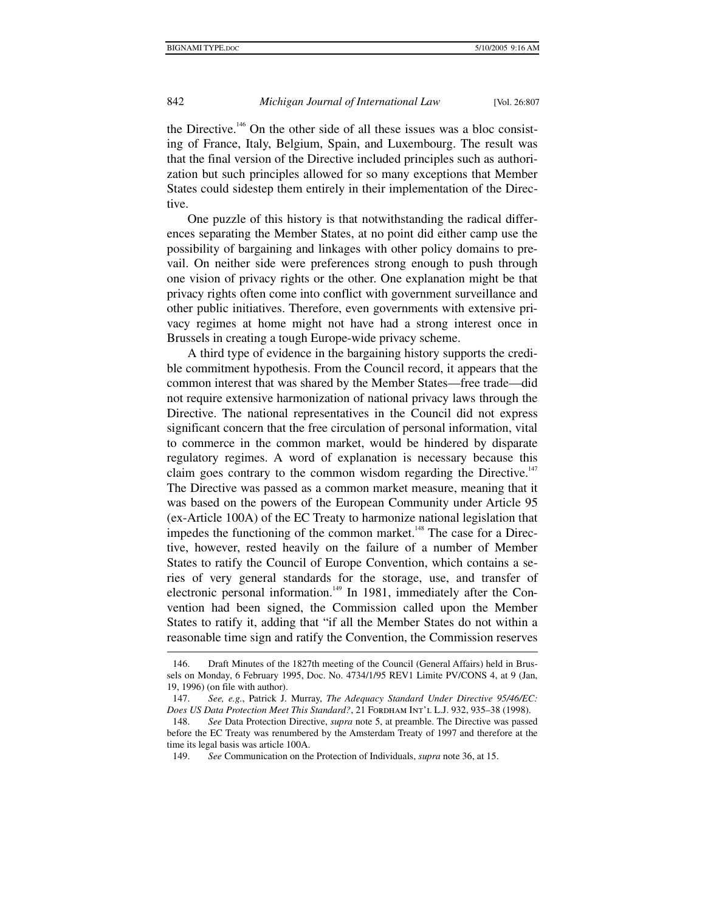the Directive.[146] On the other side of all these issues was a bloc consisting of France, Italy, Belgium, Spain, and Luxembourg. The result was that the final version of the Directive included principles such as authorization but such principles allowed for so many exceptions that Member States could sidestep them entirely in their implementation of the Directive.

One puzzle of this history is that notwithstanding the radical differences separating the Member States, at no point did either camp use the possibility of bargaining and linkages with other policy domains to prevail. On neither side were preferences strong enough to push through one vision of privacy rights or the other. One explanation might be that privacy rights often come into conflict with government surveillance and other public initiatives. Therefore, even governments with extensive privacy regimes at home might not have had a strong interest once in Brussels in creating a tough Europe-wide privacy scheme.

A third type of evidence in the bargaining history supports the credible commitment hypothesis. From the Council record, it appears that the common interest that was shared by the Member States—free trade—did not require extensive harmonization of national privacy laws through the Directive. The national representatives in the Council did not express significant concern that the free circulation of personal information, vital to commerce in the common market, would be hindered by disparate regulatory regimes. A word of explanation is necessary because this claim goes contrary to the common wisdom regarding the Directive.[147] The Directive was passed as a common market measure, meaning that it was based on the powers of the European Community under Article 95 (ex-Article 100A) of the EC Treaty to harmonize national legislation that impedes the functioning of the common market.[148] The case for a Directive, however, rested heavily on the failure of a number of Member States to ratify the Council of Europe Convention, which contains a series of very general standards for the storage, use, and transfer of electronic personal information.[149] In 1981, immediately after the Convention had been signed, the Commission called upon the Member States to ratify it, adding that "if all the Member States do not within a reasonable time sign and ratify the Convention, the Commission reserves

---

146. Draft Minutes of the 1827th meeting of the Council (General Affairs) held in Brussels on Monday, 6 February 1995, Doc. No. 4734/1/95 REV1 Limite PV/CONS 4, at 9 (Jan, 19, 1996) (on file with author).

147. *See, e.g.*, Patrick J. Murray, *The Adequacy Standard Under Directive 95/46/EC: Does US Data Protection Meet This Standard?*, 21 Fordham Int'l L.J. 932, 935–38 (1998).

148. *See* Data Protection Directive, *supra* note 5, at preamble. The Directive was passed before the EC Treaty was renumbered by the Amsterdam Treaty of 1997 and therefore at the time its legal basis was article 100A.

149. *See* Communication on the Protection of Individuals, *supra* note 36, at 15.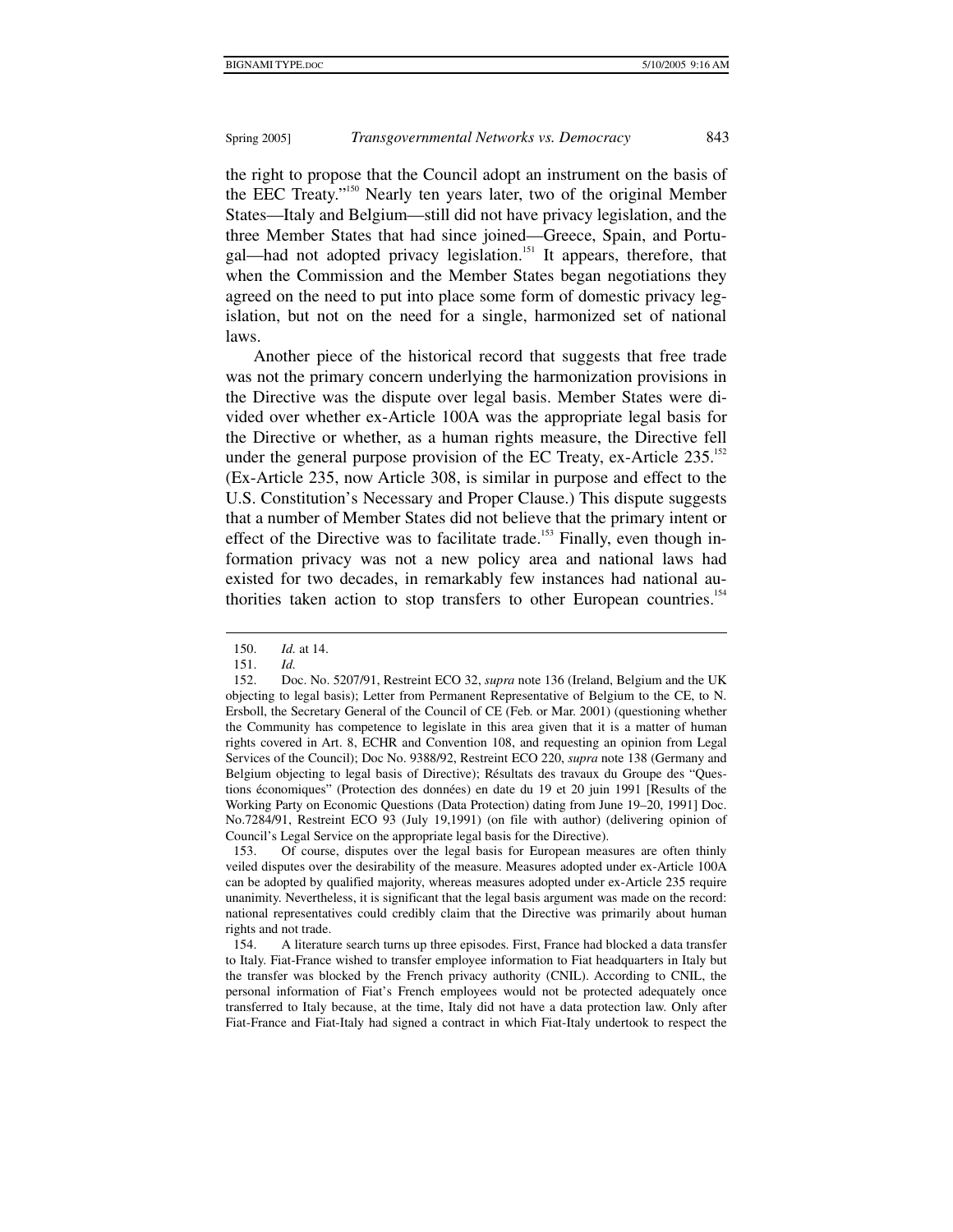the right to propose that the Council adopt an instrument on the basis of the EEC Treaty."[150] Nearly ten years later, two of the original Member States—Italy and Belgium—still did not have privacy legislation, and the three Member States that had since joined—Greece, Spain, and Portugal—had not adopted privacy legislation.[151] It appears, therefore, that when the Commission and the Member States began negotiations they agreed on the need to put into place some form of domestic privacy legislation, but not on the need for a single, harmonized set of national laws.

Another piece of the historical record that suggests that free trade was not the primary concern underlying the harmonization provisions in the Directive was the dispute over legal basis. Member States were divided over whether ex-Article 100A was the appropriate legal basis for the Directive or whether, as a human rights measure, the Directive fell under the general purpose provision of the EC Treaty, ex-Article 235.[152] (Ex-Article 235, now Article 308, is similar in purpose and effect to the U.S. Constitution's Necessary and Proper Clause.) This dispute suggests that a number of Member States did not believe that the primary intent or effect of the Directive was to facilitate trade.[153] Finally, even though information privacy was not a new policy area and national laws had existed for two decades, in remarkably few instances had national authorities taken action to stop transfers to other European countries.[154]

---

150. *Id.* at 14.

151. *Id.*

152. Doc. No. 5207/91, Restreint ECO 32, *supra* note 136 (Ireland, Belgium and the UK objecting to legal basis); Letter from Permanent Representative of Belgium to the CE, to N. Ersboll, the Secretary General of the Council of CE (Feb. or Mar. 2001) (questioning whether the Community has competence to legislate in this area given that it is a matter of human rights covered in Art. 8, ECHR and Convention 108, and requesting an opinion from Legal Services of the Council); Doc No. 9388/92, Restreint ECO 220, *supra* note 138 (Germany and Belgium objecting to legal basis of Directive); Résultats des travaux du Groupe des "Questions économiques" (Protection des données) en date du 19 et 20 juin 1991 [Results of the Working Party on Economic Questions (Data Protection) dating from June 19–20, 1991] Doc. No.7284/91, Restreint ECO 93 (July 19,1991) (on file with author) (delivering opinion of Council's Legal Service on the appropriate legal basis for the Directive).

153. Of course, disputes over the legal basis for European measures are often thinly veiled disputes over the desirability of the measure. Measures adopted under ex-Article 100A can be adopted by qualified majority, whereas measures adopted under ex-Article 235 require unanimity. Nevertheless, it is significant that the legal basis argument was made on the record: national representatives could credibly claim that the Directive was primarily about human rights and not trade.

154. A literature search turns up three episodes. First, France had blocked a data transfer to Italy. Fiat-France wished to transfer employee information to Fiat headquarters in Italy but the transfer was blocked by the French privacy authority (CNIL). According to CNIL, the personal information of Fiat's French employees would not be protected adequately once transferred to Italy because, at the time, Italy did not have a data protection law. Only after Fiat-France and Fiat-Italy had signed a contract in which Fiat-Italy undertook to respect the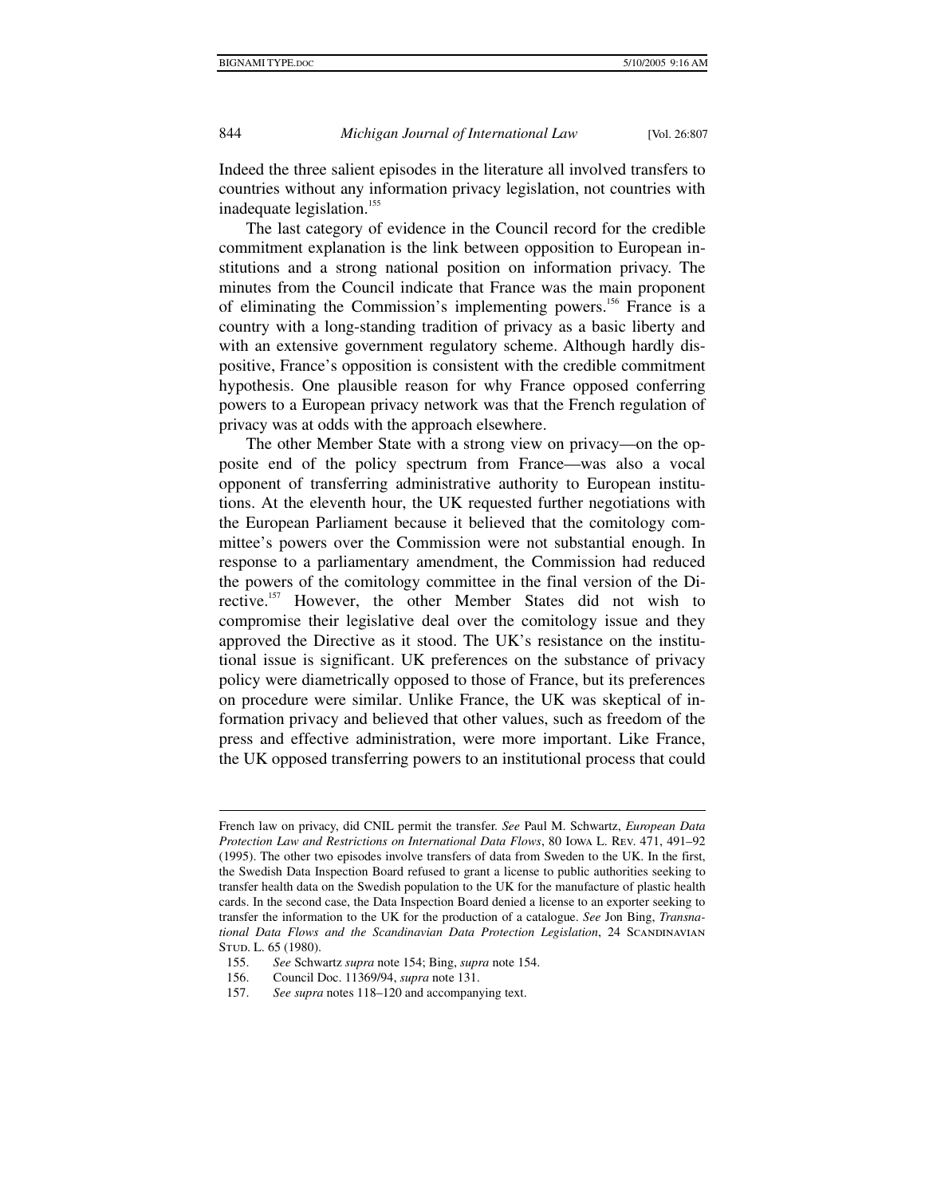Indeed the three salient episodes in the literature all involved transfers to countries without any information privacy legislation, not countries with inadequate legislation.[155]

The last category of evidence in the Council record for the credible commitment explanation is the link between opposition to European institutions and a strong national position on information privacy. The minutes from the Council indicate that France was the main proponent of eliminating the Commission's implementing powers.[156] France is a country with a long-standing tradition of privacy as a basic liberty and with an extensive government regulatory scheme. Although hardly dispositive, France's opposition is consistent with the credible commitment hypothesis. One plausible reason for why France opposed conferring powers to a European privacy network was that the French regulation of privacy was at odds with the approach elsewhere.

The other Member State with a strong view on privacy—on the opposite end of the policy spectrum from France—was also a vocal opponent of transferring administrative authority to European institutions. At the eleventh hour, the UK requested further negotiations with the European Parliament because it believed that the comitology committee's powers over the Commission were not substantial enough. In response to a parliamentary amendment, the Commission had reduced the powers of the comitology committee in the final version of the Directive.[157] However, the other Member States did not wish to compromise their legislative deal over the comitology issue and they approved the Directive as it stood. The UK's resistance on the institutional issue is significant. UK preferences on the substance of privacy policy were diametrically opposed to those of France, but its preferences on procedure were similar. Unlike France, the UK was skeptical of information privacy and believed that other values, such as freedom of the press and effective administration, were more important. Like France, the UK opposed transferring powers to an institutional process that could

---

French law on privacy, did CNIL permit the transfer. *See* Paul M. Schwartz, *European Data Protection Law and Restrictions on International Data Flows*, 80 Iowa L. Rev. 471, 491–92 (1995). The other two episodes involve transfers of data from Sweden to the UK. In the first, the Swedish Data Inspection Board refused to grant a license to public authorities seeking to transfer health data on the Swedish population to the UK for the manufacture of plastic health cards. In the second case, the Data Inspection Board denied a license to an exporter seeking to transfer the information to the UK for the production of a catalogue. *See* Jon Bing, *Transnational Data Flows and the Scandinavian Data Protection Legislation*, 24 Scandinavian Stud. L. 65 (1980).

155. *See* Schwartz *supra* note 154; Bing, *supra* note 154.

156. Council Doc. 11369/94, *supra* note 131.

157. *See supra* notes 118–120 and accompanying text.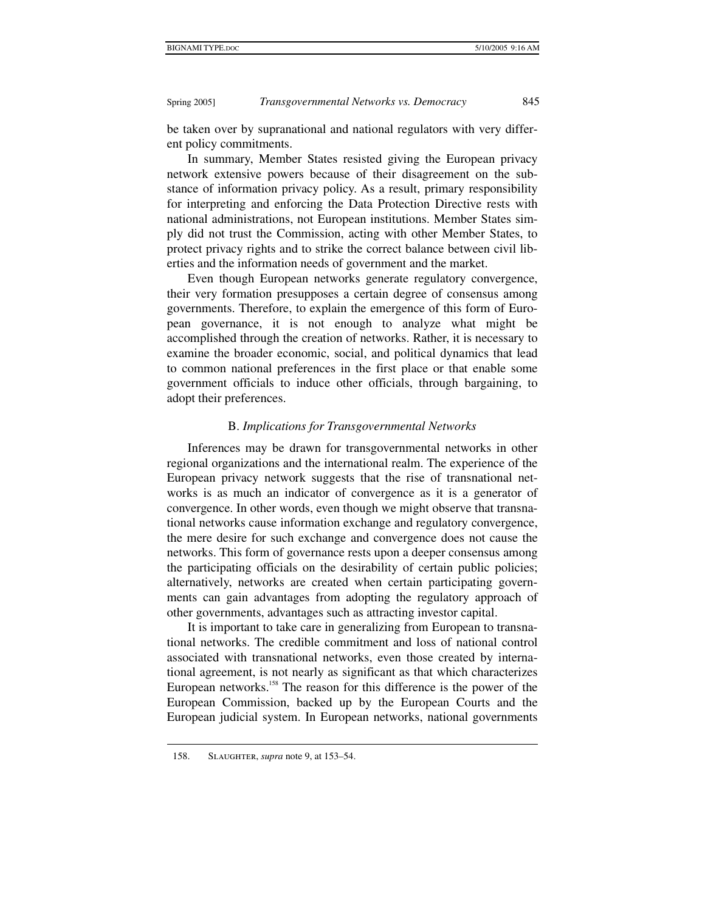be taken over by supranational and national regulators with very different policy commitments.

In summary, Member States resisted giving the European privacy network extensive powers because of their disagreement on the substance of information privacy policy. As a result, primary responsibility for interpreting and enforcing the Data Protection Directive rests with national administrations, not European institutions. Member States simply did not trust the Commission, acting with other Member States, to protect privacy rights and to strike the correct balance between civil liberties and the information needs of government and the market.

Even though European networks generate regulatory convergence, their very formation presupposes a certain degree of consensus among governments. Therefore, to explain the emergence of this form of European governance, it is not enough to analyze what might be accomplished through the creation of networks. Rather, it is necessary to examine the broader economic, social, and political dynamics that lead to common national preferences in the first place or that enable some government officials to induce other officials, through bargaining, to adopt their preferences.

### B. *Implications for Transgovernmental Networks*

Inferences may be drawn for transgovernmental networks in other regional organizations and the international realm. The experience of the European privacy network suggests that the rise of transnational networks is as much an indicator of convergence as it is a generator of convergence. In other words, even though we might observe that transnational networks cause information exchange and regulatory convergence, the mere desire for such exchange and convergence does not cause the networks. This form of governance rests upon a deeper consensus among the participating officials on the desirability of certain public policies; alternatively, networks are created when certain participating governments can gain advantages from adopting the regulatory approach of other governments, advantages such as attracting investor capital.

It is important to take care in generalizing from European to transnational networks. The credible commitment and loss of national control associated with transnational networks, even those created by international agreement, is not nearly as significant as that which characterizes European networks.[158] The reason for this difference is the power of the European Commission, backed up by the European Courts and the European judicial system. In European networks, national governments

---

158. Slaughter, *supra* note 9, at 153–54.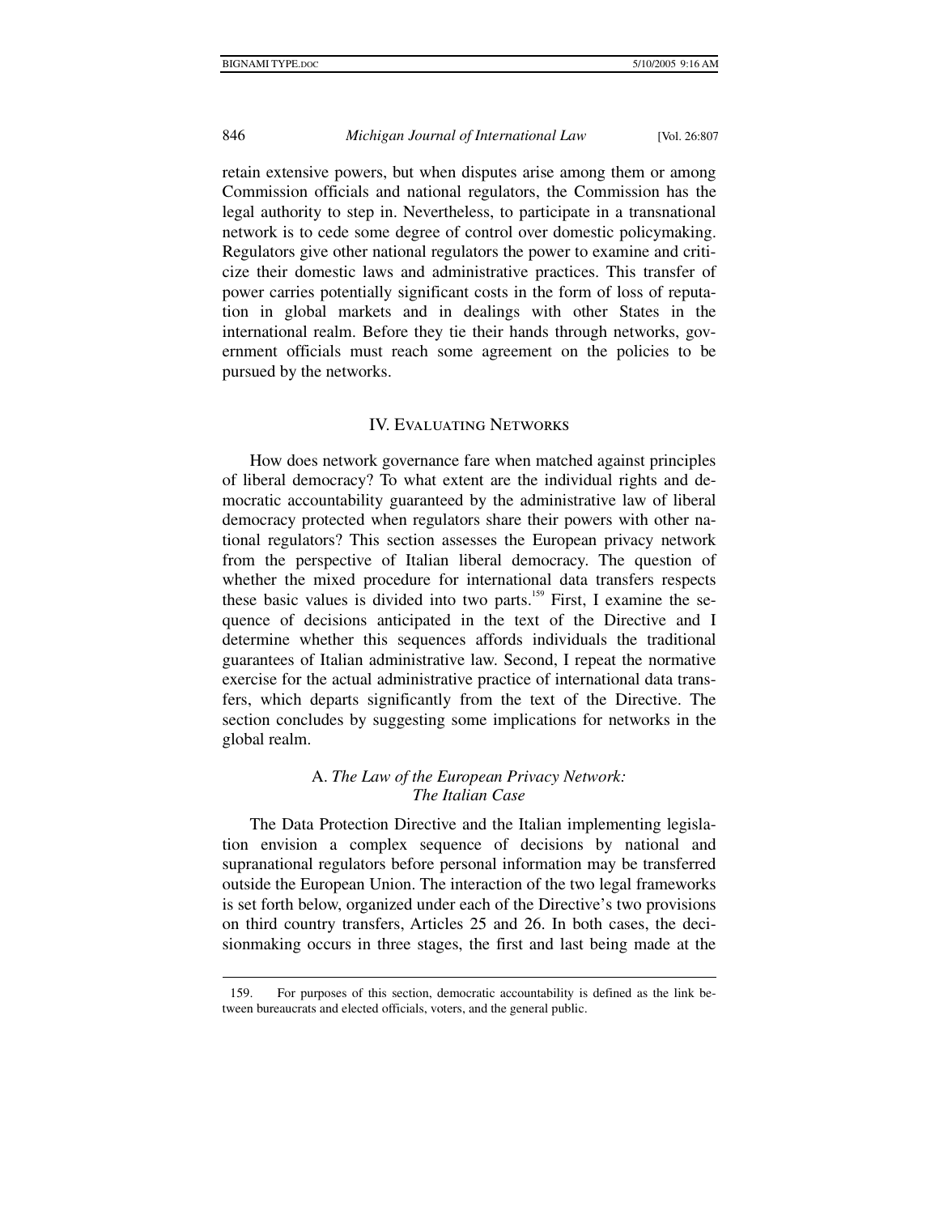retain extensive powers, but when disputes arise among them or among Commission officials and national regulators, the Commission has the legal authority to step in. Nevertheless, to participate in a transnational network is to cede some degree of control over domestic policymaking. Regulators give other national regulators the power to examine and criticize their domestic laws and administrative practices. This transfer of power carries potentially significant costs in the form of loss of reputation in global markets and in dealings with other States in the international realm. Before they tie their hands through networks, government officials must reach some agreement on the policies to be pursued by the networks.

## IV. Evaluating Networks

How does network governance fare when matched against principles of liberal democracy? To what extent are the individual rights and democratic accountability guaranteed by the administrative law of liberal democracy protected when regulators share their powers with other national regulators? This section assesses the European privacy network from the perspective of Italian liberal democracy. The question of whether the mixed procedure for international data transfers respects these basic values is divided into two parts.[159] First, I examine the sequence of decisions anticipated in the text of the Directive and I determine whether this sequences affords individuals the traditional guarantees of Italian administrative law. Second, I repeat the normative exercise for the actual administrative practice of international data transfers, which departs significantly from the text of the Directive. The section concludes by suggesting some implications for networks in the global realm.

### A. *The Law of the European Privacy Network: The Italian Case*

The Data Protection Directive and the Italian implementing legislation envision a complex sequence of decisions by national and supranational regulators before personal information may be transferred outside the European Union. The interaction of the two legal frameworks is set forth below, organized under each of the Directive's two provisions on third country transfers, Articles 25 and 26. In both cases, the decisionmaking occurs in three stages, the first and last being made at the

---

159. For purposes of this section, democratic accountability is defined as the link between bureaucrats and elected officials, voters, and the general public.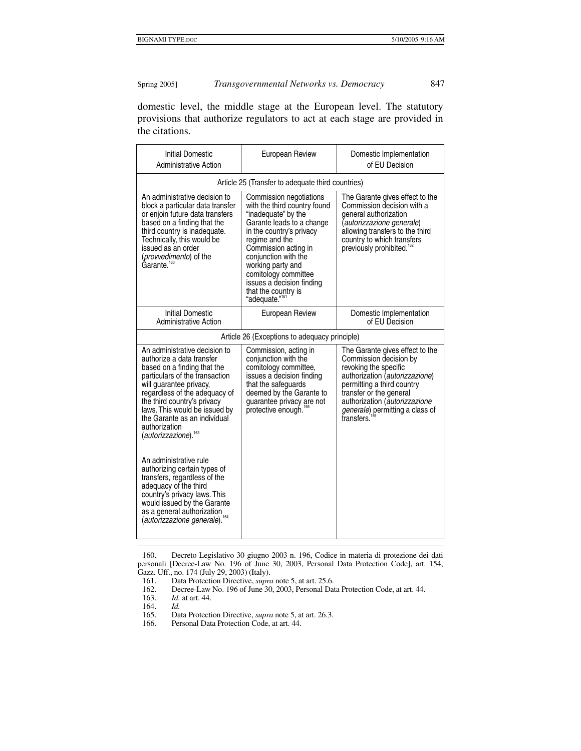domestic level, the middle stage at the European level. The statutory provisions that authorize regulators to act at each stage are provided in the citations.

| Initial Domestic Administrative Action | European Review | Domestic Implementation of EU Decision |
|---|---|---|
| Article 25 (Transfer to adequate third countries) | | |
| An administrative decision to block a particular data transfer or enjoin future data transfers based on a finding that the third country is inadequate. Technically, this would be issued as an order (*provvedimento*) of the Garante.[160] | Commission negotiations with the third country found "inadequate" by the Garante leads to a change in the country's privacy regime and the Commission acting in conjunction with the working party and comitology committee issues a decision finding that the country is "adequate."[161] | The Garante gives effect to the Commission decision with a general authorization (*autorizzazione generale*) allowing transfers to the third country to which transfers previously prohibited.[162] |
| Initial Domestic Administrative Action | European Review | Domestic Implementation of EU Decision |
| Article 26 (Exceptions to adequacy principle) | | |
| An administrative decision to authorize a data transfer based on a finding that the particulars of the transaction will guarantee privacy, regardless of the adequacy of the third country's privacy laws. This would be issued by the Garante as an individual authorization (*autorizzazione*).[163]<br><br>An administrative rule authorizing certain types of transfers, regardless of the adequacy of the third country's privacy laws. This would issued by the Garante as a general authorization (*autorizzazione generale*).[164] | Commission, acting in conjunction with the comitology committee, issues a decision finding that the safeguards deemed by the Garante to guarantee privacy are not protective enough.[165] | The Garante gives effect to the Commission decision by revoking the specific authorization (*autorizzazione*) permitting a third country transfer or the general authorization (*autorizzazione generale*) permitting a class of transfers.[166] |

160. Decreto Legislativo 30 giugno 2003 n. 196, Codice in materia di protezione dei dati personali [Decree-Law No. 196 of June 30, 2003, Personal Data Protection Code], art. 154, Gazz. Uff., no. 174 (July 29, 2003) (Italy).

161. Data Protection Directive, *supra* note 5, at art. 25.6.

162. Decree-Law No. 196 of June 30, 2003, Personal Data Protection Code, at art. 44.

163. *Id.* at art. 44.

164. *Id.*

165. Data Protection Directive, *supra* note 5, at art. 26.3.

166. Personal Data Protection Code, at art. 44.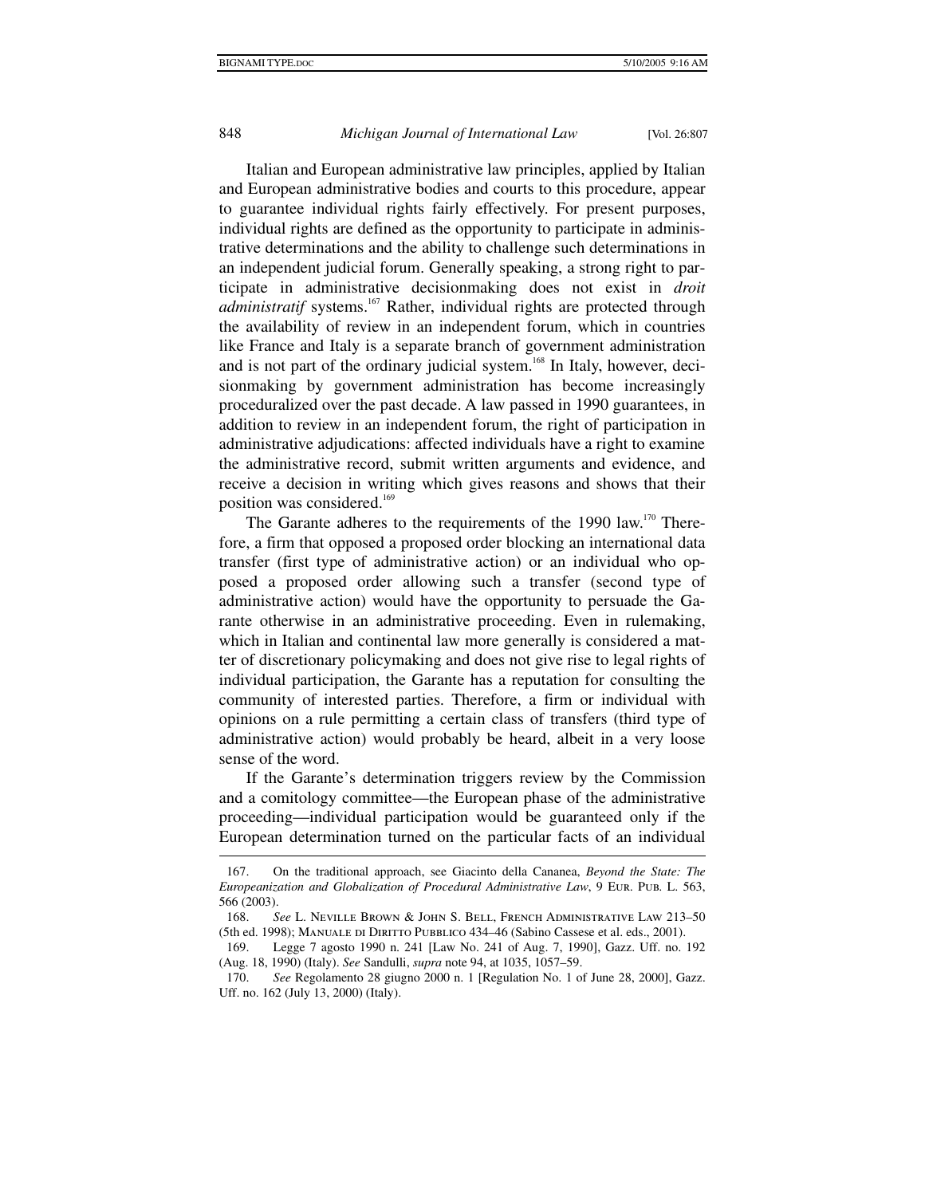Italian and European administrative law principles, applied by Italian and European administrative bodies and courts to this procedure, appear to guarantee individual rights fairly effectively. For present purposes, individual rights are defined as the opportunity to participate in administrative determinations and the ability to challenge such determinations in an independent judicial forum. Generally speaking, a strong right to participate in administrative decisionmaking does not exist in *droit administratif* systems.[167] Rather, individual rights are protected through the availability of review in an independent forum, which in countries like France and Italy is a separate branch of government administration and is not part of the ordinary judicial system.[168] In Italy, however, decisionmaking by government administration has become increasingly proceduralized over the past decade. A law passed in 1990 guarantees, in addition to review in an independent forum, the right of participation in administrative adjudications: affected individuals have a right to examine the administrative record, submit written arguments and evidence, and receive a decision in writing which gives reasons and shows that their position was considered.[169]

The Garante adheres to the requirements of the 1990 law.[170] Therefore, a firm that opposed a proposed order blocking an international data transfer (first type of administrative action) or an individual who opposed a proposed order allowing such a transfer (second type of administrative action) would have the opportunity to persuade the Garante otherwise in an administrative proceeding. Even in rulemaking, which in Italian and continental law more generally is considered a matter of discretionary policymaking and does not give rise to legal rights of individual participation, the Garante has a reputation for consulting the community of interested parties. Therefore, a firm or individual with opinions on a rule permitting a certain class of transfers (third type of administrative action) would probably be heard, albeit in a very loose sense of the word.

If the Garante's determination triggers review by the Commission and a comitology committee—the European phase of the administrative proceeding—individual participation would be guaranteed only if the European determination turned on the particular facts of an individual

---

167. On the traditional approach, see Giacinto della Cananea, *Beyond the State: The Europeanization and Globalization of Procedural Administrative Law*, 9 Eur. Pub. L. 563, 566 (2003).

168. *See* L. Neville Brown & John S. Bell, French Administrative Law 213–50 (5th ed. 1998); Manuale di Diritto Pubblico 434–46 (Sabino Cassese et al. eds., 2001).

169. Legge 7 agosto 1990 n. 241 [Law No. 241 of Aug. 7, 1990], Gazz. Uff. no. 192 (Aug. 18, 1990) (Italy). *See* Sandulli, *supra* note 94, at 1035, 1057–59.

170. *See* Regolamento 28 giugno 2000 n. 1 [Regulation No. 1 of June 28, 2000], Gazz. Uff. no. 162 (July 13, 2000) (Italy).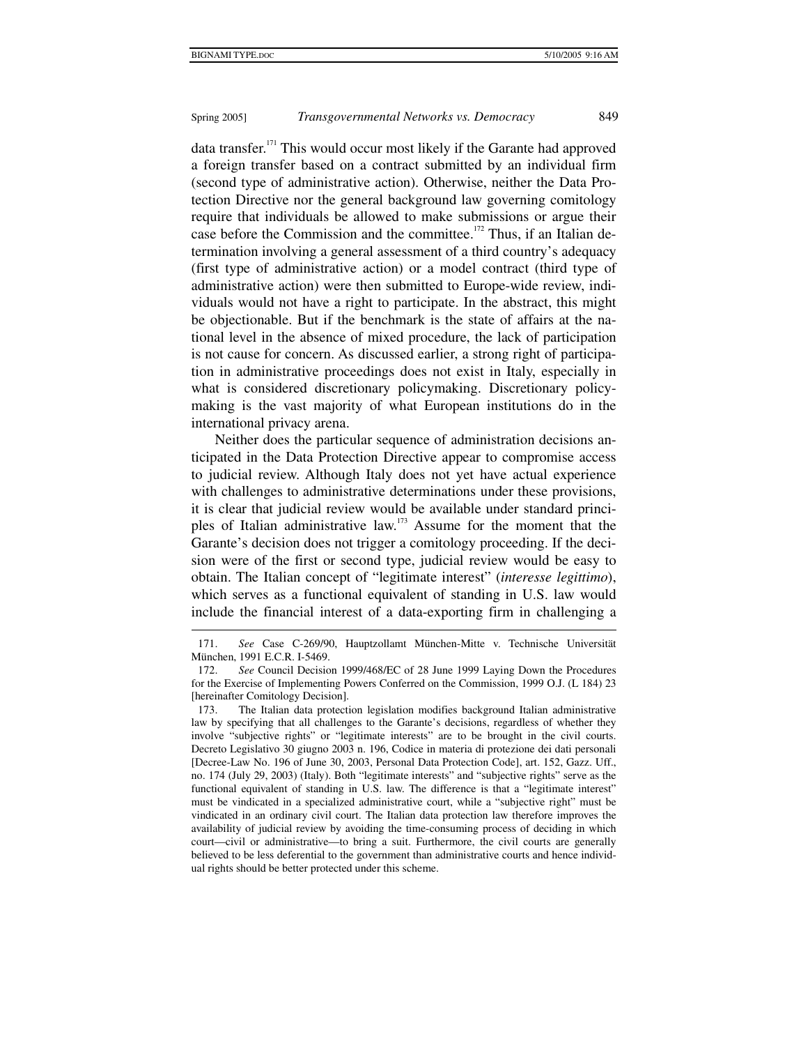data transfer.[171] This would occur most likely if the Garante had approved a foreign transfer based on a contract submitted by an individual firm (second type of administrative action). Otherwise, neither the Data Protection Directive nor the general background law governing comitology require that individuals be allowed to make submissions or argue their case before the Commission and the committee.[172] Thus, if an Italian determination involving a general assessment of a third country's adequacy (first type of administrative action) or a model contract (third type of administrative action) were then submitted to Europe-wide review, individuals would not have a right to participate. In the abstract, this might be objectionable. But if the benchmark is the state of affairs at the national level in the absence of mixed procedure, the lack of participation is not cause for concern. As discussed earlier, a strong right of participation in administrative proceedings does not exist in Italy, especially in what is considered discretionary policymaking. Discretionary policymaking is the vast majority of what European institutions do in the international privacy arena.

Neither does the particular sequence of administration decisions anticipated in the Data Protection Directive appear to compromise access to judicial review. Although Italy does not yet have actual experience with challenges to administrative determinations under these provisions, it is clear that judicial review would be available under standard principles of Italian administrative law.[173] Assume for the moment that the Garante's decision does not trigger a comitology proceeding. If the decision were of the first or second type, judicial review would be easy to obtain. The Italian concept of "legitimate interest" (*interesse legittimo*), which serves as a functional equivalent of standing in U.S. law would include the financial interest of a data-exporting firm in challenging a

---

171. *See* Case C-269/90, Hauptzollamt München-Mitte v. Technische Universität München, 1991 E.C.R. I-5469.

172. *See* Council Decision 1999/468/EC of 28 June 1999 Laying Down the Procedures for the Exercise of Implementing Powers Conferred on the Commission, 1999 O.J. (L 184) 23 [hereinafter Comitology Decision].

173. The Italian data protection legislation modifies background Italian administrative law by specifying that all challenges to the Garante's decisions, regardless of whether they involve "subjective rights" or "legitimate interests" are to be brought in the civil courts. Decreto Legislativo 30 giugno 2003 n. 196, Codice in materia di protezione dei dati personali [Decree-Law No. 196 of June 30, 2003, Personal Data Protection Code], art. 152, Gazz. Uff., no. 174 (July 29, 2003) (Italy). Both "legitimate interests" and "subjective rights" serve as the functional equivalent of standing in U.S. law. The difference is that a "legitimate interest" must be vindicated in a specialized administrative court, while a "subjective right" must be vindicated in an ordinary civil court. The Italian data protection law therefore improves the availability of judicial review by avoiding the time-consuming process of deciding in which court—civil or administrative—to bring a suit. Furthermore, the civil courts are generally believed to be less deferential to the government than administrative courts and hence individual rights should be better protected under this scheme.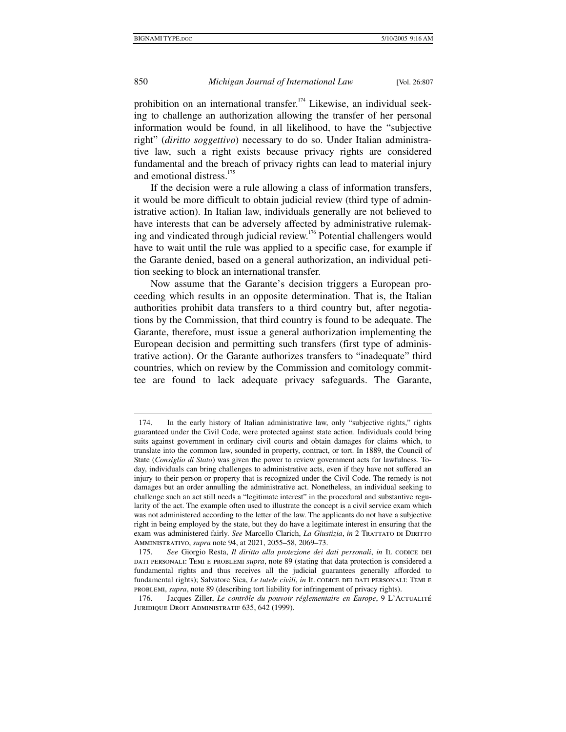prohibition on an international transfer.[174] Likewise, an individual seeking to challenge an authorization allowing the transfer of her personal information would be found, in all likelihood, to have the "subjective right" (*diritto soggettivo*) necessary to do so. Under Italian administrative law, such a right exists because privacy rights are considered fundamental and the breach of privacy rights can lead to material injury and emotional distress.[175]

If the decision were a rule allowing a class of information transfers, it would be more difficult to obtain judicial review (third type of administrative action). In Italian law, individuals generally are not believed to have interests that can be adversely affected by administrative rulemaking and vindicated through judicial review.[176] Potential challengers would have to wait until the rule was applied to a specific case, for example if the Garante denied, based on a general authorization, an individual petition seeking to block an international transfer.

Now assume that the Garante's decision triggers a European proceeding which results in an opposite determination. That is, the Italian authorities prohibit data transfers to a third country but, after negotiations by the Commission, that third country is found to be adequate. The Garante, therefore, must issue a general authorization implementing the European decision and permitting such transfers (first type of administrative action). Or the Garante authorizes transfers to "inadequate" third countries, which on review by the Commission and comitology committee are found to lack adequate privacy safeguards. The Garante,

---

174. In the early history of Italian administrative law, only "subjective rights," rights guaranteed under the Civil Code, were protected against state action. Individuals could bring suits against government in ordinary civil courts and obtain damages for claims which, to translate into the common law, sounded in property, contract, or tort. In 1889, the Council of State (*Consiglio di Stato*) was given the power to review government acts for lawfulness. Today, individuals can bring challenges to administrative acts, even if they have not suffered an injury to their person or property that is recognized under the Civil Code. The remedy is not damages but an order annulling the administrative act. Nonetheless, an individual seeking to challenge such an act still needs a "legitimate interest" in the procedural and substantive regularity of the act. The example often used to illustrate the concept is a civil service exam which was not administered according to the letter of the law. The applicants do not have a subjective right in being employed by the state, but they do have a legitimate interest in ensuring that the exam was administered fairly. *See* Marcello Clarich, *La Giustizia*, *in* 2 TRATTATO DI DIRITTO AMMINISTRATIVO, *supra* note 94, at 2021, 2055–58, 2069–73.

175. *See* Giorgio Resta, *Il diritto alla protezione dei dati personali*, *in* IL CODICE DEI DATI PERSONALI: TEMI E PROBLEMI *supra*, note 89 (stating that data protection is considered a fundamental rights and thus receives all the judicial guarantees generally afforded to fundamental rights); Salvatore Sica, *Le tutele civili*, *in* IL CODICE DEI DATI PERSONALI: TEMI E PROBLEMI, *supra*, note 89 (describing tort liability for infringement of privacy rights).

176. Jacques Ziller, *Le contrôle du pouvoir réglementaire en Europe*, 9 L'ACTUALITÉ JURIDIQUE DROIT ADMINISTRATIF 635, 642 (1999).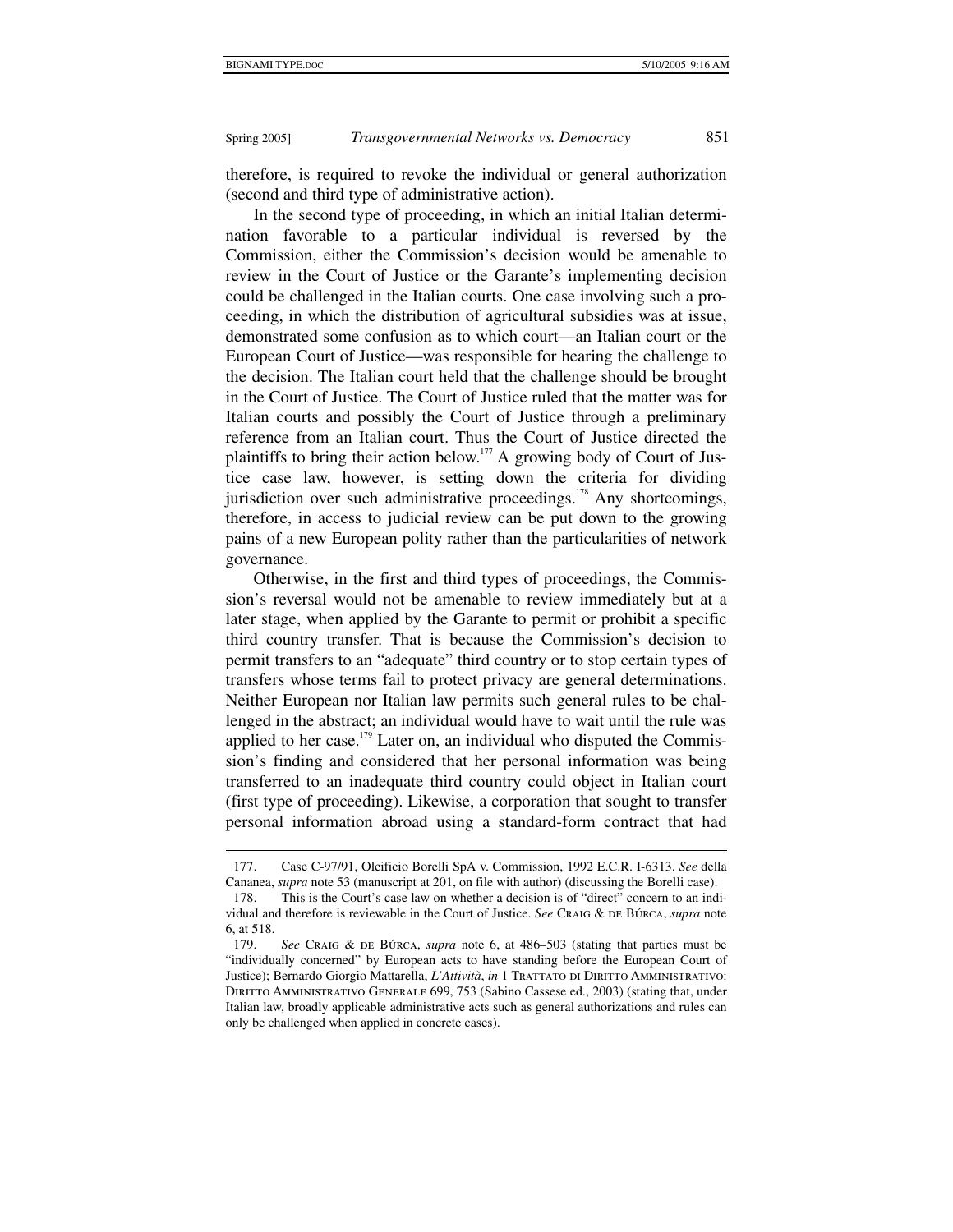therefore, is required to revoke the individual or general authorization (second and third type of administrative action).

In the second type of proceeding, in which an initial Italian determination favorable to a particular individual is reversed by the Commission, either the Commission's decision would be amenable to review in the Court of Justice or the Garante's implementing decision could be challenged in the Italian courts. One case involving such a proceeding, in which the distribution of agricultural subsidies was at issue, demonstrated some confusion as to which court—an Italian court or the European Court of Justice—was responsible for hearing the challenge to the decision. The Italian court held that the challenge should be brought in the Court of Justice. The Court of Justice ruled that the matter was for Italian courts and possibly the Court of Justice through a preliminary reference from an Italian court. Thus the Court of Justice directed the plaintiffs to bring their action below.[177] A growing body of Court of Justice case law, however, is setting down the criteria for dividing jurisdiction over such administrative proceedings.[178] Any shortcomings, therefore, in access to judicial review can be put down to the growing pains of a new European polity rather than the particularities of network governance.

Otherwise, in the first and third types of proceedings, the Commission's reversal would not be amenable to review immediately but at a later stage, when applied by the Garante to permit or prohibit a specific third country transfer. That is because the Commission's decision to permit transfers to an "adequate" third country or to stop certain types of transfers whose terms fail to protect privacy are general determinations. Neither European nor Italian law permits such general rules to be challenged in the abstract; an individual would have to wait until the rule was applied to her case.[179] Later on, an individual who disputed the Commission's finding and considered that her personal information was being transferred to an inadequate third country could object in Italian court (first type of proceeding). Likewise, a corporation that sought to transfer personal information abroad using a standard-form contract that had

---

177. Case C-97/91, Oleificio Borelli SpA v. Commission, 1992 E.C.R. I-6313. *See* della Cananea, *supra* note 53 (manuscript at 201, on file with author) (discussing the Borelli case).

178. This is the Court's case law on whether a decision is of "direct" concern to an individual and therefore is reviewable in the Court of Justice. *See* Craig & de Búrca, *supra* note 6, at 518.

179. *See* Craig & de Búrca, *supra* note 6, at 486–503 (stating that parties must be "individually concerned" by European acts to have standing before the European Court of Justice); Bernardo Giorgio Mattarella, *L'Attività*, *in* 1 Trattato di Diritto Amministrativo: Diritto Amministrativo Generale 699, 753 (Sabino Cassese ed., 2003) (stating that, under Italian law, broadly applicable administrative acts such as general authorizations and rules can only be challenged when applied in concrete cases).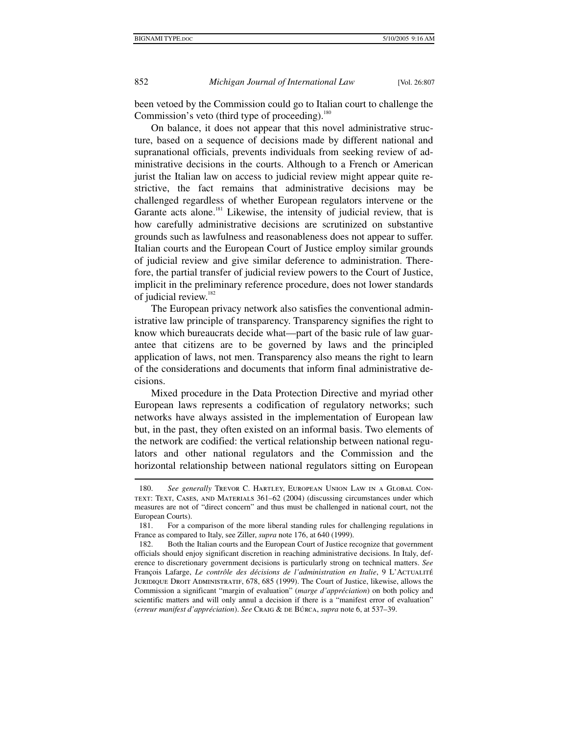been vetoed by the Commission could go to Italian court to challenge the Commission's veto (third type of proceeding).[180]

On balance, it does not appear that this novel administrative structure, based on a sequence of decisions made by different national and supranational officials, prevents individuals from seeking review of administrative decisions in the courts. Although to a French or American jurist the Italian law on access to judicial review might appear quite restrictive, the fact remains that administrative decisions may be challenged regardless of whether European regulators intervene or the Garante acts alone.[181] Likewise, the intensity of judicial review, that is how carefully administrative decisions are scrutinized on substantive grounds such as lawfulness and reasonableness does not appear to suffer. Italian courts and the European Court of Justice employ similar grounds of judicial review and give similar deference to administration. Therefore, the partial transfer of judicial review powers to the Court of Justice, implicit in the preliminary reference procedure, does not lower standards of judicial review.[182]

The European privacy network also satisfies the conventional administrative law principle of transparency. Transparency signifies the right to know which bureaucrats decide what—part of the basic rule of law guarantee that citizens are to be governed by laws and the principled application of laws, not men. Transparency also means the right to learn of the considerations and documents that inform final administrative decisions.

Mixed procedure in the Data Protection Directive and myriad other European laws represents a codification of regulatory networks; such networks have always assisted in the implementation of European law but, in the past, they often existed on an informal basis. Two elements of the network are codified: the vertical relationship between national regulators and other national regulators and the Commission and the horizontal relationship between national regulators sitting on European

---

180. *See generally* Trevor C. Hartley, European Union Law in a Global Context: Text, Cases, and Materials 361–62 (2004) (discussing circumstances under which measures are not of "direct concern" and thus must be challenged in national court, not the European Courts).

181. For a comparison of the more liberal standing rules for challenging regulations in France as compared to Italy, see Ziller, *supra* note 176, at 640 (1999).

182. Both the Italian courts and the European Court of Justice recognize that government officials should enjoy significant discretion in reaching administrative decisions. In Italy, deference to discretionary government decisions is particularly strong on technical matters. *See* François Lafarge, *Le contrôle des décisions de l'administration en Italie*, 9 L'Actualité Juridique Droit Administratif, 678, 685 (1999). The Court of Justice, likewise, allows the Commission a significant "margin of evaluation" (*marge d'appréciation*) on both policy and scientific matters and will only annul a decision if there is a "manifest error of evaluation" (*erreur manifest d'appréciation*). *See* Craig & de Búrca, *supra* note 6, at 537–39.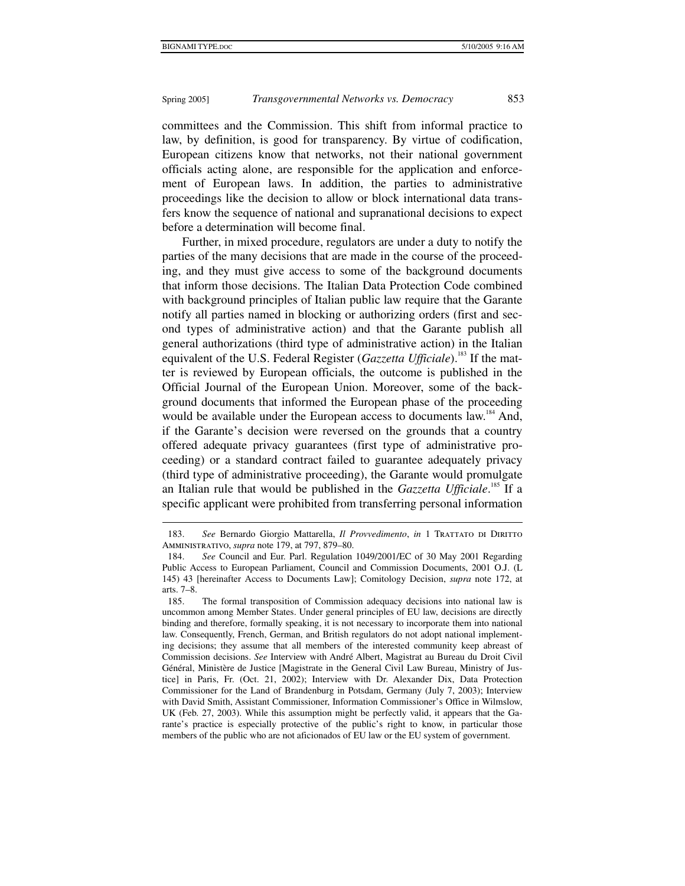committees and the Commission. This shift from informal practice to law, by definition, is good for transparency. By virtue of codification, European citizens know that networks, not their national government officials acting alone, are responsible for the application and enforcement of European laws. In addition, the parties to administrative proceedings like the decision to allow or block international data transfers know the sequence of national and supranational decisions to expect before a determination will become final.

Further, in mixed procedure, regulators are under a duty to notify the parties of the many decisions that are made in the course of the proceeding, and they must give access to some of the background documents that inform those decisions. The Italian Data Protection Code combined with background principles of Italian public law require that the Garante notify all parties named in blocking or authorizing orders (first and second types of administrative action) and that the Garante publish all general authorizations (third type of administrative action) in the Italian equivalent of the U.S. Federal Register (*Gazzetta Ufficiale*).[183] If the matter is reviewed by European officials, the outcome is published in the Official Journal of the European Union. Moreover, some of the background documents that informed the European phase of the proceeding would be available under the European access to documents law.[184] And, if the Garante's decision were reversed on the grounds that a country offered adequate privacy guarantees (first type of administrative proceeding) or a standard contract failed to guarantee adequately privacy (third type of administrative proceeding), the Garante would promulgate an Italian rule that would be published in the *Gazzetta Ufficiale*.[185] If a specific applicant were prohibited from transferring personal information

---

183. *See* Bernardo Giorgio Mattarella, *Il Provvedimento*, *in* 1 Trattato di Diritto Amministrativo, *supra* note 179, at 797, 879–80.

184. *See* Council and Eur. Parl. Regulation 1049/2001/EC of 30 May 2001 Regarding Public Access to European Parliament, Council and Commission Documents, 2001 O.J. (L 145) 43 [hereinafter Access to Documents Law]; Comitology Decision, *supra* note 172, at arts. 7–8.

185. The formal transposition of Commission adequacy decisions into national law is uncommon among Member States. Under general principles of EU law, decisions are directly binding and therefore, formally speaking, it is not necessary to incorporate them into national law. Consequently, French, German, and British regulators do not adopt national implementing decisions; they assume that all members of the interested community keep abreast of Commission decisions. *See* Interview with André Albert, Magistrat au Bureau du Droit Civil Général, Ministère de Justice [Magistrate in the General Civil Law Bureau, Ministry of Justice] in Paris, Fr. (Oct. 21, 2002); Interview with Dr. Alexander Dix, Data Protection Commissioner for the Land of Brandenburg in Potsdam, Germany (July 7, 2003); Interview with David Smith, Assistant Commissioner, Information Commissioner's Office in Wilmslow, UK (Feb. 27, 2003). While this assumption might be perfectly valid, it appears that the Garante's practice is especially protective of the public's right to know, in particular those members of the public who are not aficionados of EU law or the EU system of government.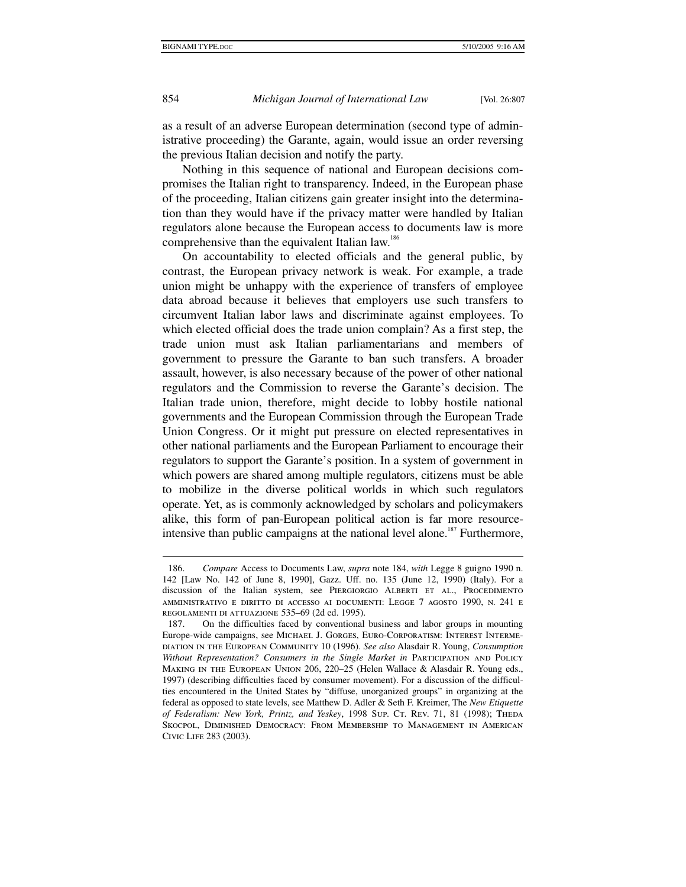as a result of an adverse European determination (second type of administrative proceeding) the Garante, again, would issue an order reversing the previous Italian decision and notify the party.

Nothing in this sequence of national and European decisions compromises the Italian right to transparency. Indeed, in the European phase of the proceeding, Italian citizens gain greater insight into the determination than they would have if the privacy matter were handled by Italian regulators alone because the European access to documents law is more comprehensive than the equivalent Italian law.[186]

On accountability to elected officials and the general public, by contrast, the European privacy network is weak. For example, a trade union might be unhappy with the experience of transfers of employee data abroad because it believes that employers use such transfers to circumvent Italian labor laws and discriminate against employees. To which elected official does the trade union complain? As a first step, the trade union must ask Italian parliamentarians and members of government to pressure the Garante to ban such transfers. A broader assault, however, is also necessary because of the power of other national regulators and the Commission to reverse the Garante's decision. The Italian trade union, therefore, might decide to lobby hostile national governments and the European Commission through the European Trade Union Congress. Or it might put pressure on elected representatives in other national parliaments and the European Parliament to encourage their regulators to support the Garante's position. In a system of government in which powers are shared among multiple regulators, citizens must be able to mobilize in the diverse political worlds in which such regulators operate. Yet, as is commonly acknowledged by scholars and policymakers alike, this form of pan-European political action is far more resource-intensive than public campaigns at the national level alone.[187] Furthermore,

---

186. *Compare* Access to Documents Law, *supra* note 184, *with* Legge 8 guigno 1990 n. 142 [Law No. 142 of June 8, 1990], Gazz. Uff. no. 135 (June 12, 1990) (Italy). For a discussion of the Italian system, see Piergiorgio Alberti et al., Procedimento amministrativo e diritto di accesso ai documenti: Legge 7 agosto 1990, n. 241 e regolamenti di attuazione 535–69 (2d ed. 1995).

187. On the difficulties faced by conventional business and labor groups in mounting Europe-wide campaigns, see Michael J. Gorges, Euro-Corporatism: Interest Intermediation in the European Community 10 (1996). *See also* Alasdair R. Young, *Consumption Without Representation? Consumers in the Single Market in* Participation and Policy Making in the European Union 206, 220–25 (Helen Wallace & Alasdair R. Young eds., 1997) (describing difficulties faced by consumer movement). For a discussion of the difficulties encountered in the United States by "diffuse, unorganized groups" in organizing at the federal as opposed to state levels, see Matthew D. Adler & Seth F. Kreimer, The *New Etiquette of Federalism: New York, Printz, and Yeskey*, 1998 Sup. Ct. Rev. 71, 81 (1998); Theda Skocpol, Diminished Democracy: From Membership to Management in American Civic Life 283 (2003).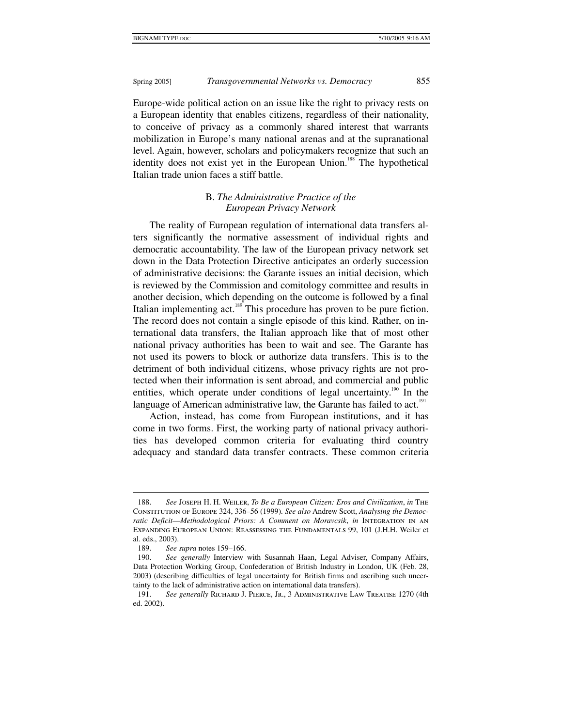Europe-wide political action on an issue like the right to privacy rests on a European identity that enables citizens, regardless of their nationality, to conceive of privacy as a commonly shared interest that warrants mobilization in Europe's many national arenas and at the supranational level. Again, however, scholars and policymakers recognize that such an identity does not exist yet in the European Union.[188] The hypothetical Italian trade union faces a stiff battle.

### B. *The Administrative Practice of the European Privacy Network*

The reality of European regulation of international data transfers alters significantly the normative assessment of individual rights and democratic accountability. The law of the European privacy network set down in the Data Protection Directive anticipates an orderly succession of administrative decisions: the Garante issues an initial decision, which is reviewed by the Commission and comitology committee and results in another decision, which depending on the outcome is followed by a final Italian implementing act.[189] This procedure has proven to be pure fiction. The record does not contain a single episode of this kind. Rather, on international data transfers, the Italian approach like that of most other national privacy authorities has been to wait and see. The Garante has not used its powers to block or authorize data transfers. This is to the detriment of both individual citizens, whose privacy rights are not protected when their information is sent abroad, and commercial and public entities, which operate under conditions of legal uncertainty.[190] In the language of American administrative law, the Garante has failed to act.[191]

Action, instead, has come from European institutions, and it has come in two forms. First, the working party of national privacy authorities has developed common criteria for evaluating third country adequacy and standard data transfer contracts. These common criteria

---

188. *See* Joseph H. H. Weiler, *To Be a European Citizen: Eros and Civilization*, *in* The Constitution of Europe 324, 336–56 (1999). *See also* Andrew Scott, *Analysing the Democratic Deficit—Methodological Priors: A Comment on Moravcsik*, *in* Integration in an Expanding European Union: Reassessing the Fundamentals 99, 101 (J.H.H. Weiler et al. eds., 2003).

189. *See supra* notes 159–166.

190. *See generally* Interview with Susannah Haan, Legal Adviser, Company Affairs, Data Protection Working Group, Confederation of British Industry in London, UK (Feb. 28, 2003) (describing difficulties of legal uncertainty for British firms and ascribing such uncertainty to the lack of administrative action on international data transfers).

191. *See generally* Richard J. Pierce, Jr., 3 Administrative Law Treatise 1270 (4th ed. 2002).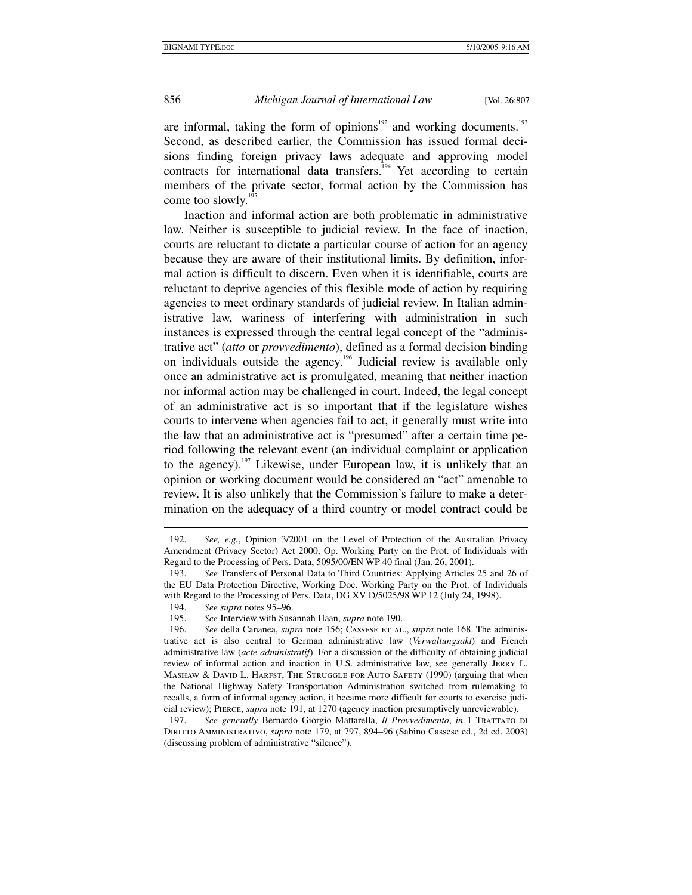are informal, taking the form of opinions[192] and working documents.[193] Second, as described earlier, the Commission has issued formal decisions finding foreign privacy laws adequate and approving model contracts for international data transfers.[194] Yet according to certain members of the private sector, formal action by the Commission has come too slowly.[195]

Inaction and informal action are both problematic in administrative law. Neither is susceptible to judicial review. In the face of inaction, courts are reluctant to dictate a particular course of action for an agency because they are aware of their institutional limits. By definition, informal action is difficult to discern. Even when it is identifiable, courts are reluctant to deprive agencies of this flexible mode of action by requiring agencies to meet ordinary standards of judicial review. In Italian administrative law, wariness of interfering with administration in such instances is expressed through the central legal concept of the "administrative act" (*atto* or *provvedimento*), defined as a formal decision binding on individuals outside the agency.[196] Judicial review is available only once an administrative act is promulgated, meaning that neither inaction nor informal action may be challenged in court. Indeed, the legal concept of an administrative act is so important that if the legislature wishes courts to intervene when agencies fail to act, it generally must write into the law that an administrative act is "presumed" after a certain time period following the relevant event (an individual complaint or application to the agency).[197] Likewise, under European law, it is unlikely that an opinion or working document would be considered an "act" amenable to review. It is also unlikely that the Commission's failure to make a determination on the adequacy of a third country or model contract could be

---

192. *See, e.g.*, Opinion 3/2001 on the Level of Protection of the Australian Privacy Amendment (Privacy Sector) Act 2000, Op. Working Party on the Prot. of Individuals with Regard to the Processing of Pers. Data, 5095/00/EN WP 40 final (Jan. 26, 2001).

193. *See* Transfers of Personal Data to Third Countries: Applying Articles 25 and 26 of the EU Data Protection Directive, Working Doc. Working Party on the Prot. of Individuals with Regard to the Processing of Pers. Data, DG XV D/5025/98 WP 12 (July 24, 1998).

194. *See supra* notes 95–96.

195. *See* Interview with Susannah Haan, *supra* note 190.

196. *See* della Cananea, *supra* note 156; CASSESE ET AL., *supra* note 168. The administrative act is also central to German administrative law (*Verwaltungsakt*) and French administrative law (*acte administratif*). For a discussion of the difficulty of obtaining judicial review of informal action and inaction in U.S. administrative law, see generally JERRY L. MASHAW & DAVID L. HARFST, THE STRUGGLE FOR AUTO SAFETY (1990) (arguing that when the National Highway Safety Transportation Administration switched from rulemaking to recalls, a form of informal agency action, it became more difficult for courts to exercise judicial review); PIERCE, *supra* note 191, at 1270 (agency inaction presumptively unreviewable).

197. *See generally* Bernardo Giorgio Mattarella, *Il Provvedimento*, *in* 1 TRATTATO DI DIRITTO AMMINISTRATIVO, *supra* note 179, at 797, 894–96 (Sabino Cassese ed., 2d ed. 2003) (discussing problem of administrative "silence").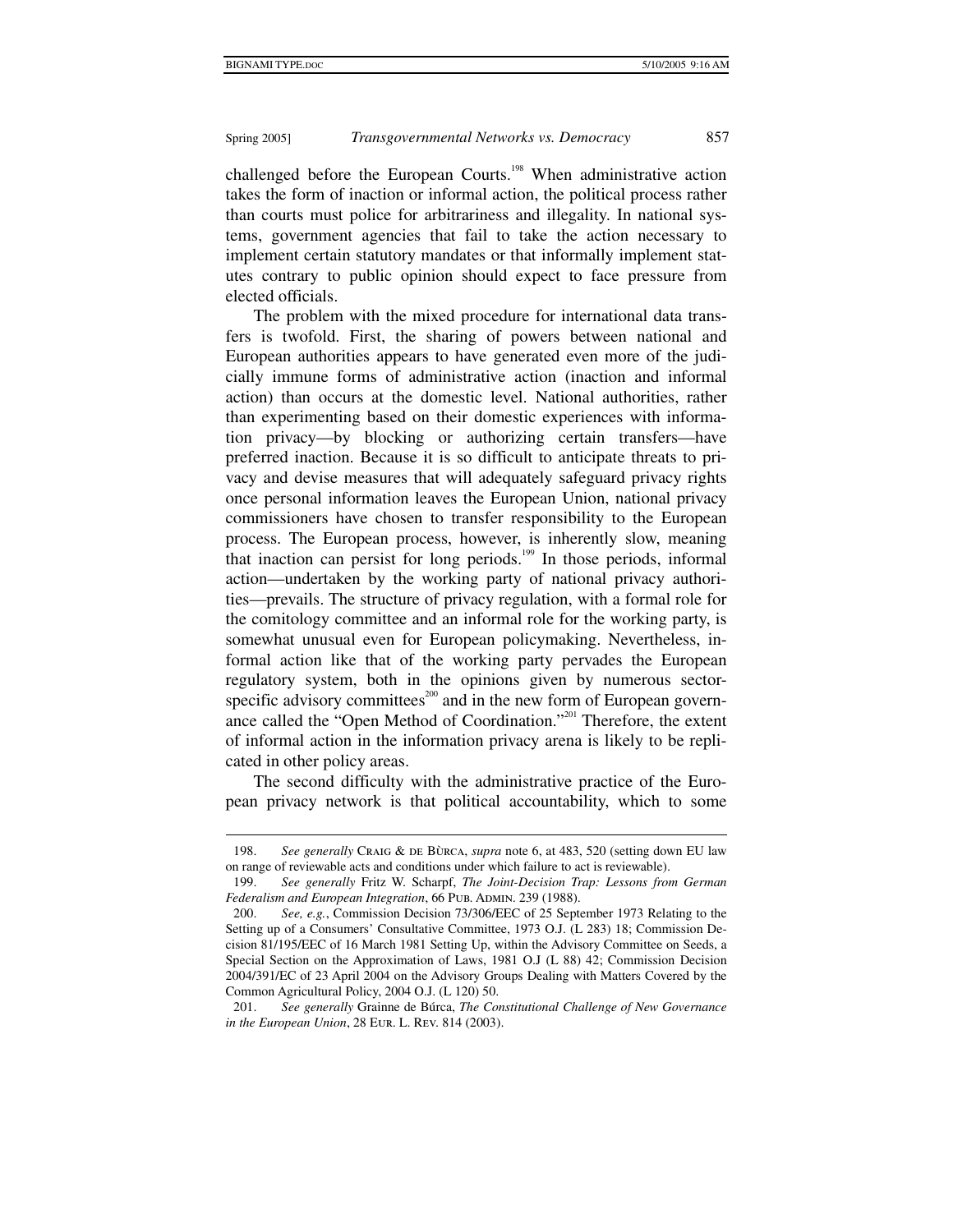challenged before the European Courts.[198] When administrative action takes the form of inaction or informal action, the political process rather than courts must police for arbitrariness and illegality. In national systems, government agencies that fail to take the action necessary to implement certain statutory mandates or that informally implement statutes contrary to public opinion should expect to face pressure from elected officials.

The problem with the mixed procedure for international data transfers is twofold. First, the sharing of powers between national and European authorities appears to have generated even more of the judicially immune forms of administrative action (inaction and informal action) than occurs at the domestic level. National authorities, rather than experimenting based on their domestic experiences with information privacy—by blocking or authorizing certain transfers—have preferred inaction. Because it is so difficult to anticipate threats to privacy and devise measures that will adequately safeguard privacy rights once personal information leaves the European Union, national privacy commissioners have chosen to transfer responsibility to the European process. The European process, however, is inherently slow, meaning that inaction can persist for long periods.[199] In those periods, informal action—undertaken by the working party of national privacy authorities—prevails. The structure of privacy regulation, with a formal role for the comitology committee and an informal role for the working party, is somewhat unusual even for European policymaking. Nevertheless, informal action like that of the working party pervades the European regulatory system, both in the opinions given by numerous sector-specific advisory committees[200] and in the new form of European governance called the "Open Method of Coordination."[201] Therefore, the extent of informal action in the information privacy arena is likely to be replicated in other policy areas.

The second difficulty with the administrative practice of the European privacy network is that political accountability, which to some

---

198. *See generally* CRAIG & DE BÙRCA, *supra* note 6, at 483, 520 (setting down EU law on range of reviewable acts and conditions under which failure to act is reviewable).

199. *See generally* Fritz W. Scharpf, *The Joint-Decision Trap: Lessons from German Federalism and European Integration*, 66 PUB. ADMIN. 239 (1988).

200. *See, e.g.*, Commission Decision 73/306/EEC of 25 September 1973 Relating to the Setting up of a Consumers' Consultative Committee, 1973 O.J. (L 283) 18; Commission Decision 81/195/EEC of 16 March 1981 Setting Up, within the Advisory Committee on Seeds, a Special Section on the Approximation of Laws, 1981 O.J (L 88) 42; Commission Decision 2004/391/EC of 23 April 2004 on the Advisory Groups Dealing with Matters Covered by the Common Agricultural Policy, 2004 O.J. (L 120) 50.

201. *See generally* Grainne de Búrca, *The Constitutional Challenge of New Governance in the European Union*, 28 EUR. L. REV. 814 (2003).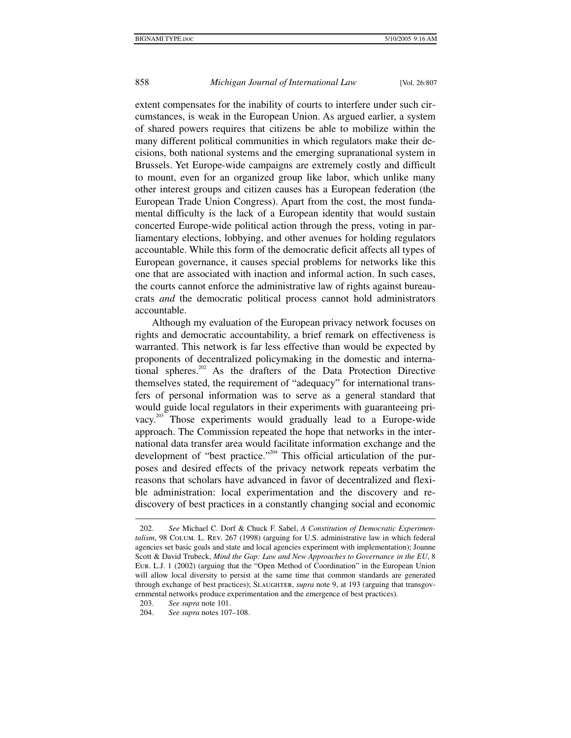extent compensates for the inability of courts to interfere under such circumstances, is weak in the European Union. As argued earlier, a system of shared powers requires that citizens be able to mobilize within the many different political communities in which regulators make their decisions, both national systems and the emerging supranational system in Brussels. Yet Europe-wide campaigns are extremely costly and difficult to mount, even for an organized group like labor, which unlike many other interest groups and citizen causes has a European federation (the European Trade Union Congress). Apart from the cost, the most fundamental difficulty is the lack of a European identity that would sustain concerted Europe-wide political action through the press, voting in parliamentary elections, lobbying, and other avenues for holding regulators accountable. While this form of the democratic deficit affects all types of European governance, it causes special problems for networks like this one that are associated with inaction and informal action. In such cases, the courts cannot enforce the administrative law of rights against bureaucrats *and* the democratic political process cannot hold administrators accountable.

Although my evaluation of the European privacy network focuses on rights and democratic accountability, a brief remark on effectiveness is warranted. This network is far less effective than would be expected by proponents of decentralized policymaking in the domestic and international spheres.[202] As the drafters of the Data Protection Directive themselves stated, the requirement of "adequacy" for international transfers of personal information was to serve as a general standard that would guide local regulators in their experiments with guaranteeing privacy.[203] Those experiments would gradually lead to a Europe-wide approach. The Commission repeated the hope that networks in the international data transfer area would facilitate information exchange and the development of "best practice."[204] This official articulation of the purposes and desired effects of the privacy network repeats verbatim the reasons that scholars have advanced in favor of decentralized and flexible administration: local experimentation and the discovery and rediscovery of best practices in a constantly changing social and economic

---

202. *See* Michael C. Dorf & Chuck F. Sabel, *A Constitution of Democratic Experimentalism*, 98 Colum. L. Rev. 267 (1998) (arguing for U.S. administrative law in which federal agencies set basic goals and state and local agencies experiment with implementation); Joanne Scott & David Trubeck, *Mind the Gap: Law and New Approaches to Governance in the EU*, 8 Eur. L.J. 1 (2002) (arguing that the "Open Method of Coordination" in the European Union will allow local diversity to persist at the same time that common standards are generated through exchange of best practices); Slaughter, *supra* note 9, at 193 (arguing that transgovernmental networks produce experimentation and the emergence of best practices).

203. *See supra* note 101.

204. *See supra* notes 107–108.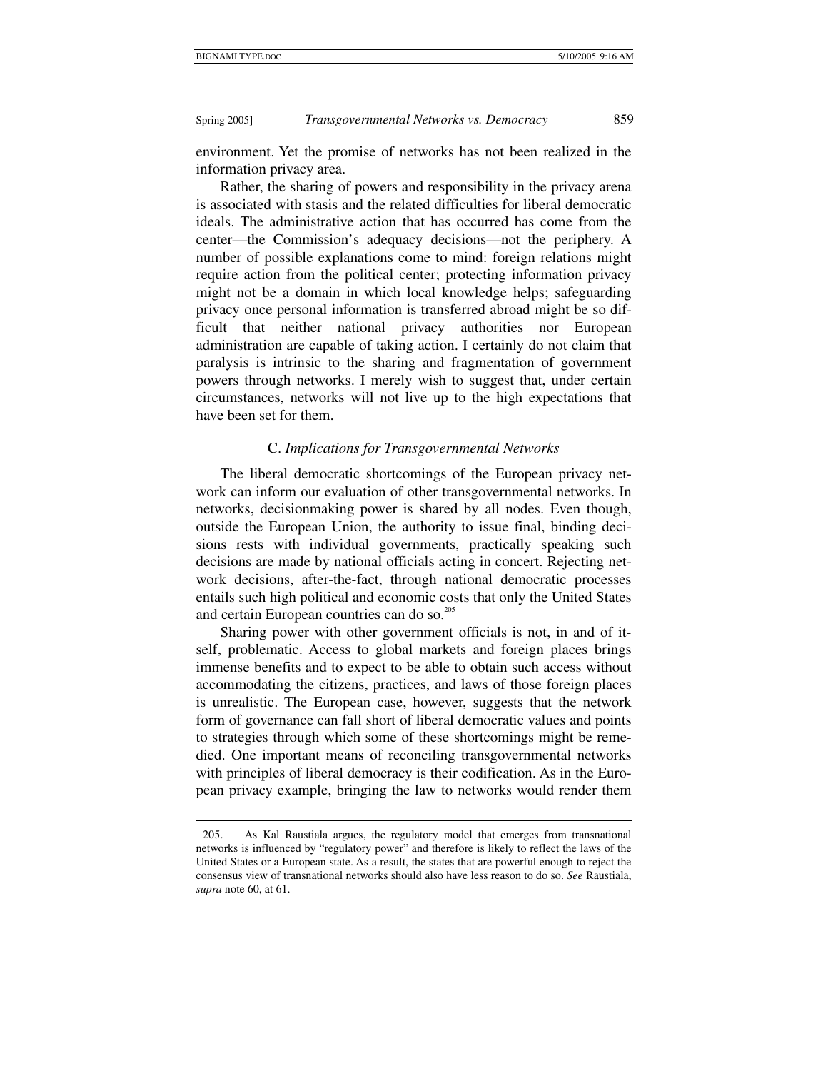environment. Yet the promise of networks has not been realized in the information privacy area.

Rather, the sharing of powers and responsibility in the privacy arena is associated with stasis and the related difficulties for liberal democratic ideals. The administrative action that has occurred has come from the center—the Commission's adequacy decisions—not the periphery. A number of possible explanations come to mind: foreign relations might require action from the political center; protecting information privacy might not be a domain in which local knowledge helps; safeguarding privacy once personal information is transferred abroad might be so difficult that neither national privacy authorities nor European administration are capable of taking action. I certainly do not claim that paralysis is intrinsic to the sharing and fragmentation of government powers through networks. I merely wish to suggest that, under certain circumstances, networks will not live up to the high expectations that have been set for them.

### C. *Implications for Transgovernmental Networks*

The liberal democratic shortcomings of the European privacy network can inform our evaluation of other transgovernmental networks. In networks, decisionmaking power is shared by all nodes. Even though, outside the European Union, the authority to issue final, binding decisions rests with individual governments, practically speaking such decisions are made by national officials acting in concert. Rejecting network decisions, after-the-fact, through national democratic processes entails such high political and economic costs that only the United States and certain European countries can do so.[205]

Sharing power with other government officials is not, in and of itself, problematic. Access to global markets and foreign places brings immense benefits and to expect to be able to obtain such access without accommodating the citizens, practices, and laws of those foreign places is unrealistic. The European case, however, suggests that the network form of governance can fall short of liberal democratic values and points to strategies through which some of these shortcomings might be remedied. One important means of reconciling transgovernmental networks with principles of liberal democracy is their codification. As in the European privacy example, bringing the law to networks would render them

---

205. As Kal Raustiala argues, the regulatory model that emerges from transnational networks is influenced by "regulatory power" and therefore is likely to reflect the laws of the United States or a European state. As a result, the states that are powerful enough to reject the consensus view of transnational networks should also have less reason to do so. *See* Raustiala, *supra* note 60, at 61.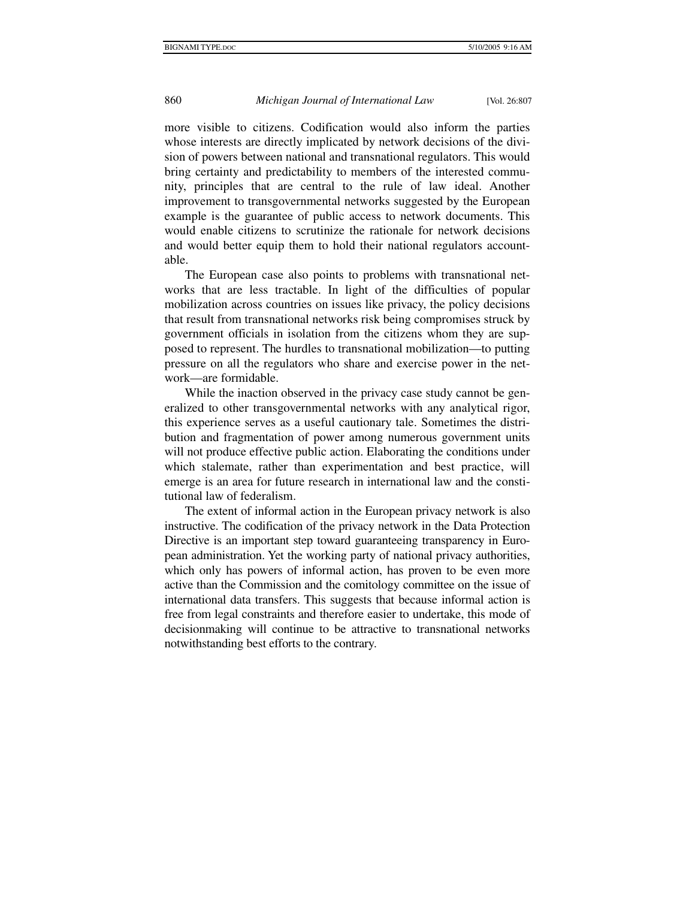more visible to citizens. Codification would also inform the parties whose interests are directly implicated by network decisions of the division of powers between national and transnational regulators. This would bring certainty and predictability to members of the interested community, principles that are central to the rule of law ideal. Another improvement to transgovernmental networks suggested by the European example is the guarantee of public access to network documents. This would enable citizens to scrutinize the rationale for network decisions and would better equip them to hold their national regulators accountable.

The European case also points to problems with transnational networks that are less tractable. In light of the difficulties of popular mobilization across countries on issues like privacy, the policy decisions that result from transnational networks risk being compromises struck by government officials in isolation from the citizens whom they are supposed to represent. The hurdles to transnational mobilization—to putting pressure on all the regulators who share and exercise power in the network—are formidable.

While the inaction observed in the privacy case study cannot be generalized to other transgovernmental networks with any analytical rigor, this experience serves as a useful cautionary tale. Sometimes the distribution and fragmentation of power among numerous government units will not produce effective public action. Elaborating the conditions under which stalemate, rather than experimentation and best practice, will emerge is an area for future research in international law and the constitutional law of federalism.

The extent of informal action in the European privacy network is also instructive. The codification of the privacy network in the Data Protection Directive is an important step toward guaranteeing transparency in European administration. Yet the working party of national privacy authorities, which only has powers of informal action, has proven to be even more active than the Commission and the comitology committee on the issue of international data transfers. This suggests that because informal action is free from legal constraints and therefore easier to undertake, this mode of decisionmaking will continue to be attractive to transnational networks notwithstanding best efforts to the contrary.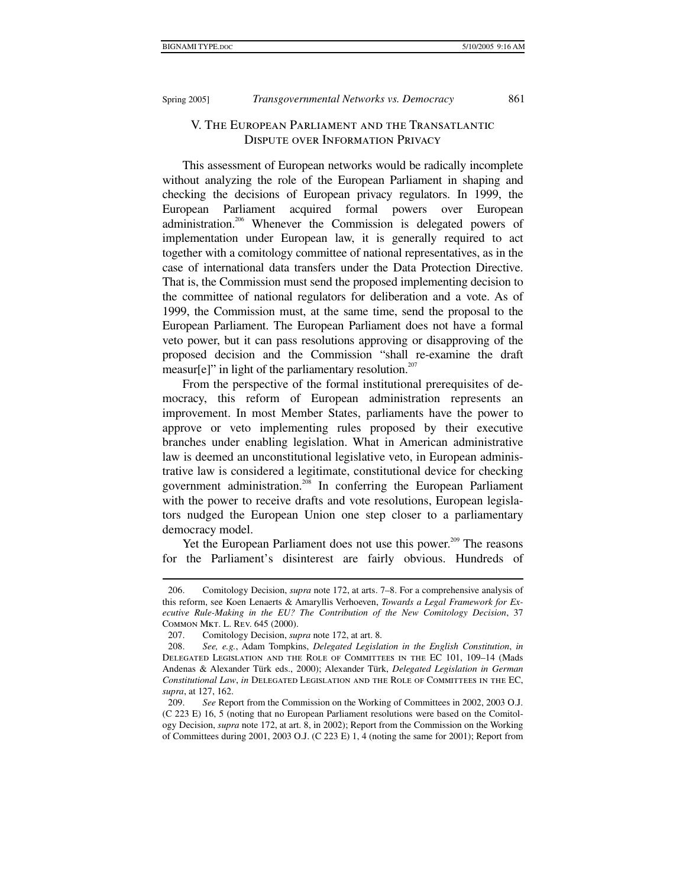## V. The European Parliament and the Transatlantic Dispute over Information Privacy

This assessment of European networks would be radically incomplete without analyzing the role of the European Parliament in shaping and checking the decisions of European privacy regulators. In 1999, the European Parliament acquired formal powers over European administration.[206] Whenever the Commission is delegated powers of implementation under European law, it is generally required to act together with a comitology committee of national representatives, as in the case of international data transfers under the Data Protection Directive. That is, the Commission must send the proposed implementing decision to the committee of national regulators for deliberation and a vote. As of 1999, the Commission must, at the same time, send the proposal to the European Parliament. The European Parliament does not have a formal veto power, but it can pass resolutions approving or disapproving of the proposed decision and the Commission "shall re-examine the draft measur[e]" in light of the parliamentary resolution.[207]

From the perspective of the formal institutional prerequisites of democracy, this reform of European administration represents an improvement. In most Member States, parliaments have the power to approve or veto implementing rules proposed by their executive branches under enabling legislation. What in American administrative law is deemed an unconstitutional legislative veto, in European administrative law is considered a legitimate, constitutional device for checking government administration.[208] In conferring the European Parliament with the power to receive drafts and vote resolutions, European legislators nudged the European Union one step closer to a parliamentary democracy model.

Yet the European Parliament does not use this power.[209] The reasons for the Parliament's disinterest are fairly obvious. Hundreds of

---

206. Comitology Decision, *supra* note 172, at arts. 7–8. For a comprehensive analysis of this reform, see Koen Lenaerts & Amaryllis Verhoeven, *Towards a Legal Framework for Executive Rule-Making in the EU? The Contribution of the New Comitology Decision*, 37 Common Mkt. L. Rev. 645 (2000).

207. Comitology Decision, *supra* note 172, at art. 8.

208. *See, e.g.*, Adam Tompkins, *Delegated Legislation in the English Constitution*, *in* Delegated Legislation and the Role of Committees in the EC 101, 109–14 (Mads Andenas & Alexander Türk eds., 2000); Alexander Türk, *Delegated Legislation in German Constitutional Law*, *in* Delegated Legislation and the Role of Committees in the EC, *supra*, at 127, 162.

209. *See* Report from the Commission on the Working of Committees in 2002, 2003 O.J. (C 223 E) 16, 5 (noting that no European Parliament resolutions were based on the Comitology Decision, *supra* note 172, at art. 8, in 2002); Report from the Commission on the Working of Committees during 2001, 2003 O.J. (C 223 E) 1, 4 (noting the same for 2001); Report from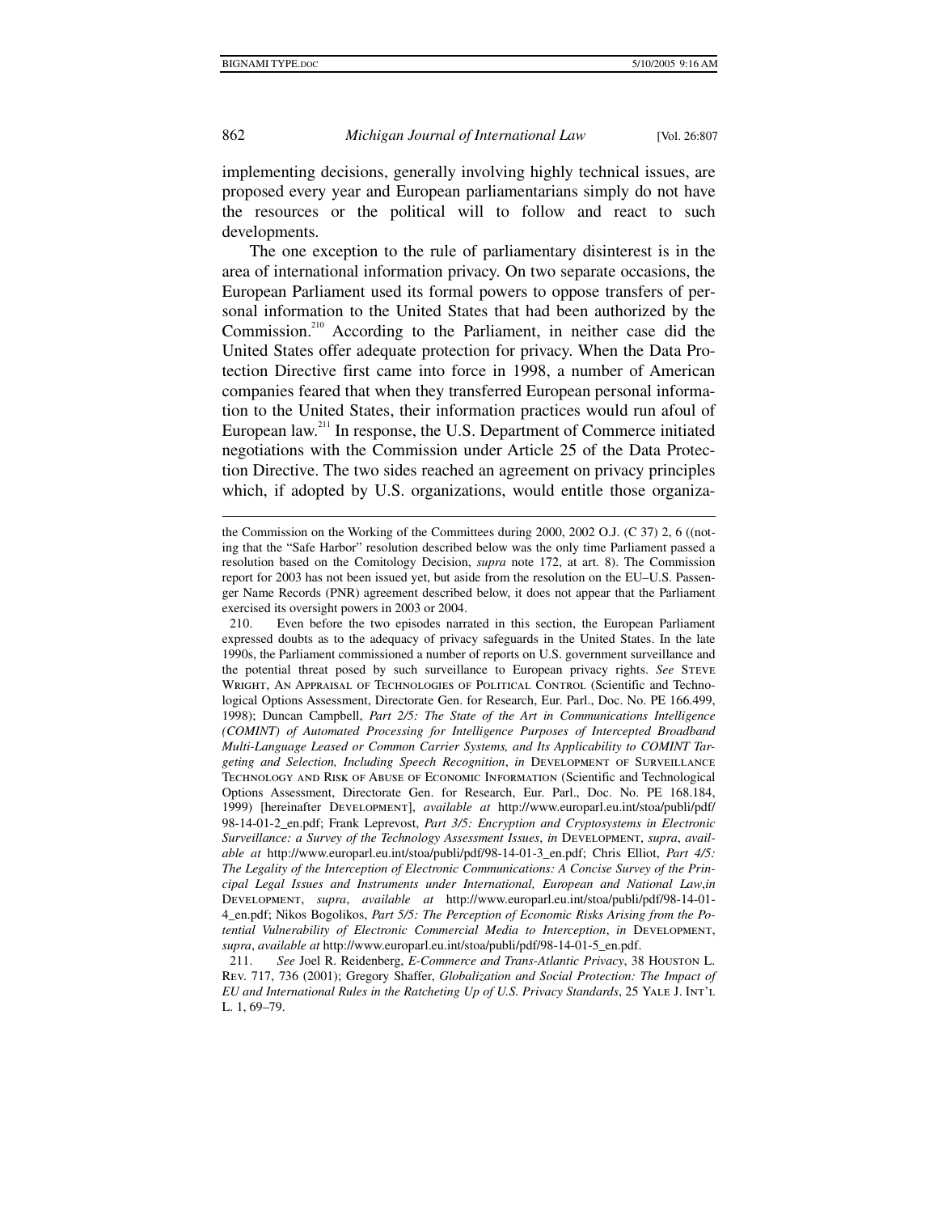implementing decisions, generally involving highly technical issues, are proposed every year and European parliamentarians simply do not have the resources or the political will to follow and react to such developments.

The one exception to the rule of parliamentary disinterest is in the area of international information privacy. On two separate occasions, the European Parliament used its formal powers to oppose transfers of personal information to the United States that had been authorized by the Commission.[210] According to the Parliament, in neither case did the United States offer adequate protection for privacy. When the Data Protection Directive first came into force in 1998, a number of American companies feared that when they transferred European personal information to the United States, their information practices would run afoul of European law.[211] In response, the U.S. Department of Commerce initiated negotiations with the Commission under Article 25 of the Data Protection Directive. The two sides reached an agreement on privacy principles which, if adopted by U.S. organizations, would entitle those organiza-

---

the Commission on the Working of the Committees during 2000, 2002 O.J. (C 37) 2, 6 ((noting that the "Safe Harbor" resolution described below was the only time Parliament passed a resolution based on the Comitology Decision, *supra* note 172, at art. 8). The Commission report for 2003 has not been issued yet, but aside from the resolution on the EU–U.S. Passenger Name Records (PNR) agreement described below, it does not appear that the Parliament exercised its oversight powers in 2003 or 2004.

210. Even before the two episodes narrated in this section, the European Parliament expressed doubts as to the adequacy of privacy safeguards in the United States. In the late 1990s, the Parliament commissioned a number of reports on U.S. government surveillance and the potential threat posed by such surveillance to European privacy rights. *See* Steve Wright, An Appraisal of Technologies of Political Control (Scientific and Technological Options Assessment, Directorate Gen. for Research, Eur. Parl., Doc. No. PE 166.499, 1998); Duncan Campbell, *Part 2/5: The State of the Art in Communications Intelligence (COMINT) of Automated Processing for Intelligence Purposes of Intercepted Broadband Multi-Language Leased or Common Carrier Systems, and Its Applicability to COMINT Targeting and Selection, Including Speech Recognition*, *in* Development of Surveillance Technology and Risk of Abuse of Economic Information (Scientific and Technological Options Assessment, Directorate Gen. for Research, Eur. Parl., Doc. No. PE 168.184, 1999) [hereinafter Development], *available at* http://www.europarl.eu.int/stoa/publi/pdf/98-14-01-2_en.pdf; Frank Leprevost, *Part 3/5: Encryption and Cryptosystems in Electronic Surveillance: a Survey of the Technology Assessment Issues*, *in* Development, *supra*, *available at* http://www.europarl.eu.int/stoa/publi/pdf/98-14-01-3_en.pdf; Chris Elliot, *Part 4/5: The Legality of the Interception of Electronic Communications: A Concise Survey of the Principal Legal Issues and Instruments under International, European and National Law*,*in* Development, *supra*, *available at* http://www.europarl.eu.int/stoa/publi/pdf/98-14-01-4_en.pdf; Nikos Bogolikos, *Part 5/5: The Perception of Economic Risks Arising from the Potential Vulnerability of Electronic Commercial Media to Interception*, *in* Development, *supra*, *available at* http://www.europarl.eu.int/stoa/publi/pdf/98-14-01-5_en.pdf.

211. *See* Joel R. Reidenberg, *E-Commerce and Trans-Atlantic Privacy*, 38 Houston L. Rev. 717, 736 (2001); Gregory Shaffer, *Globalization and Social Protection: The Impact of EU and International Rules in the Ratcheting Up of U.S. Privacy Standards*, 25 Yale J. Int'l L. 1, 69–79.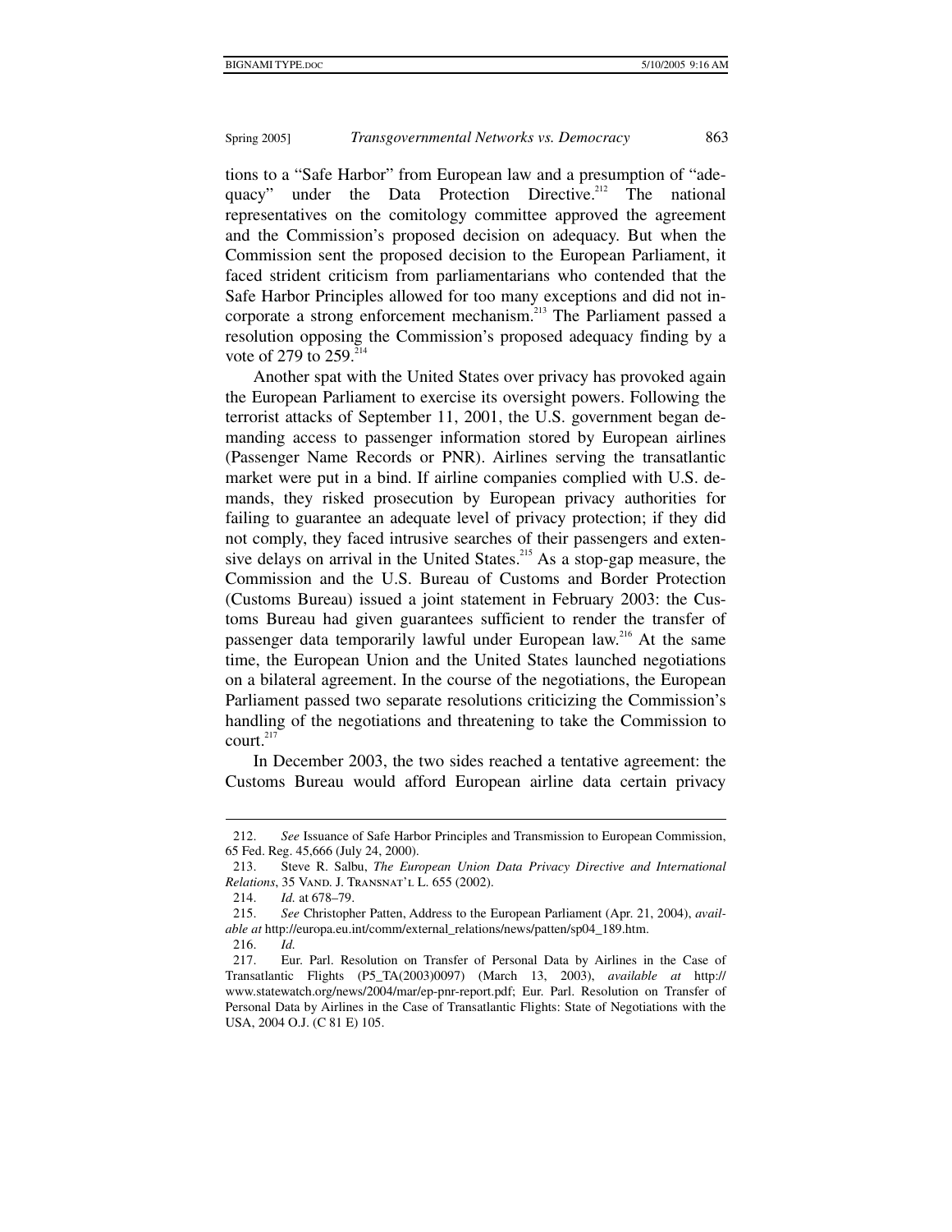tions to a "Safe Harbor" from European law and a presumption of "adequacy" under the Data Protection Directive.[212] The national representatives on the comitology committee approved the agreement and the Commission's proposed decision on adequacy. But when the Commission sent the proposed decision to the European Parliament, it faced strident criticism from parliamentarians who contended that the Safe Harbor Principles allowed for too many exceptions and did not incorporate a strong enforcement mechanism.[213] The Parliament passed a resolution opposing the Commission's proposed adequacy finding by a vote of 279 to 259.[214]

Another spat with the United States over privacy has provoked again the European Parliament to exercise its oversight powers. Following the terrorist attacks of September 11, 2001, the U.S. government began demanding access to passenger information stored by European airlines (Passenger Name Records or PNR). Airlines serving the transatlantic market were put in a bind. If airline companies complied with U.S. demands, they risked prosecution by European privacy authorities for failing to guarantee an adequate level of privacy protection; if they did not comply, they faced intrusive searches of their passengers and extensive delays on arrival in the United States.[215] As a stop-gap measure, the Commission and the U.S. Bureau of Customs and Border Protection (Customs Bureau) issued a joint statement in February 2003: the Customs Bureau had given guarantees sufficient to render the transfer of passenger data temporarily lawful under European law.[216] At the same time, the European Union and the United States launched negotiations on a bilateral agreement. In the course of the negotiations, the European Parliament passed two separate resolutions criticizing the Commission's handling of the negotiations and threatening to take the Commission to court.[217]

In December 2003, the two sides reached a tentative agreement: the Customs Bureau would afford European airline data certain privacy

---

212. *See* Issuance of Safe Harbor Principles and Transmission to European Commission, 65 Fed. Reg. 45,666 (July 24, 2000).

213. Steve R. Salbu, *The European Union Data Privacy Directive and International Relations*, 35 Vand. J. Transnat'l L. 655 (2002).

214. *Id.* at 678–79.

215. *See* Christopher Patten, Address to the European Parliament (Apr. 21, 2004), *available at* http://europa.eu.int/comm/external_relations/news/patten/sp04_189.htm.

216. *Id.*

217. Eur. Parl. Resolution on Transfer of Personal Data by Airlines in the Case of Transatlantic Flights (P5_TA(2003)0097) (March 13, 2003), *available at* http://www.statewatch.org/news/2004/mar/ep-pnr-report.pdf; Eur. Parl. Resolution on Transfer of Personal Data by Airlines in the Case of Transatlantic Flights: State of Negotiations with the USA, 2004 O.J. (C 81 E) 105.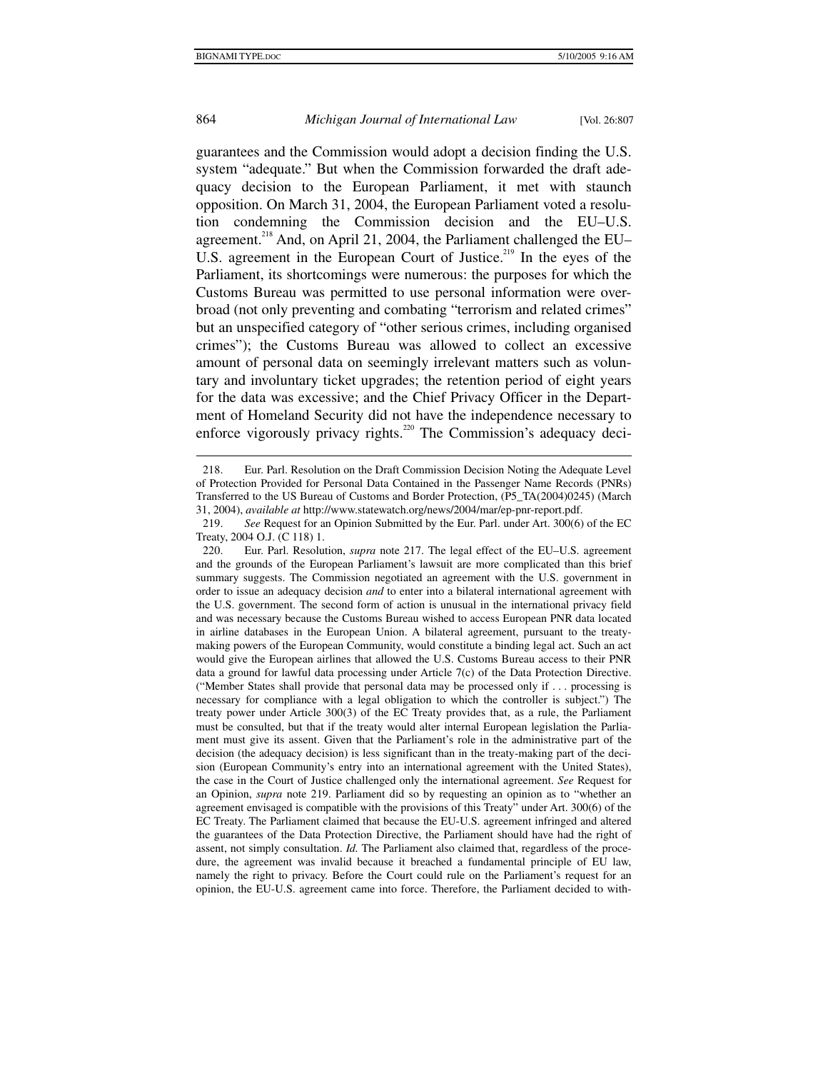guarantees and the Commission would adopt a decision finding the U.S. system "adequate." But when the Commission forwarded the draft adequacy decision to the European Parliament, it met with staunch opposition. On March 31, 2004, the European Parliament voted a resolution condemning the Commission decision and the EU–U.S. agreement.[218] And, on April 21, 2004, the Parliament challenged the EU–U.S. agreement in the European Court of Justice.[219] In the eyes of the Parliament, its shortcomings were numerous: the purposes for which the Customs Bureau was permitted to use personal information were overbroad (not only preventing and combating "terrorism and related crimes" but an unspecified category of "other serious crimes, including organised crimes"); the Customs Bureau was allowed to collect an excessive amount of personal data on seemingly irrelevant matters such as voluntary and involuntary ticket upgrades; the retention period of eight years for the data was excessive; and the Chief Privacy Officer in the Department of Homeland Security did not have the independence necessary to enforce vigorously privacy rights.[220] The Commission's adequacy deci-

---

218. Eur. Parl. Resolution on the Draft Commission Decision Noting the Adequate Level of Protection Provided for Personal Data Contained in the Passenger Name Records (PNRs) Transferred to the US Bureau of Customs and Border Protection, (P5_TA(2004)0245) (March 31, 2004), *available at* http://www.statewatch.org/news/2004/mar/ep-pnr-report.pdf.

219. *See* Request for an Opinion Submitted by the Eur. Parl. under Art. 300(6) of the EC Treaty, 2004 O.J. (C 118) 1.

220. Eur. Parl. Resolution, *supra* note 217. The legal effect of the EU–U.S. agreement and the grounds of the European Parliament's lawsuit are more complicated than this brief summary suggests. The Commission negotiated an agreement with the U.S. government in order to issue an adequacy decision *and* to enter into a bilateral international agreement with the U.S. government. The second form of action is unusual in the international privacy field and was necessary because the Customs Bureau wished to access European PNR data located in airline databases in the European Union. A bilateral agreement, pursuant to the treaty-making powers of the European Community, would constitute a binding legal act. Such an act would give the European airlines that allowed the U.S. Customs Bureau access to their PNR data a ground for lawful data processing under Article 7(c) of the Data Protection Directive. ("Member States shall provide that personal data may be processed only if . . . processing is necessary for compliance with a legal obligation to which the controller is subject.") The treaty power under Article 300(3) of the EC Treaty provides that, as a rule, the Parliament must be consulted, but that if the treaty would alter internal European legislation the Parliament must give its assent. Given that the Parliament's role in the administrative part of the decision (the adequacy decision) is less significant than in the treaty-making part of the decision (European Community's entry into an international agreement with the United States), the case in the Court of Justice challenged only the international agreement. *See* Request for an Opinion, *supra* note 219. Parliament did so by requesting an opinion as to "whether an agreement envisaged is compatible with the provisions of this Treaty" under Art. 300(6) of the EC Treaty. The Parliament claimed that because the EU-U.S. agreement infringed and altered the guarantees of the Data Protection Directive, the Parliament should have had the right of assent, not simply consultation. *Id.* The Parliament also claimed that, regardless of the procedure, the agreement was invalid because it breached a fundamental principle of EU law, namely the right to privacy. Before the Court could rule on the Parliament's request for an opinion, the EU-U.S. agreement came into force. Therefore, the Parliament decided to with-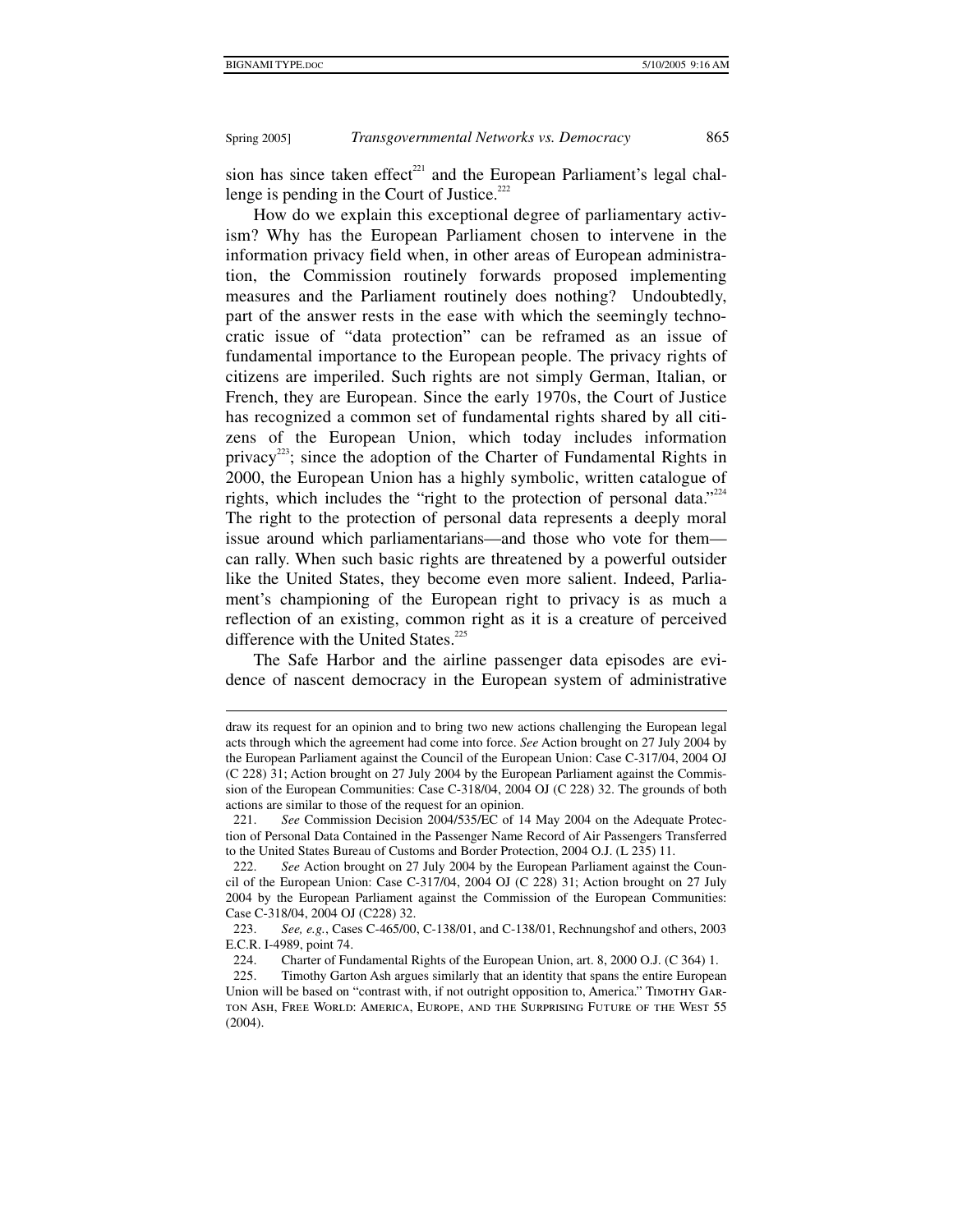sion has since taken effect[221] and the European Parliament's legal challenge is pending in the Court of Justice.[222]

How do we explain this exceptional degree of parliamentary activism? Why has the European Parliament chosen to intervene in the information privacy field when, in other areas of European administration, the Commission routinely forwards proposed implementing measures and the Parliament routinely does nothing? Undoubtedly, part of the answer rests in the ease with which the seemingly technocratic issue of "data protection" can be reframed as an issue of fundamental importance to the European people. The privacy rights of citizens are imperiled. Such rights are not simply German, Italian, or French, they are European. Since the early 1970s, the Court of Justice has recognized a common set of fundamental rights shared by all citizens of the European Union, which today includes information privacy[223]; since the adoption of the Charter of Fundamental Rights in 2000, the European Union has a highly symbolic, written catalogue of rights, which includes the "right to the protection of personal data."[224] The right to the protection of personal data represents a deeply moral issue around which parliamentarians—and those who vote for them—can rally. When such basic rights are threatened by a powerful outsider like the United States, they become even more salient. Indeed, Parliament's championing of the European right to privacy is as much a reflection of an existing, common right as it is a creature of perceived difference with the United States.[225]

The Safe Harbor and the airline passenger data episodes are evidence of nascent democracy in the European system of administrative

---

draw its request for an opinion and to bring two new actions challenging the European legal acts through which the agreement had come into force. *See* Action brought on 27 July 2004 by the European Parliament against the Council of the European Union: Case C-317/04, 2004 OJ (C 228) 31; Action brought on 27 July 2004 by the European Parliament against the Commission of the European Communities: Case C-318/04, 2004 OJ (C 228) 32. The grounds of both actions are similar to those of the request for an opinion.

221. *See* Commission Decision 2004/535/EC of 14 May 2004 on the Adequate Protection of Personal Data Contained in the Passenger Name Record of Air Passengers Transferred to the United States Bureau of Customs and Border Protection, 2004 O.J. (L 235) 11.

222. *See* Action brought on 27 July 2004 by the European Parliament against the Council of the European Union: Case C-317/04, 2004 OJ (C 228) 31; Action brought on 27 July 2004 by the European Parliament against the Commission of the European Communities: Case C-318/04, 2004 OJ (C228) 32.

223. *See, e.g.*, Cases C-465/00, C-138/01, and C-138/01, Rechnungshof and others, 2003 E.C.R. I-4989, point 74.

224. Charter of Fundamental Rights of the European Union, art. 8, 2000 O.J. (C 364) 1.

225. Timothy Garton Ash argues similarly that an identity that spans the entire European Union will be based on "contrast with, if not outright opposition to, America." Timothy Garton Ash, Free World: America, Europe, and the Surprising Future of the West 55 (2004).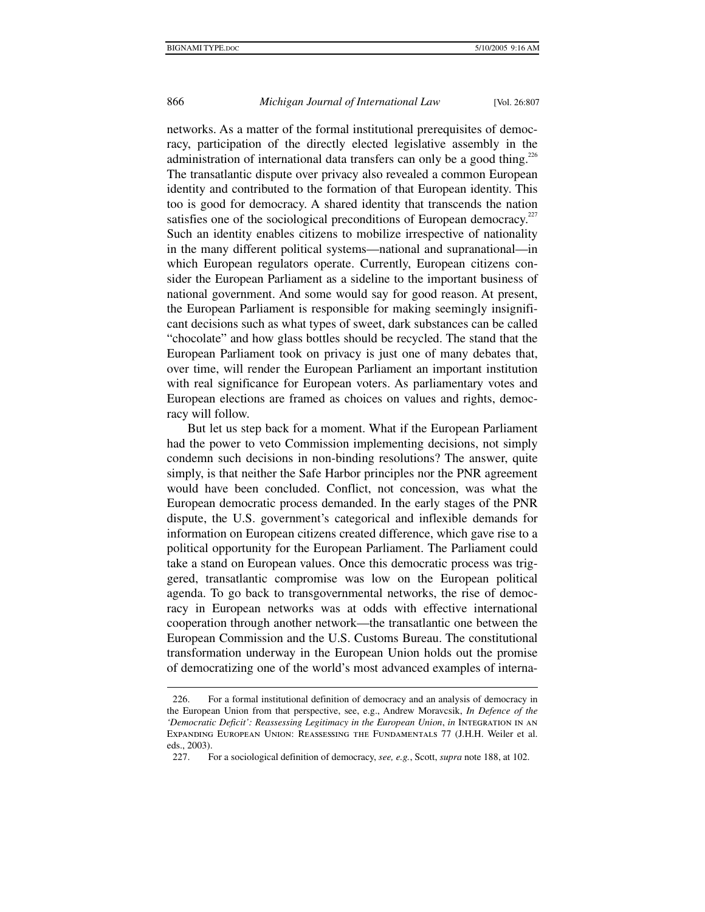networks. As a matter of the formal institutional prerequisites of democracy, participation of the directly elected legislative assembly in the administration of international data transfers can only be a good thing.[226] The transatlantic dispute over privacy also revealed a common European identity and contributed to the formation of that European identity. This too is good for democracy. A shared identity that transcends the nation satisfies one of the sociological preconditions of European democracy.[227] Such an identity enables citizens to mobilize irrespective of nationality in the many different political systems—national and supranational—in which European regulators operate. Currently, European citizens consider the European Parliament as a sideline to the important business of national government. And some would say for good reason. At present, the European Parliament is responsible for making seemingly insignificant decisions such as what types of sweet, dark substances can be called "chocolate" and how glass bottles should be recycled. The stand that the European Parliament took on privacy is just one of many debates that, over time, will render the European Parliament an important institution with real significance for European voters. As parliamentary votes and European elections are framed as choices on values and rights, democracy will follow.

But let us step back for a moment. What if the European Parliament had the power to veto Commission implementing decisions, not simply condemn such decisions in non-binding resolutions? The answer, quite simply, is that neither the Safe Harbor principles nor the PNR agreement would have been concluded. Conflict, not concession, was what the European democratic process demanded. In the early stages of the PNR dispute, the U.S. government's categorical and inflexible demands for information on European citizens created difference, which gave rise to a political opportunity for the European Parliament. The Parliament could take a stand on European values. Once this democratic process was triggered, transatlantic compromise was low on the European political agenda. To go back to transgovernmental networks, the rise of democracy in European networks was at odds with effective international cooperation through another network—the transatlantic one between the European Commission and the U.S. Customs Bureau. The constitutional transformation underway in the European Union holds out the promise of democratizing one of the world's most advanced examples of interna-

---

226. For a formal institutional definition of democracy and an analysis of democracy in the European Union from that perspective, see, e.g., Andrew Moravcsik, *In Defence of the 'Democratic Deficit': Reassessing Legitimacy in the European Union*, *in* INTEGRATION IN AN EXPANDING EUROPEAN UNION: REASSESSING THE FUNDAMENTALS 77 (J.H.H. Weiler et al. eds., 2003).

227. For a sociological definition of democracy, *see, e.g.*, Scott, *supra* note 188, at 102.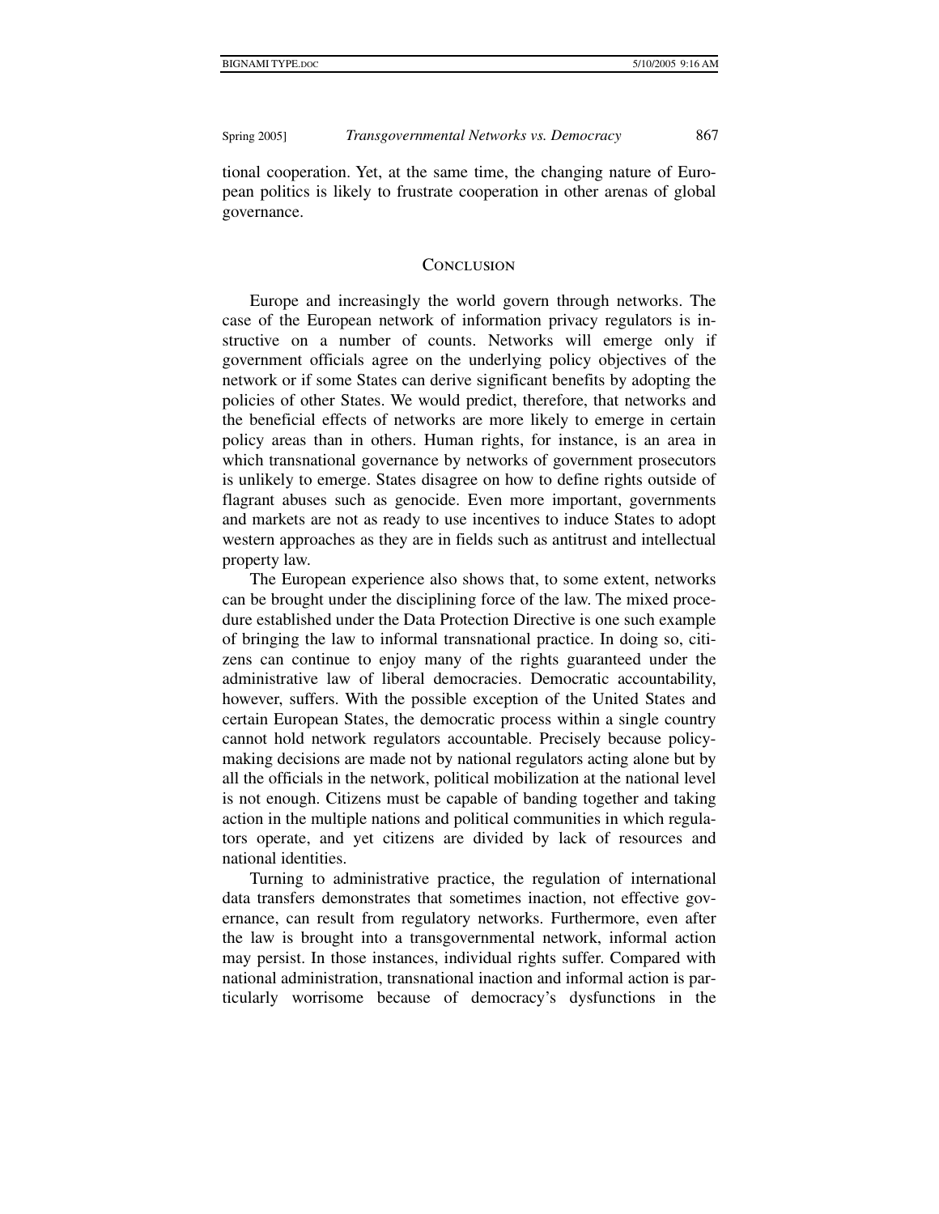tional cooperation. Yet, at the same time, the changing nature of European politics is likely to frustrate cooperation in other arenas of global governance.

## CONCLUSION

Europe and increasingly the world govern through networks. The case of the European network of information privacy regulators is instructive on a number of counts. Networks will emerge only if government officials agree on the underlying policy objectives of the network or if some States can derive significant benefits by adopting the policies of other States. We would predict, therefore, that networks and the beneficial effects of networks are more likely to emerge in certain policy areas than in others. Human rights, for instance, is an area in which transnational governance by networks of government prosecutors is unlikely to emerge. States disagree on how to define rights outside of flagrant abuses such as genocide. Even more important, governments and markets are not as ready to use incentives to induce States to adopt western approaches as they are in fields such as antitrust and intellectual property law.

The European experience also shows that, to some extent, networks can be brought under the disciplining force of the law. The mixed procedure established under the Data Protection Directive is one such example of bringing the law to informal transnational practice. In doing so, citizens can continue to enjoy many of the rights guaranteed under the administrative law of liberal democracies. Democratic accountability, however, suffers. With the possible exception of the United States and certain European States, the democratic process within a single country cannot hold network regulators accountable. Precisely because policymaking decisions are made not by national regulators acting alone but by all the officials in the network, political mobilization at the national level is not enough. Citizens must be capable of banding together and taking action in the multiple nations and political communities in which regulators operate, and yet citizens are divided by lack of resources and national identities.

Turning to administrative practice, the regulation of international data transfers demonstrates that sometimes inaction, not effective governance, can result from regulatory networks. Furthermore, even after the law is brought into a transgovernmental network, informal action may persist. In those instances, individual rights suffer. Compared with national administration, transnational inaction and informal action is particularly worrisome because of democracy's dysfunctions in the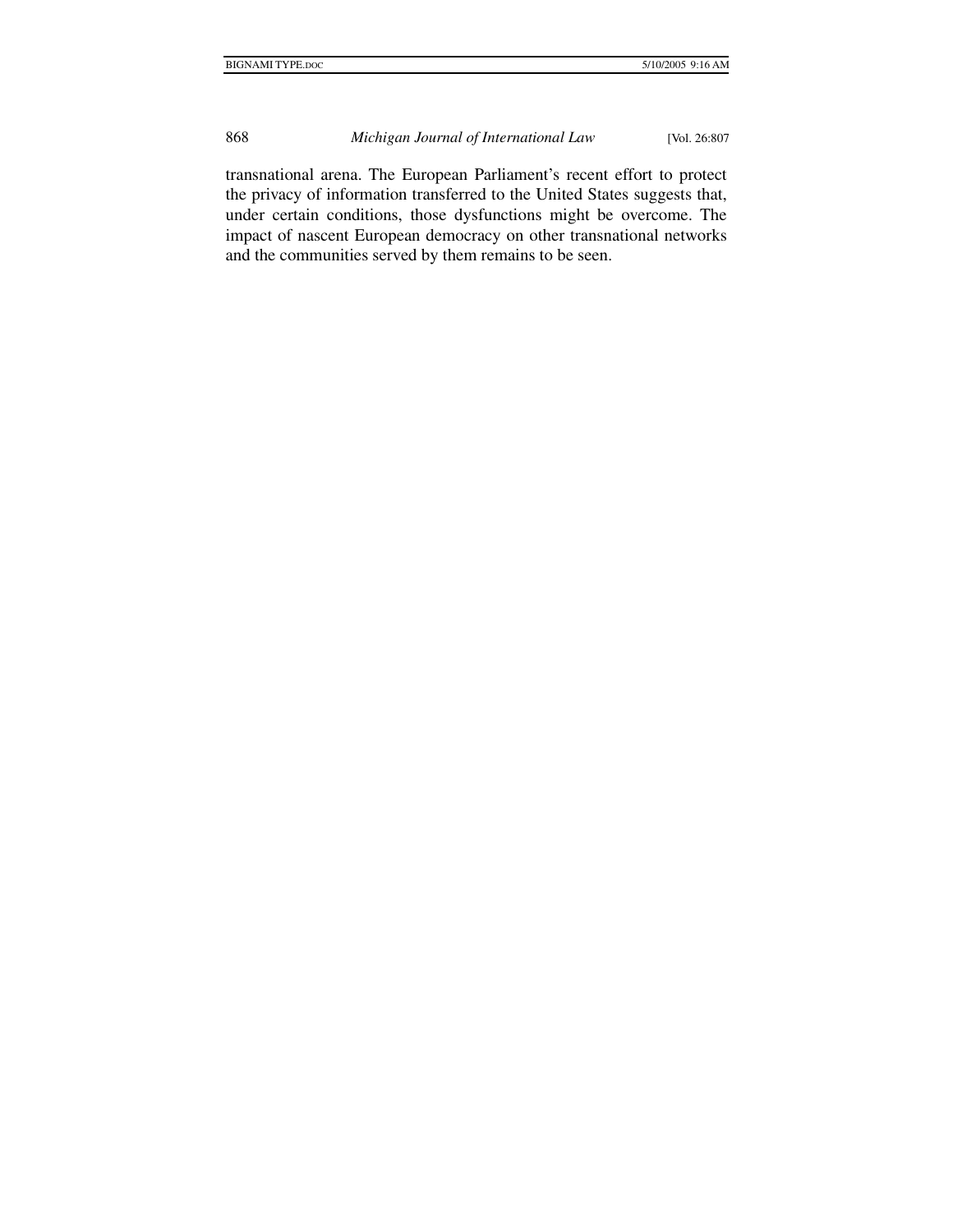transnational arena. The European Parliament's recent effort to protect the privacy of information transferred to the United States suggests that, under certain conditions, those dysfunctions might be overcome. The impact of nascent European democracy on other transnational networks and the communities served by them remains to be seen.